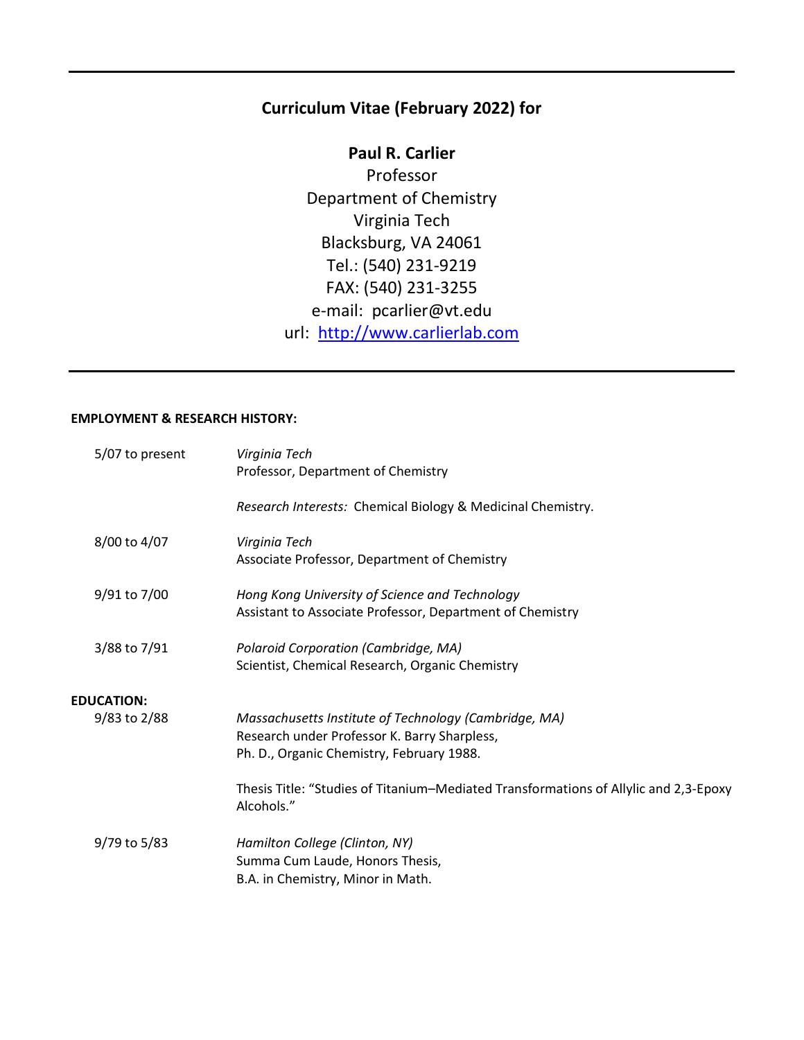# Curriculum Vitae (February 2022) for

**Paul R. Carlier**
Professor
Department of Chemistry
Virginia Tech
Blacksburg, VA 24061
Tel.: (540) 231-9219
FAX: (540) 231-3255
e-mail: pcarlier@vt.edu
url: http://www.carlierlab.com

---

## EMPLOYMENT & RESEARCH HISTORY:

5/07 to present — *Virginia Tech*
Professor, Department of Chemistry

*Research Interests:* Chemical Biology & Medicinal Chemistry.

8/00 to 4/07 — *Virginia Tech*
Associate Professor, Department of Chemistry

9/91 to 7/00 — *Hong Kong University of Science and Technology*
Assistant to Associate Professor, Department of Chemistry

3/88 to 7/91 — *Polaroid Corporation (Cambridge, MA)*
Scientist, Chemical Research, Organic Chemistry

## EDUCATION:

9/83 to 2/88 — *Massachusetts Institute of Technology (Cambridge, MA)*
Research under Professor K. Barry Sharpless,
Ph. D., Organic Chemistry, February 1988.

Thesis Title: "Studies of Titanium–Mediated Transformations of Allylic and 2,3-Epoxy Alcohols."

9/79 to 5/83 — *Hamilton College (Clinton, NY)*
Summa Cum Laude, Honors Thesis,
B.A. in Chemistry, Minor in Math.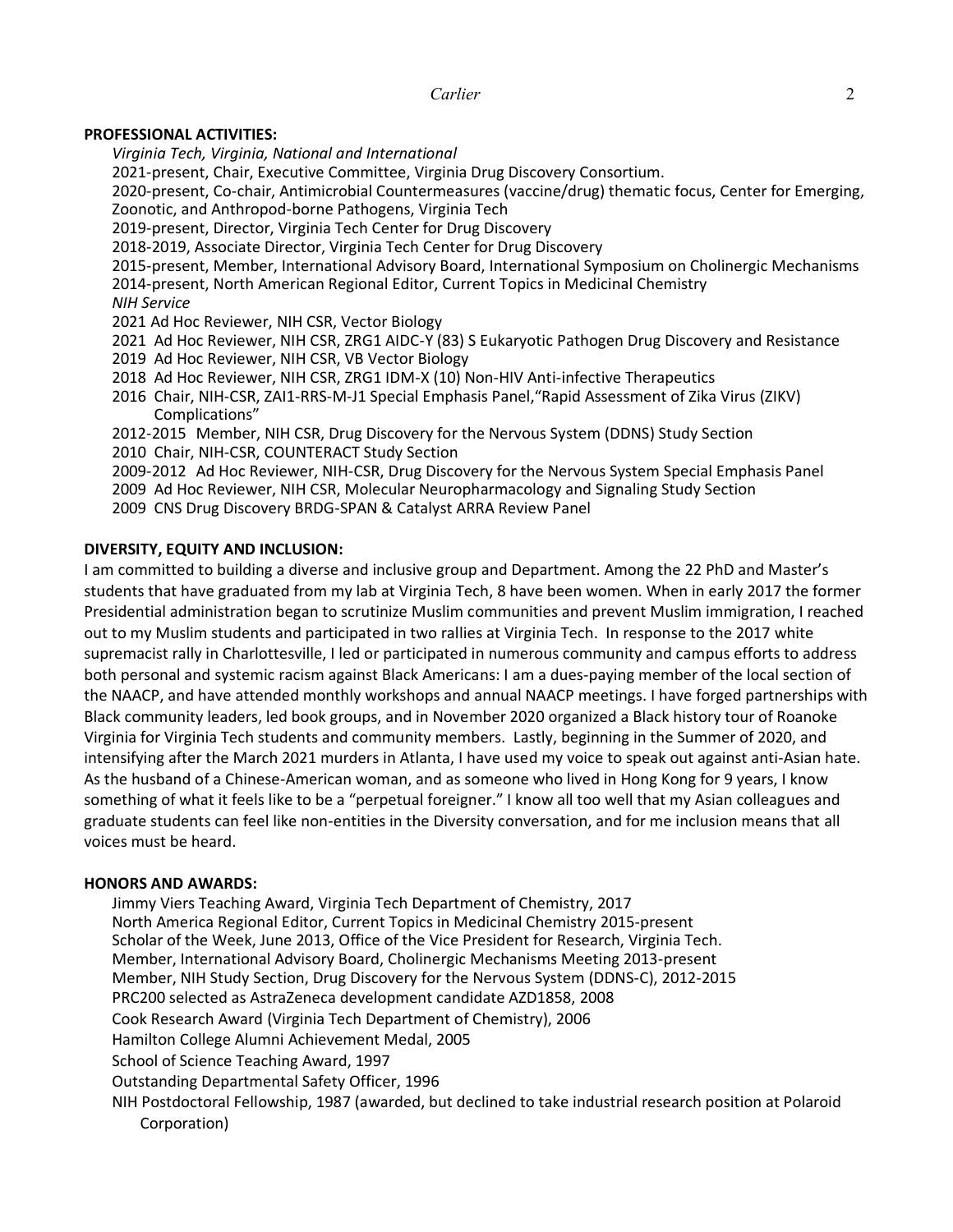**PROFESSIONAL ACTIVITIES:**

*Virginia Tech, Virginia, National and International*

2021-present, Chair, Executive Committee, Virginia Drug Discovery Consortium.

2020-present, Co-chair, Antimicrobial Countermeasures (vaccine/drug) thematic focus, Center for Emerging, Zoonotic, and Anthropod-borne Pathogens, Virginia Tech

2019-present, Director, Virginia Tech Center for Drug Discovery

2018-2019, Associate Director, Virginia Tech Center for Drug Discovery

2015-present, Member, International Advisory Board, International Symposium on Cholinergic Mechanisms

2014-present, North American Regional Editor, Current Topics in Medicinal Chemistry

*NIH Service*

2021 Ad Hoc Reviewer, NIH CSR, Vector Biology

2021 Ad Hoc Reviewer, NIH CSR, ZRG1 AIDC-Y (83) S Eukaryotic Pathogen Drug Discovery and Resistance

2019 Ad Hoc Reviewer, NIH CSR, VB Vector Biology

2018 Ad Hoc Reviewer, NIH CSR, ZRG1 IDM-X (10) Non-HIV Anti-infective Therapeutics

2016 Chair, NIH-CSR, ZAI1-RRS-M-J1 Special Emphasis Panel,"Rapid Assessment of Zika Virus (ZIKV) Complications"

2012-2015 Member, NIH CSR, Drug Discovery for the Nervous System (DDNS) Study Section

2010 Chair, NIH-CSR, COUNTERACT Study Section

2009-2012 Ad Hoc Reviewer, NIH-CSR, Drug Discovery for the Nervous System Special Emphasis Panel

2009 Ad Hoc Reviewer, NIH CSR, Molecular Neuropharmacology and Signaling Study Section

2009 CNS Drug Discovery BRDG-SPAN & Catalyst ARRA Review Panel

**DIVERSITY, EQUITY AND INCLUSION:**

I am committed to building a diverse and inclusive group and Department. Among the 22 PhD and Master's students that have graduated from my lab at Virginia Tech, 8 have been women. When in early 2017 the former Presidential administration began to scrutinize Muslim communities and prevent Muslim immigration, I reached out to my Muslim students and participated in two rallies at Virginia Tech. In response to the 2017 white supremacist rally in Charlottesville, I led or participated in numerous community and campus efforts to address both personal and systemic racism against Black Americans: I am a dues-paying member of the local section of the NAACP, and have attended monthly workshops and annual NAACP meetings. I have forged partnerships with Black community leaders, led book groups, and in November 2020 organized a Black history tour of Roanoke Virginia for Virginia Tech students and community members. Lastly, beginning in the Summer of 2020, and intensifying after the March 2021 murders in Atlanta, I have used my voice to speak out against anti-Asian hate. As the husband of a Chinese-American woman, and as someone who lived in Hong Kong for 9 years, I know something of what it feels like to be a "perpetual foreigner." I know all too well that my Asian colleagues and graduate students can feel like non-entities in the Diversity conversation, and for me inclusion means that all voices must be heard.

**HONORS AND AWARDS:**

Jimmy Viers Teaching Award, Virginia Tech Department of Chemistry, 2017

North America Regional Editor, Current Topics in Medicinal Chemistry 2015-present

Scholar of the Week, June 2013, Office of the Vice President for Research, Virginia Tech.

Member, International Advisory Board, Cholinergic Mechanisms Meeting 2013-present

Member, NIH Study Section, Drug Discovery for the Nervous System (DDNS-C), 2012-2015

PRC200 selected as AstraZeneca development candidate AZD1858, 2008

Cook Research Award (Virginia Tech Department of Chemistry), 2006

Hamilton College Alumni Achievement Medal, 2005

School of Science Teaching Award, 1997

Outstanding Departmental Safety Officer, 1996

NIH Postdoctoral Fellowship, 1987 (awarded, but declined to take industrial research position at Polaroid Corporation)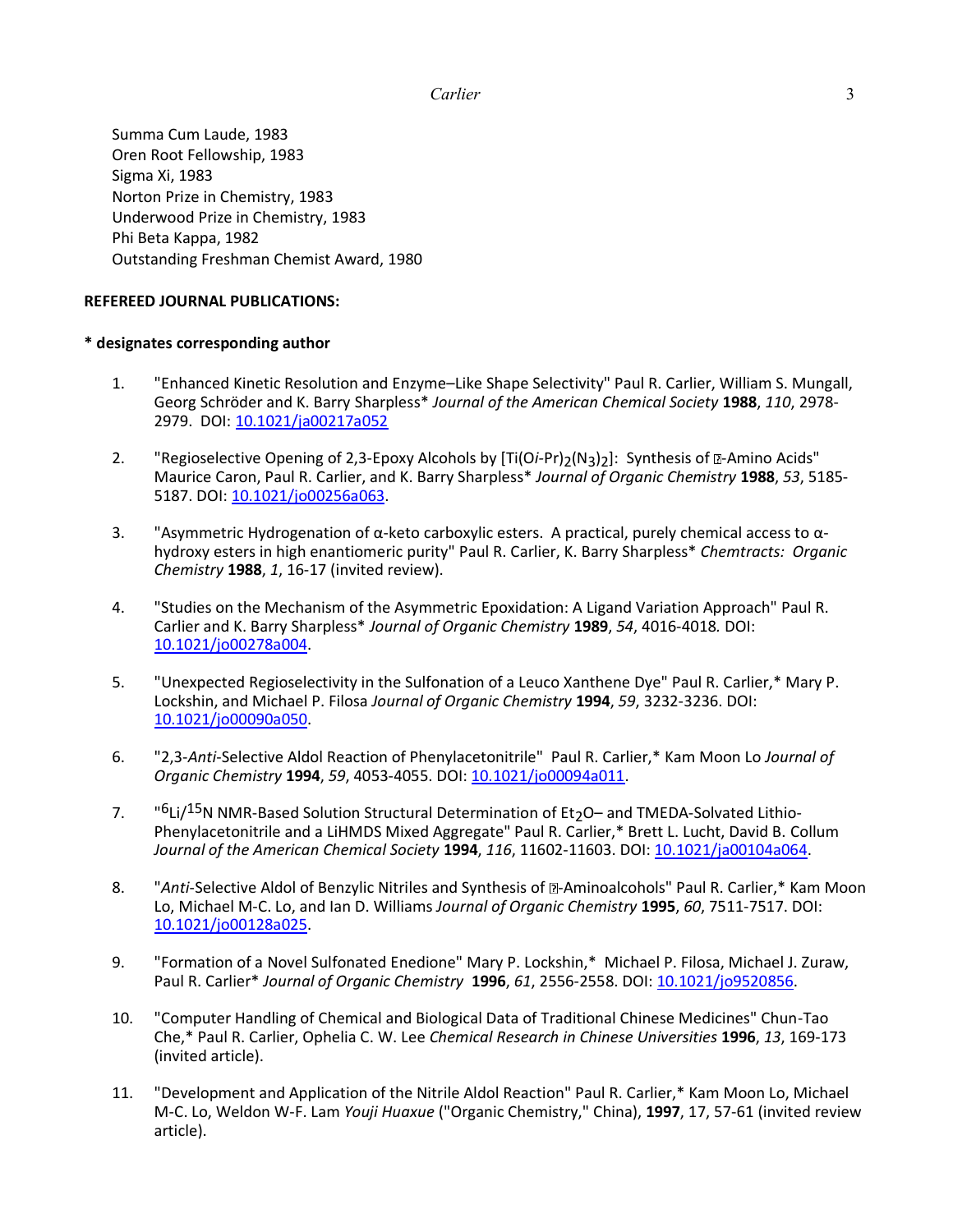Summa Cum Laude, 1983
Oren Root Fellowship, 1983
Sigma Xi, 1983
Norton Prize in Chemistry, 1983
Underwood Prize in Chemistry, 1983
Phi Beta Kappa, 1982
Outstanding Freshman Chemist Award, 1980

**REFEREED JOURNAL PUBLICATIONS:**

**\* designates corresponding author**

1. "Enhanced Kinetic Resolution and Enzyme–Like Shape Selectivity" Paul R. Carlier, William S. Mungall, Georg Schröder and K. Barry Sharpless* *Journal of the American Chemical Society* **1988**, *110*, 2978-2979. DOI: 10.1021/ja00217a052

2. "Regioselective Opening of 2,3-Epoxy Alcohols by [Ti(O*i*-Pr)$_2$(N$_3$)$_2$]: Synthesis of ?-Amino Acids" Maurice Caron, Paul R. Carlier, and K. Barry Sharpless* *Journal of Organic Chemistry* **1988**, *53*, 5185-5187. DOI: 10.1021/jo00256a063.

3. "Asymmetric Hydrogenation of α-keto carboxylic esters. A practical, purely chemical access to α-hydroxy esters in high enantiomeric purity" Paul R. Carlier, K. Barry Sharpless* *Chemtracts: Organic Chemistry* **1988**, *1*, 16-17 (invited review).

4. "Studies on the Mechanism of the Asymmetric Epoxidation: A Ligand Variation Approach" Paul R. Carlier and K. Barry Sharpless* *Journal of Organic Chemistry* **1989**, *54*, 4016-4018. DOI: 10.1021/jo00278a004.

5. "Unexpected Regioselectivity in the Sulfonation of a Leuco Xanthene Dye" Paul R. Carlier,* Mary P. Lockshin, and Michael P. Filosa *Journal of Organic Chemistry* **1994**, *59*, 3232-3236. DOI: 10.1021/jo00090a050.

6. "2,3-*Anti*-Selective Aldol Reaction of Phenylacetonitrile" Paul R. Carlier,* Kam Moon Lo *Journal of Organic Chemistry* **1994**, *59*, 4053-4055. DOI: 10.1021/jo00094a011.

7. "$^6$Li/$^{15}$N NMR-Based Solution Structural Determination of Et$_2$O– and TMEDA-Solvated Lithio-Phenylacetonitrile and a LiHMDS Mixed Aggregate" Paul R. Carlier,* Brett L. Lucht, David B. Collum *Journal of the American Chemical Society* **1994**, *116*, 11602-11603. DOI: 10.1021/ja00104a064.

8. "*Anti*-Selective Aldol of Benzylic Nitriles and Synthesis of ?-Aminoalcohols" Paul R. Carlier,* Kam Moon Lo, Michael M-C. Lo, and Ian D. Williams *Journal of Organic Chemistry* **1995**, *60*, 7511-7517. DOI: 10.1021/jo00128a025.

9. "Formation of a Novel Sulfonated Enedione" Mary P. Lockshin,* Michael P. Filosa, Michael J. Zuraw, Paul R. Carlier* *Journal of Organic Chemistry* **1996**, *61*, 2556-2558. DOI: 10.1021/jo9520856.

10. "Computer Handling of Chemical and Biological Data of Traditional Chinese Medicines" Chun-Tao Che,* Paul R. Carlier, Ophelia C. W. Lee *Chemical Research in Chinese Universities* **1996**, *13*, 169-173 (invited article).

11. "Development and Application of the Nitrile Aldol Reaction" Paul R. Carlier,* Kam Moon Lo, Michael M-C. Lo, Weldon W-F. Lam *Youji Huaxue* ("Organic Chemistry," China), **1997**, 17, 57-61 (invited review article).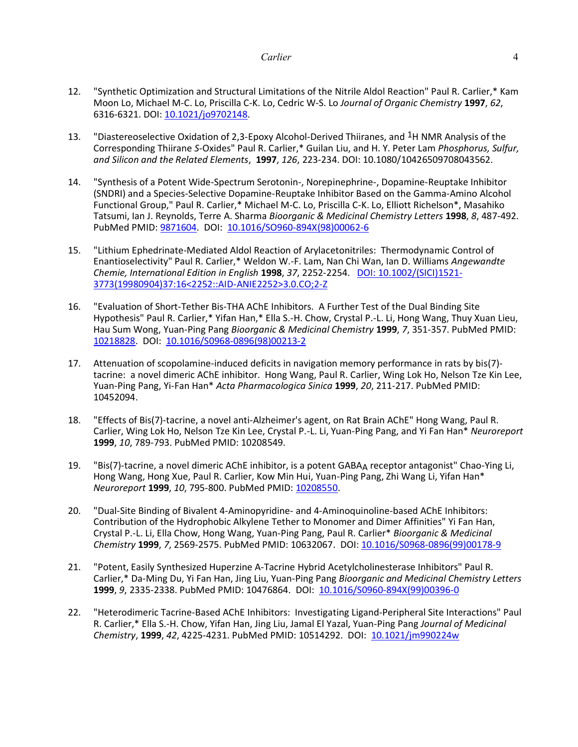12. "Synthetic Optimization and Structural Limitations of the Nitrile Aldol Reaction" Paul R. Carlier,* Kam Moon Lo, Michael M-C. Lo, Priscilla C-K. Lo, Cedric W-S. Lo *Journal of Organic Chemistry* **1997**, *62*, 6316-6321. DOI: 10.1021/jo9702148.

13. "Diastereoselective Oxidation of 2,3-Epoxy Alcohol-Derived Thiiranes, and $^{1}$H NMR Analysis of the Corresponding Thiirane *S*-Oxides" Paul R. Carlier,* Guilan Liu, and H. Y. Peter Lam *Phosphorus, Sulfur, and Silicon and the Related Elements*, **1997**, *126*, 223-234. DOI: 10.1080/10426509708043562.

14. "Synthesis of a Potent Wide-Spectrum Serotonin-, Norepinephrine-, Dopamine-Reuptake Inhibitor (SNDRI) and a Species-Selective Dopamine-Reuptake Inhibitor Based on the Gamma-Amino Alcohol Functional Group," Paul R. Carlier,* Michael M-C. Lo, Priscilla C-K. Lo, Elliott Richelson*, Masahiko Tatsumi, Ian J. Reynolds, Terre A. Sharma *Bioorganic & Medicinal Chemistry Letters* **1998**, *8*, 487-492. PubMed PMID: 9871604. DOI: 10.1016/SO960-894X(98)00062-6

15. "Lithium Ephedrinate-Mediated Aldol Reaction of Arylacetonitriles: Thermodynamic Control of Enantioselectivity" Paul R. Carlier,* Weldon W.-F. Lam, Nan Chi Wan, Ian D. Williams *Angewandte Chemie, International Edition in English* **1998**, *37*, 2252-2254. DOI: 10.1002/(SICI)1521-3773(19980904)37:16<2252::AID-ANIE2252>3.0.CO;2-Z

16. "Evaluation of Short-Tether Bis-THA AChE Inhibitors. A Further Test of the Dual Binding Site Hypothesis" Paul R. Carlier,* Yifan Han,* Ella S.-H. Chow, Crystal P.-L. Li, Hong Wang, Thuy Xuan Lieu, Hau Sum Wong, Yuan-Ping Pang *Bioorganic & Medicinal Chemistry* **1999**, *7*, 351-357. PubMed PMID: 10218828. DOI: 10.1016/S0968-0896(98)00213-2

17. Attenuation of scopolamine-induced deficits in navigation memory performance in rats by bis(7)-tacrine: a novel dimeric AChE inhibitor. Hong Wang, Paul R. Carlier, Wing Lok Ho, Nelson Tze Kin Lee, Yuan-Ping Pang, Yi-Fan Han* *Acta Pharmacologica Sinica* **1999**, *20*, 211-217. PubMed PMID: 10452094.

18. "Effects of Bis(7)-tacrine, a novel anti-Alzheimer's agent, on Rat Brain AChE" Hong Wang, Paul R. Carlier, Wing Lok Ho, Nelson Tze Kin Lee, Crystal P.-L. Li, Yuan-Ping Pang, and Yi Fan Han* *Neuroreport* **1999**, *10*, 789-793. PubMed PMID: 10208549.

19. "Bis(7)-tacrine, a novel dimeric AChE inhibitor, is a potent $GABA_A$ receptor antagonist" Chao-Ying Li, Hong Wang, Hong Xue, Paul R. Carlier, Kow Min Hui, Yuan-Ping Pang, Zhi Wang Li, Yifan Han* *Neuroreport* **1999**, *10*, 795-800. PubMed PMID: 10208550.

20. "Dual-Site Binding of Bivalent 4-Aminopyridine- and 4-Aminoquinoline-based AChE Inhibitors: Contribution of the Hydrophobic Alkylene Tether to Monomer and Dimer Affinities" Yi Fan Han, Crystal P.-L. Li, Ella Chow, Hong Wang, Yuan-Ping Pang, Paul R. Carlier* *Bioorganic & Medicinal Chemistry* **1999**, *7*, 2569-2575. PubMed PMID: 10632067. DOI: 10.1016/S0968-0896(99)00178-9

21. "Potent, Easily Synthesized Huperzine A-Tacrine Hybrid Acetylcholinesterase Inhibitors" Paul R. Carlier,* Da-Ming Du, Yi Fan Han, Jing Liu, Yuan-Ping Pang *Bioorganic and Medicinal Chemistry Letters* **1999**, *9*, 2335-2338. PubMed PMID: 10476864. DOI: 10.1016/S0960-894X(99)00396-0

22. "Heterodimeric Tacrine-Based AChE Inhibitors: Investigating Ligand-Peripheral Site Interactions" Paul R. Carlier,* Ella S.-H. Chow, Yifan Han, Jing Liu, Jamal El Yazal, Yuan-Ping Pang *Journal of Medicinal Chemistry*, **1999**, *42*, 4225-4231. PubMed PMID: 10514292. DOI: 10.1021/jm990224w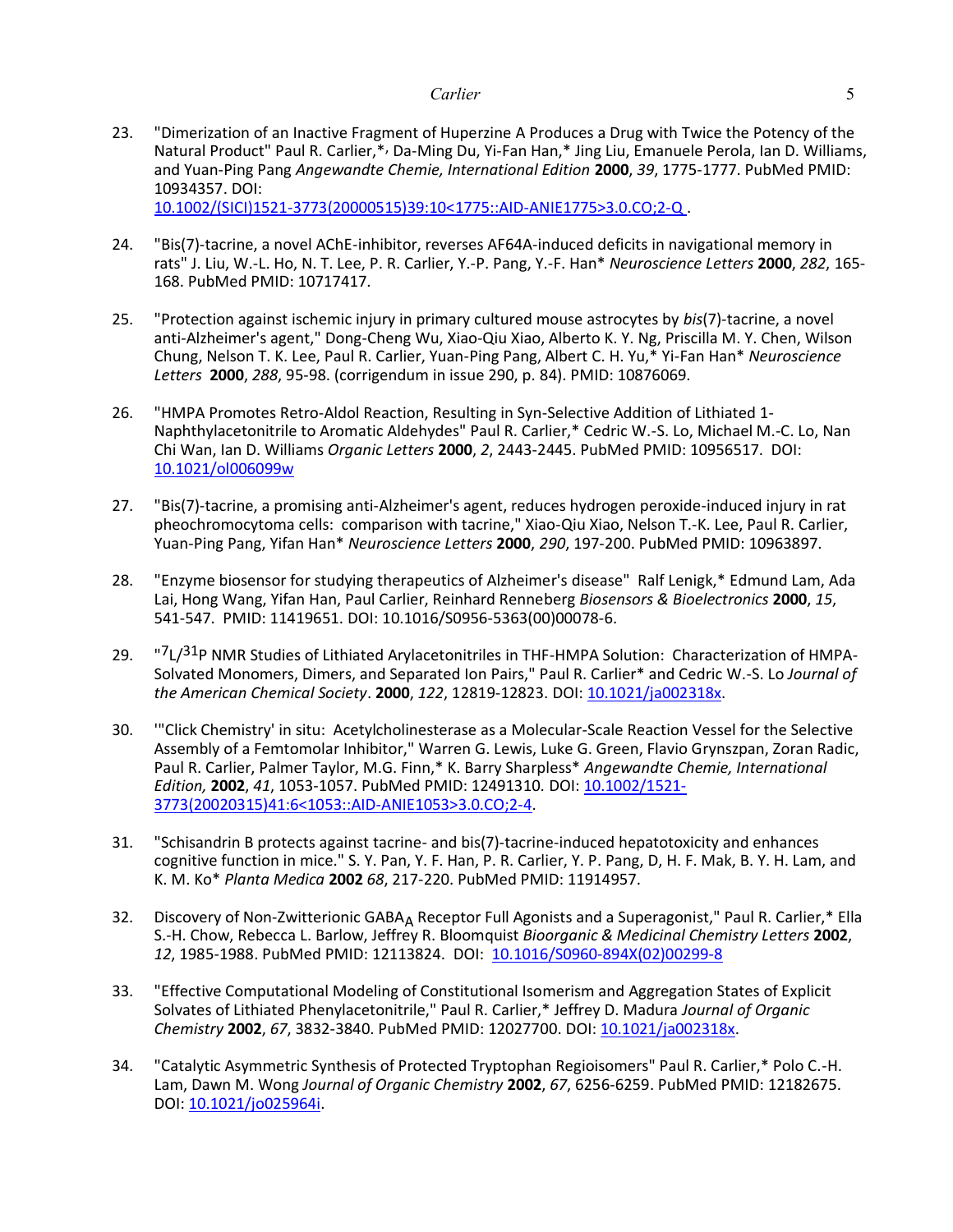23. "Dimerization of an Inactive Fragment of Huperzine A Produces a Drug with Twice the Potency of the Natural Product" Paul R. Carlier,*, Da-Ming Du, Yi-Fan Han,* Jing Liu, Emanuele Perola, Ian D. Williams, and Yuan-Ping Pang *Angewandte Chemie, International Edition* **2000**, *39*, 1775-1777. PubMed PMID: 10934357. DOI: 10.1002/(SICI)1521-3773(20000515)39:10<1775::AID-ANIE1775>3.0.CO;2-Q .

24. "Bis(7)-tacrine, a novel AChE-inhibitor, reverses AF64A-induced deficits in navigational memory in rats" J. Liu, W.-L. Ho, N. T. Lee, P. R. Carlier, Y.-P. Pang, Y.-F. Han* *Neuroscience Letters* **2000**, *282*, 165-168. PubMed PMID: 10717417.

25. "Protection against ischemic injury in primary cultured mouse astrocytes by *bis*(7)-tacrine, a novel anti-Alzheimer's agent," Dong-Cheng Wu, Xiao-Qiu Xiao, Alberto K. Y. Ng, Priscilla M. Y. Chen, Wilson Chung, Nelson T. K. Lee, Paul R. Carlier, Yuan-Ping Pang, Albert C. H. Yu,* Yi-Fan Han* *Neuroscience Letters* **2000**, *288*, 95-98. (corrigendum in issue 290, p. 84). PMID: 10876069.

26. "HMPA Promotes Retro-Aldol Reaction, Resulting in Syn-Selective Addition of Lithiated 1-Naphthylacetonitrile to Aromatic Aldehydes" Paul R. Carlier,* Cedric W.-S. Lo, Michael M.-C. Lo, Nan Chi Wan, Ian D. Williams *Organic Letters* **2000**, *2*, 2443-2445. PubMed PMID: 10956517. DOI: 10.1021/ol006099w

27. "Bis(7)-tacrine, a promising anti-Alzheimer's agent, reduces hydrogen peroxide-induced injury in rat pheochromocytoma cells: comparison with tacrine," Xiao-Qiu Xiao, Nelson T.-K. Lee, Paul R. Carlier, Yuan-Ping Pang, Yifan Han* *Neuroscience Letters* **2000**, *290*, 197-200. PubMed PMID: 10963897.

28. "Enzyme biosensor for studying therapeutics of Alzheimer's disease" Ralf Lenigk,* Edmund Lam, Ada Lai, Hong Wang, Yifan Han, Paul Carlier, Reinhard Renneberg *Biosensors & Bioelectronics* **2000**, *15*, 541-547. PMID: 11419651. DOI: 10.1016/S0956-5363(00)00078-6.

29. "$^{7}$L/$^{31}$P NMR Studies of Lithiated Arylacetonitriles in THF-HMPA Solution: Characterization of HMPA-Solvated Monomers, Dimers, and Separated Ion Pairs," Paul R. Carlier* and Cedric W.-S. Lo *Journal of the American Chemical Society*. **2000**, *122*, 12819-12823. DOI: 10.1021/ja002318x.

30. '"Click Chemistry' in situ: Acetylcholinesterase as a Molecular-Scale Reaction Vessel for the Selective Assembly of a Femtomolar Inhibitor," Warren G. Lewis, Luke G. Green, Flavio Grynszpan, Zoran Radic, Paul R. Carlier, Palmer Taylor, M.G. Finn,* K. Barry Sharpless* *Angewandte Chemie, International Edition,* **2002**, *41*, 1053-1057. PubMed PMID: 12491310. DOI: 10.1002/1521-3773(20020315)41:6<1053::AID-ANIE1053>3.0.CO;2-4.

31. "Schisandrin B protects against tacrine- and bis(7)-tacrine-induced hepatotoxicity and enhances cognitive function in mice." S. Y. Pan, Y. F. Han, P. R. Carlier, Y. P. Pang, D, H. F. Mak, B. Y. H. Lam, and K. M. Ko* *Planta Medica* **2002** *68*, 217-220. PubMed PMID: 11914957.

32. Discovery of Non-Zwitterionic GABA$_A$ Receptor Full Agonists and a Superagonist," Paul R. Carlier,* Ella S.-H. Chow, Rebecca L. Barlow, Jeffrey R. Bloomquist *Bioorganic & Medicinal Chemistry Letters* **2002**, *12*, 1985-1988. PubMed PMID: 12113824. DOI: 10.1016/S0960-894X(02)00299-8

33. "Effective Computational Modeling of Constitutional Isomerism and Aggregation States of Explicit Solvates of Lithiated Phenylacetonitrile," Paul R. Carlier,* Jeffrey D. Madura *Journal of Organic Chemistry* **2002**, *67*, 3832-3840. PubMed PMID: 12027700. DOI: 10.1021/ja002318x.

34. "Catalytic Asymmetric Synthesis of Protected Tryptophan Regioisomers" Paul R. Carlier,* Polo C.-H. Lam, Dawn M. Wong *Journal of Organic Chemistry* **2002**, *67*, 6256-6259. PubMed PMID: 12182675. DOI: 10.1021/jo025964i.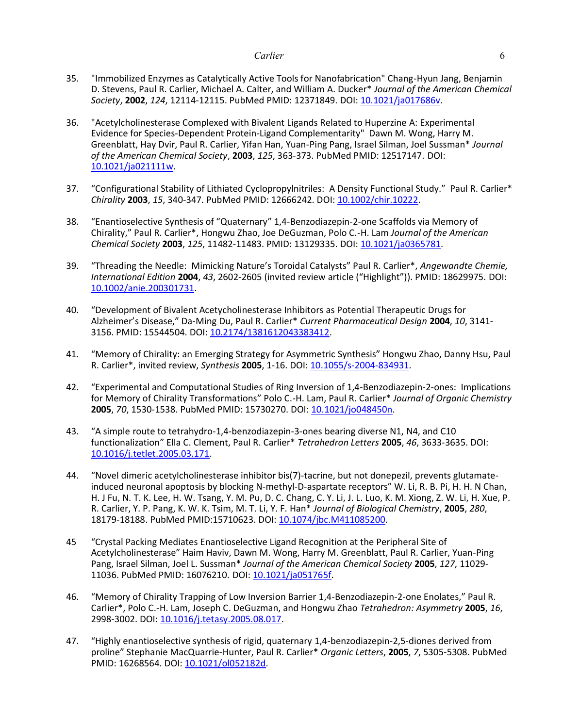35. "Immobilized Enzymes as Catalytically Active Tools for Nanofabrication" Chang-Hyun Jang, Benjamin D. Stevens, Paul R. Carlier, Michael A. Calter, and William A. Ducker* *Journal of the American Chemical Society*, **2002**, *124*, 12114-12115. PubMed PMID: 12371849. DOI: 10.1021/ja017686v.

36. "Acetylcholinesterase Complexed with Bivalent Ligands Related to Huperzine A: Experimental Evidence for Species-Dependent Protein-Ligand Complementarity" Dawn M. Wong, Harry M. Greenblatt, Hay Dvir, Paul R. Carlier, Yifan Han, Yuan-Ping Pang, Israel Silman, Joel Sussman* *Journal of the American Chemical Society*, **2003**, *125*, 363-373. PubMed PMID: 12517147. DOI: 10.1021/ja021111w.

37. "Configurational Stability of Lithiated Cyclopropylnitriles: A Density Functional Study." Paul R. Carlier* *Chirality* **2003**, *15*, 340-347. PubMed PMID: 12666242. DOI: 10.1002/chir.10222.

38. "Enantioselective Synthesis of "Quaternary" 1,4-Benzodiazepin-2-one Scaffolds via Memory of Chirality," Paul R. Carlier*, Hongwu Zhao, Joe DeGuzman, Polo C.-H. Lam *Journal of the American Chemical Society* **2003**, *125*, 11482-11483. PMID: 13129335. DOI: 10.1021/ja0365781.

39. "Threading the Needle: Mimicking Nature's Toroidal Catalysts" Paul R. Carlier*, *Angewandte Chemie, International Edition* **2004**, *43*, 2602-2605 (invited review article ("Highlight")). PMID: 18629975. DOI: 10.1002/anie.200301731.

40. "Development of Bivalent Acetycholinesterase Inhibitors as Potential Therapeutic Drugs for Alzheimer's Disease," Da-Ming Du, Paul R. Carlier* *Current Pharmaceutical Design* **2004**, *10*, 3141-3156. PMID: 15544504. DOI: 10.2174/1381612043383412.

41. "Memory of Chirality: an Emerging Strategy for Asymmetric Synthesis" Hongwu Zhao, Danny Hsu, Paul R. Carlier*, invited review, *Synthesis* **2005**, 1-16. DOI: 10.1055/s-2004-834931.

42. "Experimental and Computational Studies of Ring Inversion of 1,4-Benzodiazepin-2-ones: Implications for Memory of Chirality Transformations" Polo C.-H. Lam, Paul R. Carlier* *Journal of Organic Chemistry* **2005**, *70*, 1530-1538. PubMed PMID: 15730270. DOI: 10.1021/jo048450n.

43. "A simple route to tetrahydro-1,4-benzodiazepin-3-ones bearing diverse N1, N4, and C10 functionalization" Ella C. Clement, Paul R. Carlier* *Tetrahedron Letters* **2005**, *46*, 3633-3635. DOI: 10.1016/j.tetlet.2005.03.171.

44. "Novel dimeric acetylcholinesterase inhibitor bis(7)-tacrine, but not donepezil, prevents glutamate-induced neuronal apoptosis by blocking N-methyl-D-aspartate receptors" W. Li, R. B. Pi, H. H. N Chan, H. J Fu, N. T. K. Lee, H. W. Tsang, Y. M. Pu, D. C. Chang, C. Y. Li, J. L. Luo, K. M. Xiong, Z. W. Li, H. Xue, P. R. Carlier, Y. P. Pang, K. W. K. Tsim, M. T. Li, Y. F. Han* *Journal of Biological Chemistry*, **2005**, *280*, 18179-18188. PubMed PMID:15710623. DOI: 10.1074/jbc.M411085200.

45 "Crystal Packing Mediates Enantioselective Ligand Recognition at the Peripheral Site of Acetylcholinesterase" Haim Haviv, Dawn M. Wong, Harry M. Greenblatt, Paul R. Carlier, Yuan-Ping Pang, Israel Silman, Joel L. Sussman* *Journal of the American Chemical Society* **2005**, *127*, 11029-11036. PubMed PMID: 16076210. DOI: 10.1021/ja051765f.

46. "Memory of Chirality Trapping of Low Inversion Barrier 1,4-Benzodiazepin-2-one Enolates," Paul R. Carlier*, Polo C.-H. Lam, Joseph C. DeGuzman, and Hongwu Zhao *Tetrahedron: Asymmetry* **2005**, *16*, 2998-3002. DOI: 10.1016/j.tetasy.2005.08.017.

47. "Highly enantioselective synthesis of rigid, quaternary 1,4-benzodiazepin-2,5-diones derived from proline" Stephanie MacQuarrie-Hunter, Paul R. Carlier* *Organic Letters*, **2005**, *7*, 5305-5308. PubMed PMID: 16268564. DOI: 10.1021/ol052182d.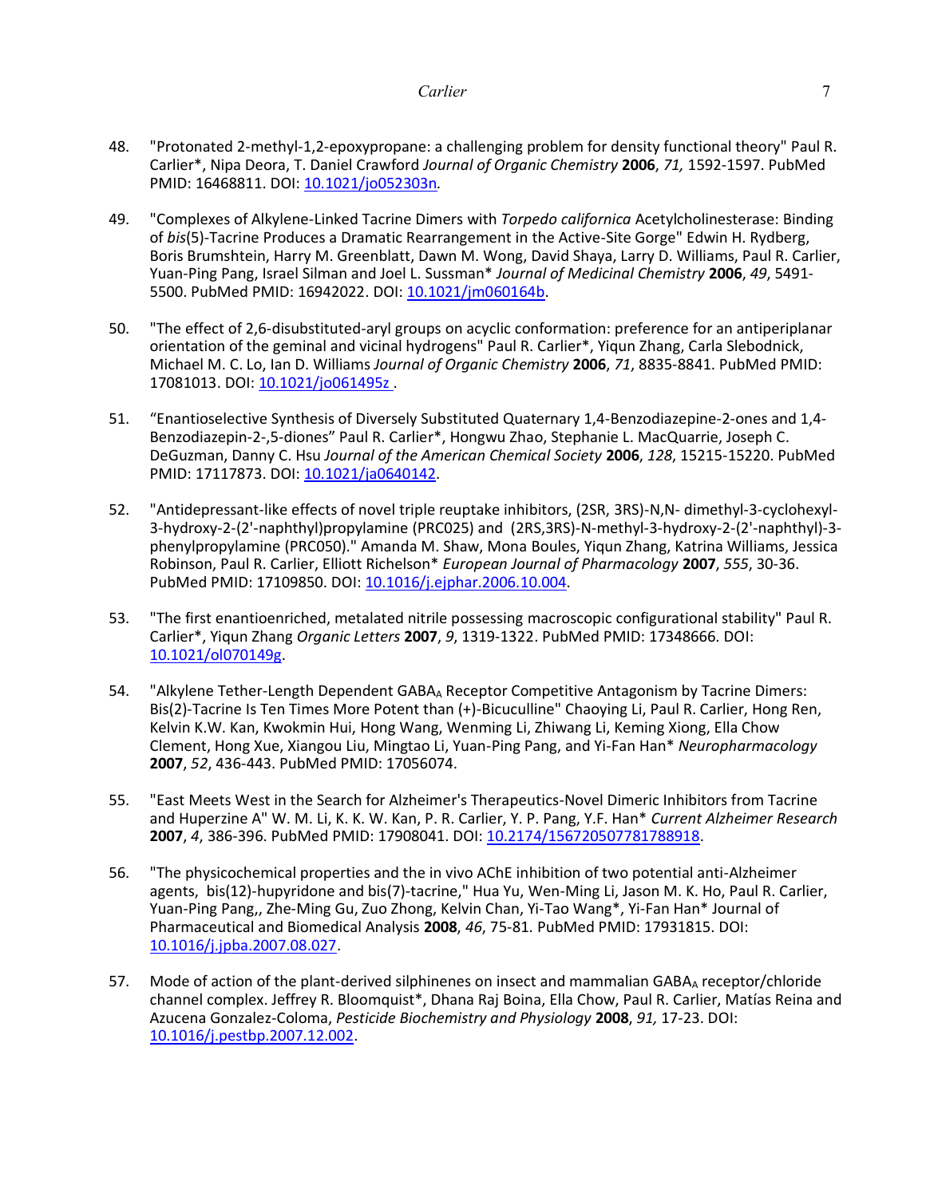48. "Protonated 2-methyl-1,2-epoxypropane: a challenging problem for density functional theory" Paul R. Carlier*, Nipa Deora, T. Daniel Crawford *Journal of Organic Chemistry* **2006**, *71,* 1592-1597. PubMed PMID: 16468811. DOI: 10.1021/jo052303n*.*

49. "Complexes of Alkylene-Linked Tacrine Dimers with *Torpedo californica* Acetylcholinesterase: Binding of *bis*(5)-Tacrine Produces a Dramatic Rearrangement in the Active-Site Gorge" Edwin H. Rydberg, Boris Brumshtein, Harry M. Greenblatt, Dawn M. Wong, David Shaya, Larry D. Williams, Paul R. Carlier, Yuan-Ping Pang, Israel Silman and Joel L. Sussman* *Journal of Medicinal Chemistry* **2006**, *49*, 5491-5500. PubMed PMID: 16942022. DOI: 10.1021/jm060164b.

50. "The effect of 2,6-disubstituted-aryl groups on acyclic conformation: preference for an antiperiplanar orientation of the geminal and vicinal hydrogens" Paul R. Carlier*, Yiqun Zhang, Carla Slebodnick, Michael M. C. Lo, Ian D. Williams *Journal of Organic Chemistry* **2006**, *71*, 8835-8841. PubMed PMID: 17081013. DOI: 10.1021/jo061495z .

51. "Enantioselective Synthesis of Diversely Substituted Quaternary 1,4-Benzodiazepine-2-ones and 1,4-Benzodiazepin-2-,5-diones" Paul R. Carlier*, Hongwu Zhao, Stephanie L. MacQuarrie, Joseph C. DeGuzman, Danny C. Hsu *Journal of the American Chemical Society* **2006**, *128*, 15215-15220. PubMed PMID: 17117873. DOI: 10.1021/ja0640142.

52. "Antidepressant-like effects of novel triple reuptake inhibitors, (2SR, 3RS)-N,N- dimethyl-3-cyclohexyl-3-hydroxy-2-(2'-naphthyl)propylamine (PRC025) and (2RS,3RS)-N-methyl-3-hydroxy-2-(2'-naphthyl)-3-phenylpropylamine (PRC050)." Amanda M. Shaw, Mona Boules, Yiqun Zhang, Katrina Williams, Jessica Robinson, Paul R. Carlier, Elliott Richelson* *European Journal of Pharmacology* **2007**, *555*, 30-36. PubMed PMID: 17109850. DOI: 10.1016/j.ejphar.2006.10.004.

53. "The first enantioenriched, metalated nitrile possessing macroscopic configurational stability" Paul R. Carlier*, Yiqun Zhang *Organic Letters* **2007**, *9*, 1319-1322. PubMed PMID: 17348666. DOI: 10.1021/ol070149g.

54. "Alkylene Tether-Length Dependent $GABA_A$ Receptor Competitive Antagonism by Tacrine Dimers: Bis(2)-Tacrine Is Ten Times More Potent than (+)-Bicuculline" Chaoying Li, Paul R. Carlier, Hong Ren, Kelvin K.W. Kan, Kwokmin Hui, Hong Wang, Wenming Li, Zhiwang Li, Keming Xiong, Ella Chow Clement, Hong Xue, Xiangou Liu, Mingtao Li, Yuan-Ping Pang, and Yi-Fan Han* *Neuropharmacology* **2007**, *52*, 436-443. PubMed PMID: 17056074.

55. "East Meets West in the Search for Alzheimer's Therapeutics-Novel Dimeric Inhibitors from Tacrine and Huperzine A" W. M. Li, K. K. W. Kan, P. R. Carlier, Y. P. Pang, Y.F. Han* *Current Alzheimer Research* **2007**, *4*, 386-396. PubMed PMID: 17908041. DOI: 10.2174/156720507781788918.

56. "The physicochemical properties and the in vivo AChE inhibition of two potential anti-Alzheimer agents, bis(12)-hupyridone and bis(7)-tacrine," Hua Yu, Wen-Ming Li, Jason M. K. Ho, Paul R. Carlier, Yuan-Ping Pang,, Zhe-Ming Gu, Zuo Zhong, Kelvin Chan, Yi-Tao Wang*, Yi-Fan Han* Journal of Pharmaceutical and Biomedical Analysis **2008**, *46*, 75-81. PubMed PMID: 17931815. DOI: 10.1016/j.jpba.2007.08.027.

57. Mode of action of the plant-derived silphinenes on insect and mammalian $GABA_A$ receptor/chloride channel complex. Jeffrey R. Bloomquist*, Dhana Raj Boina, Ella Chow, Paul R. Carlier, Matías Reina and Azucena Gonzalez-Coloma, *Pesticide Biochemistry and Physiology* **2008**, *91,* 17-23. DOI: 10.1016/j.pestbp.2007.12.002.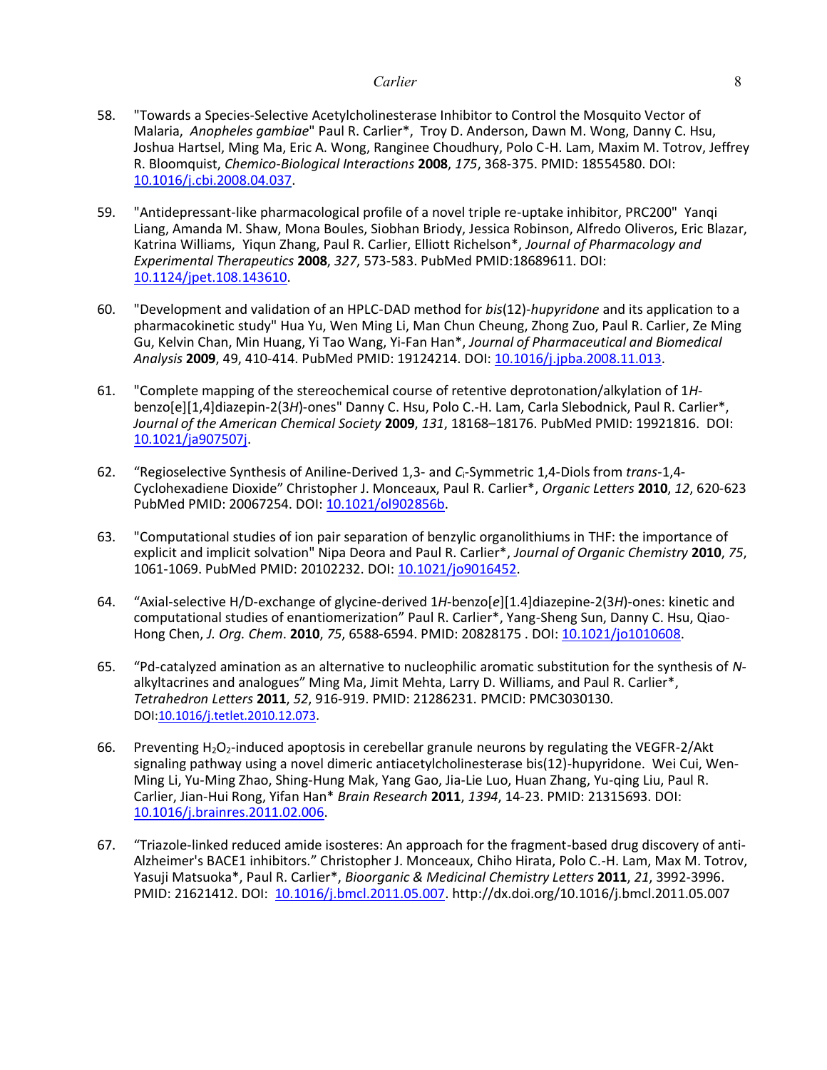58. "Towards a Species-Selective Acetylcholinesterase Inhibitor to Control the Mosquito Vector of Malaria, *Anopheles gambiae*" Paul R. Carlier*, Troy D. Anderson, Dawn M. Wong, Danny C. Hsu, Joshua Hartsel, Ming Ma, Eric A. Wong, Ranginee Choudhury, Polo C-H. Lam, Maxim M. Totrov, Jeffrey R. Bloomquist, *Chemico-Biological Interactions* **2008**, *175*, 368-375. PMID: 18554580. DOI: [10.1016/j.cbi.2008.04.037](https://doi.org/10.1016/j.cbi.2008.04.037).

59. "Antidepressant-like pharmacological profile of a novel triple re-uptake inhibitor, PRC200" Yanqi Liang, Amanda M. Shaw, Mona Boules, Siobhan Briody, Jessica Robinson, Alfredo Oliveros, Eric Blazar, Katrina Williams, Yiqun Zhang, Paul R. Carlier, Elliott Richelson*, *Journal of Pharmacology and Experimental Therapeutics* **2008**, *327*, 573-583. PubMed PMID:18689611. DOI: [10.1124/jpet.108.143610](https://doi.org/10.1124/jpet.108.143610).

60. "Development and validation of an HPLC-DAD method for *bis*(12)-*hupyridone* and its application to a pharmacokinetic study" Hua Yu, Wen Ming Li, Man Chun Cheung, Zhong Zuo, Paul R. Carlier, Ze Ming Gu, Kelvin Chan, Min Huang, Yi Tao Wang, Yi-Fan Han*, *Journal of Pharmaceutical and Biomedical Analysis* **2009**, 49, 410-414. PubMed PMID: 19124214. DOI: [10.1016/j.jpba.2008.11.013](https://doi.org/10.1016/j.jpba.2008.11.013).

61. "Complete mapping of the stereochemical course of retentive deprotonation/alkylation of 1*H*-benzo[e][1,4]diazepin-2(3*H*)-ones" Danny C. Hsu, Polo C.-H. Lam, Carla Slebodnick, Paul R. Carlier*, *Journal of the American Chemical Society* **2009**, *131*, 18168–18176. PubMed PMID: 19921816. DOI: [10.1021/ja907507j](https://doi.org/10.1021/ja907507j).

62. "Regioselective Synthesis of Aniline-Derived 1,3- and $C_i$-Symmetric 1,4-Diols from *trans*-1,4-Cyclohexadiene Dioxide" Christopher J. Monceaux, Paul R. Carlier*, *Organic Letters* **2010**, *12*, 620-623 PubMed PMID: 20067254. DOI: [10.1021/ol902856b](https://doi.org/10.1021/ol902856b).

63. "Computational studies of ion pair separation of benzylic organolithiums in THF: the importance of explicit and implicit solvation" Nipa Deora and Paul R. Carlier*, *Journal of Organic Chemistry* **2010**, *75*, 1061-1069. PubMed PMID: 20102232. DOI: [10.1021/jo9016452](https://doi.org/10.1021/jo9016452).

64. "Axial-selective H/D-exchange of glycine-derived 1*H*-benzo[*e*][1.4]diazepine-2(3*H*)-ones: kinetic and computational studies of enantiomerization" Paul R. Carlier*, Yang-Sheng Sun, Danny C. Hsu, Qiao-Hong Chen, *J. Org. Chem*. **2010**, *75*, 6588-6594. PMID: 20828175 . DOI: [10.1021/jo1010608](https://doi.org/10.1021/jo1010608).

65. "Pd-catalyzed amination as an alternative to nucleophilic aromatic substitution for the synthesis of *N*-alkyltacrines and analogues" Ming Ma, Jimit Mehta, Larry D. Williams, and Paul R. Carlier*, *Tetrahedron Letters* **2011**, *52*, 916-919. PMID: 21286231. PMCID: PMC3030130. DOI:[10.1016/j.tetlet.2010.12.073](https://doi.org/10.1016/j.tetlet.2010.12.073).

66. Preventing $H_2O_2$-induced apoptosis in cerebellar granule neurons by regulating the VEGFR-2/Akt signaling pathway using a novel dimeric antiacetylcholinesterase bis(12)-hupyridone. Wei Cui, Wen-Ming Li, Yu-Ming Zhao, Shing-Hung Mak, Yang Gao, Jia-Lie Luo, Huan Zhang, Yu-qing Liu, Paul R. Carlier, Jian-Hui Rong, Yifan Han* *Brain Research* **2011**, *1394*, 14-23. PMID: 21315693. DOI: [10.1016/j.brainres.2011.02.006](https://doi.org/10.1016/j.brainres.2011.02.006).

67. "Triazole-linked reduced amide isosteres: An approach for the fragment-based drug discovery of anti-Alzheimer's BACE1 inhibitors." Christopher J. Monceaux, Chiho Hirata, Polo C.-H. Lam, Max M. Totrov, Yasuji Matsuoka*, Paul R. Carlier*, *Bioorganic & Medicinal Chemistry Letters* **2011**, *21*, 3992-3996. PMID: 21621412. DOI: [10.1016/j.bmcl.2011.05.007](https://doi.org/10.1016/j.bmcl.2011.05.007). http://dx.doi.org/10.1016/j.bmcl.2011.05.007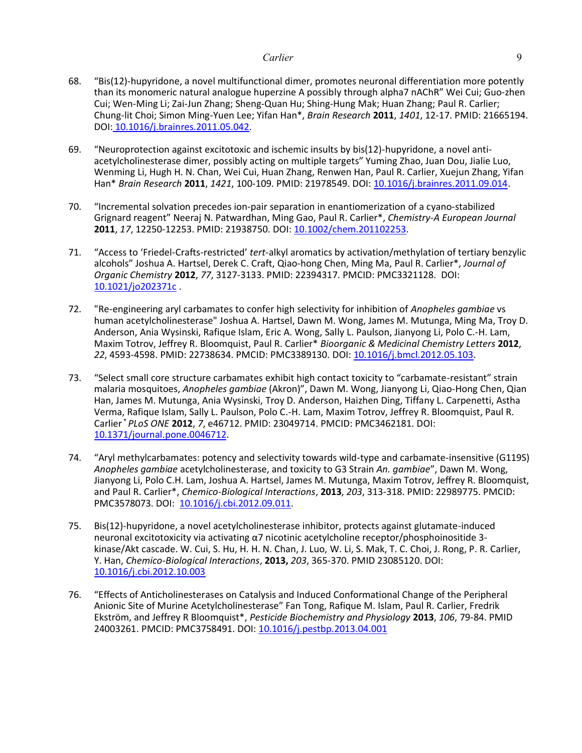68. "Bis(12)-hupyridone, a novel multifunctional dimer, promotes neuronal differentiation more potently than its monomeric natural analogue huperzine A possibly through alpha7 nAChR" Wei Cui; Guo-zhen Cui; Wen-Ming Li; Zai-Jun Zhang; Sheng-Quan Hu; Shing-Hung Mak; Huan Zhang; Paul R. Carlier; Chung-lit Choi; Simon Ming-Yuen Lee; Yifan Han*, *Brain Research* **2011**, *1401*, 12-17. PMID: 21665194. DOI: 10.1016/j.brainres.2011.05.042.

69. "Neuroprotection against excitotoxic and ischemic insults by bis(12)-hupyridone, a novel anti-acetylcholinesterase dimer, possibly acting on multiple targets" Yuming Zhao, Juan Dou, Jialie Luo, Wenming Li, Hugh H. N. Chan, Wei Cui, Huan Zhang, Renwen Han, Paul R. Carlier, Xuejun Zhang, Yifan Han* *Brain Research* **2011**, *1421*, 100-109. PMID: 21978549. DOI: 10.1016/j.brainres.2011.09.014.

70. "Incremental solvation precedes ion-pair separation in enantiomerization of a cyano-stabilized Grignard reagent" Neeraj N. Patwardhan, Ming Gao, Paul R. Carlier*, *Chemistry-A European Journal* **2011**, *17*, 12250-12253. PMID: 21938750. DOI: 10.1002/chem.201102253.

71. "Access to 'Friedel-Crafts-restricted' *tert*-alkyl aromatics by activation/methylation of tertiary benzylic alcohols" Joshua A. Hartsel, Derek C. Craft, Qiao-hong Chen, Ming Ma, Paul R. Carlier*, *Journal of Organic Chemistry* **2012**, *77*, 3127-3133. PMID: 22394317. PMCID: PMC3321128. DOI: 10.1021/jo202371c .

72. "Re-engineering aryl carbamates to confer high selectivity for inhibition of *Anopheles gambiae* vs human acetylcholinesterase" Joshua A. Hartsel, Dawn M. Wong, James M. Mutunga, Ming Ma, Troy D. Anderson, Ania Wysinski, Rafique Islam, Eric A. Wong, Sally L. Paulson, Jianyong Li, Polo C.-H. Lam, Maxim Totrov, Jeffrey R. Bloomquist, Paul R. Carlier* *Bioorganic & Medicinal Chemistry Letters* **2012**, *22*, 4593-4598. PMID: 22738634. PMCID: PMC3389130. DOI: 10.1016/j.bmcl.2012.05.103.

73. "Select small core structure carbamates exhibit high contact toxicity to "carbamate-resistant" strain malaria mosquitoes, *Anopheles gambiae* (Akron)", Dawn M. Wong, Jianyong Li, Qiao-Hong Chen, Qian Han, James M. Mutunga, Ania Wysinski, Troy D. Anderson, Haizhen Ding, Tiffany L. Carpenetti, Astha Verma, Rafique Islam, Sally L. Paulson, Polo C.-H. Lam, Maxim Totrov, Jeffrey R. Bloomquist, Paul R. Carlier* *PLoS ONE* **2012**, *7*, e46712. PMID: 23049714. PMCID: PMC3462181. DOI: 10.1371/journal.pone.0046712.

74. "Aryl methylcarbamates: potency and selectivity towards wild-type and carbamate-insensitive (G119S) *Anopheles gambiae* acetylcholinesterase, and toxicity to G3 Strain *An. gambiae*", Dawn M. Wong, Jianyong Li, Polo C.H. Lam, Joshua A. Hartsel, James M. Mutunga, Maxim Totrov, Jeffrey R. Bloomquist, and Paul R. Carlier*, *Chemico-Biological Interactions*, **2013**, *203*, 313-318. PMID: 22989775. PMCID: PMC3578073. DOI: 10.1016/j.cbi.2012.09.011.

75. Bis(12)-hupyridone, a novel acetylcholinesterase inhibitor, protects against glutamate-induced neuronal excitotoxicity via activating α7 nicotinic acetylcholine receptor/phosphoinositide 3-kinase/Akt cascade. W. Cui, S. Hu, H. H. N. Chan, J. Luo, W. Li, S. Mak, T. C. Choi, J. Rong, P. R. Carlier, Y. Han, *Chemico-Biological Interactions*, **2013,** *203*, 365-370. PMID 23085120. DOI: 10.1016/j.cbi.2012.10.003

76. "Effects of Anticholinesterases on Catalysis and Induced Conformational Change of the Peripheral Anionic Site of Murine Acetylcholinesterase" Fan Tong, Rafique M. Islam, Paul R. Carlier, Fredrik Ekström, and Jeffrey R Bloomquist*, *Pesticide Biochemistry and Physiology* **2013**, *106*, 79-84. PMID 24003261. PMCID: PMC3758491. DOI: 10.1016/j.pestbp.2013.04.001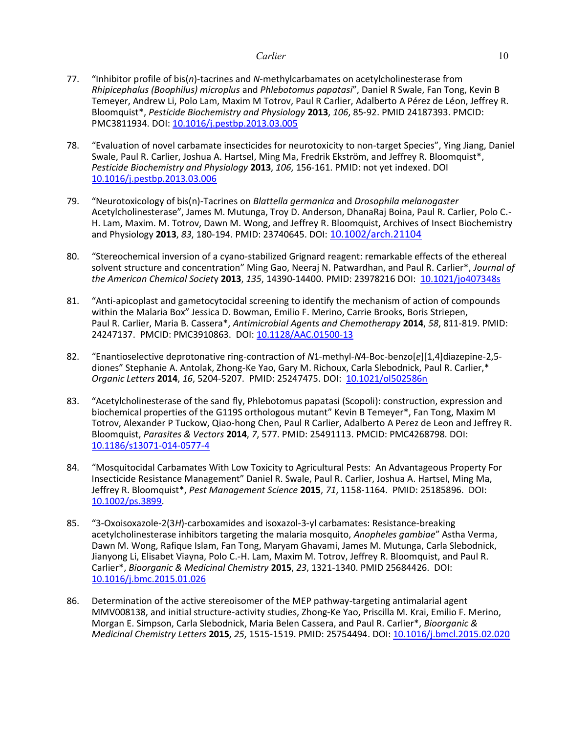77. "Inhibitor profile of bis(*n*)-tacrines and *N*-methylcarbamates on acetylcholinesterase from *Rhipicephalus (Boophilus) microplus* and *Phlebotomus papatasi*", Daniel R Swale, Fan Tong, Kevin B Temeyer, Andrew Li, Polo Lam, Maxim M Totrov, Paul R Carlier, Adalberto A Pérez de Léon, Jeffrey R. Bloomquist*, *Pesticide Biochemistry and Physiology* **2013**, *106*, 85-92. PMID 24187393. PMCID: PMC3811934. DOI: [10.1016/j.pestbp.2013.03.005](https://doi.org/10.1016/j.pestbp.2013.03.005)

78. "Evaluation of novel carbamate insecticides for neurotoxicity to non-target Species", Ying Jiang, Daniel Swale, Paul R. Carlier, Joshua A. Hartsel, Ming Ma, Fredrik Ekström, and Jeffrey R. Bloomquist*, *Pesticide Biochemistry and Physiology* **2013**, *106*, 156-161. PMID: not yet indexed. DOI [10.1016/j.pestbp.2013.03.006](https://doi.org/10.1016/j.pestbp.2013.03.006)

79. "Neurotoxicology of bis(n)-Tacrines on *Blattella germanica* and *Drosophila melanogaster* Acetylcholinesterase", James M. Mutunga, Troy D. Anderson, DhanaRaj Boina, Paul R. Carlier, Polo C.-H. Lam, Maxim. M. Totrov, Dawn M. Wong, and Jeffrey R. Bloomquist, Archives of Insect Biochemistry and Physiology **2013**, *83*, 180-194. PMID: 23740645. DOI: [10.1002/arch.21104](https://doi.org/10.1002/arch.21104)

80. "Stereochemical inversion of a cyano-stabilized Grignard reagent: remarkable effects of the ethereal solvent structure and concentration" Ming Gao, Neeraj N. Patwardhan, and Paul R. Carlier*, *Journal of the American Chemical Society* **2013**, *135*, 14390-14400. PMID: 23978216 DOI: [10.1021/jo407348s](https://doi.org/10.1021/jo407348s)

81. "Anti-apicoplast and gametocytocidal screening to identify the mechanism of action of compounds within the Malaria Box" Jessica D. Bowman, Emilio F. Merino, Carrie Brooks, Boris Striepen, Paul R. Carlier, Maria B. Cassera*, *Antimicrobial Agents and Chemotherapy* **2014**, *58*, 811-819. PMID: 24247137. PMCID: PMC3910863. DOI: [10.1128/AAC.01500-13](https://doi.org/10.1128/AAC.01500-13)

82. "Enantioselective deprotonative ring-contraction of *N*1-methyl-*N*4-Boc-benzo[*e*][1,4]diazepine-2,5-diones" Stephanie A. Antolak, Zhong-Ke Yao, Gary M. Richoux, Carla Slebodnick, Paul R. Carlier,* *Organic Letters* **2014**, *16*, 5204-5207. PMID: 25247475. DOI: [10.1021/ol502586n](https://doi.org/10.1021/ol502586n)

83. "Acetylcholinesterase of the sand fly, Phlebotomus papatasi (Scopoli): construction, expression and biochemical properties of the G119S orthologous mutant" Kevin B Temeyer*, Fan Tong, Maxim M Totrov, Alexander P Tuckow, Qiao-hong Chen, Paul R Carlier, Adalberto A Perez de Leon and Jeffrey R. Bloomquist, *Parasites & Vectors* **2014**, *7*, 577. PMID: 25491113. PMCID: PMC4268798. DOI: [10.1186/s13071-014-0577-4](https://doi.org/10.1186/s13071-014-0577-4)

84. "Mosquitocidal Carbamates With Low Toxicity to Agricultural Pests: An Advantageous Property For Insecticide Resistance Management" Daniel R. Swale, Paul R. Carlier, Joshua A. Hartsel, Ming Ma, Jeffrey R. Bloomquist*, *Pest Management Science* **2015**, *71*, 1158-1164. PMID: 25185896. DOI: [10.1002/ps.3899](https://doi.org/10.1002/ps.3899).

85. "3-Oxoisoxazole-2(3*H*)-carboxamides and isoxazol-3-yl carbamates: Resistance-breaking acetylcholinesterase inhibitors targeting the malaria mosquito, *Anopheles gambiae*" Astha Verma, Dawn M. Wong, Rafique Islam, Fan Tong, Maryam Ghavami, James M. Mutunga, Carla Slebodnick, Jianyong Li, Elisabet Viayna, Polo C.-H. Lam, Maxim M. Totrov, Jeffrey R. Bloomquist, and Paul R. Carlier*, *Bioorganic & Medicinal Chemistry* **2015**, *23*, 1321-1340. PMID 25684426. DOI: [10.1016/j.bmc.2015.01.026](https://doi.org/10.1016/j.bmc.2015.01.026)

86. Determination of the active stereoisomer of the MEP pathway-targeting antimalarial agent MMV008138, and initial structure-activity studies, Zhong-Ke Yao, Priscilla M. Krai, Emilio F. Merino, Morgan E. Simpson, Carla Slebodnick, Maria Belen Cassera, and Paul R. Carlier*, *Bioorganic & Medicinal Chemistry Letters* **2015**, *25*, 1515-1519. PMID: 25754494. DOI: [10.1016/j.bmcl.2015.02.020](https://doi.org/10.1016/j.bmcl.2015.02.020)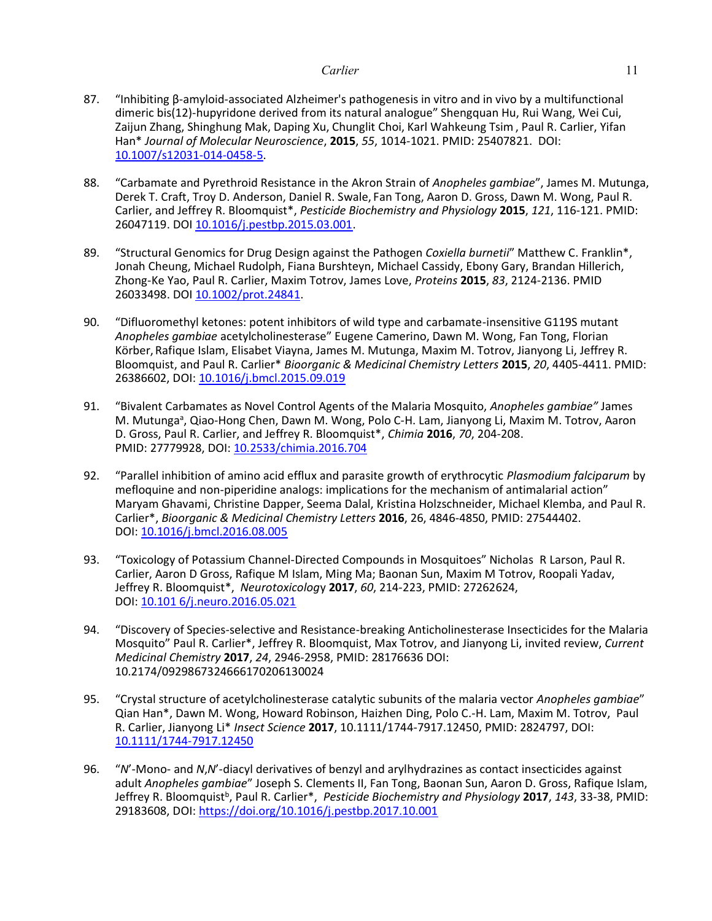87. "Inhibiting β-amyloid-associated Alzheimer's pathogenesis in vitro and in vivo by a multifunctional dimeric bis(12)-hupyridone derived from its natural analogue" Shengquan Hu, Rui Wang, Wei Cui, Zaijun Zhang, Shinghung Mak, Daping Xu, Chunglit Choi, Karl Wahkeung Tsim , Paul R. Carlier, Yifan Han* *Journal of Molecular Neuroscience*, **2015**, *55*, 1014-1021. PMID: 25407821. DOI: [10.1007/s12031-014-0458-5](10.1007/s12031-014-0458-5).

88. "Carbamate and Pyrethroid Resistance in the Akron Strain of *Anopheles gambiae*", James M. Mutunga, Derek T. Craft, Troy D. Anderson, Daniel R. Swale, Fan Tong, Aaron D. Gross, Dawn M. Wong, Paul R. Carlier, and Jeffrey R. Bloomquist*, *Pesticide Biochemistry and Physiology* **2015**, *121*, 116-121. PMID: 26047119. DOI [10.1016/j.pestbp.2015.03.001](10.1016/j.pestbp.2015.03.001).

89. "Structural Genomics for Drug Design against the Pathogen *Coxiella burnetii*" Matthew C. Franklin*, Jonah Cheung, Michael Rudolph, Fiana Burshteyn, Michael Cassidy, Ebony Gary, Brandan Hillerich, Zhong-Ke Yao, Paul R. Carlier, Maxim Totrov, James Love, *Proteins* **2015**, *83*, 2124-2136. PMID 26033498. DOI [10.1002/prot.24841](10.1002/prot.24841).

90. "Difluoromethyl ketones: potent inhibitors of wild type and carbamate-insensitive G119S mutant *Anopheles gambiae* acetylcholinesterase" Eugene Camerino, Dawn M. Wong, Fan Tong, Florian Körber, Rafique Islam, Elisabet Viayna, James M. Mutunga, Maxim M. Totrov, Jianyong Li, Jeffrey R. Bloomquist, and Paul R. Carlier* *Bioorganic & Medicinal Chemistry Letters* **2015**, *20*, 4405-4411. PMID: 26386602, DOI: [10.1016/j.bmcl.2015.09.019](10.1016/j.bmcl.2015.09.019)

91. "Bivalent Carbamates as Novel Control Agents of the Malaria Mosquito, *Anopheles gambiae"* James M. Mutunga[a], Qiao-Hong Chen, Dawn M. Wong, Polo C-H. Lam, Jianyong Li, Maxim M. Totrov, Aaron D. Gross, Paul R. Carlier, and Jeffrey R. Bloomquist*, *Chimia* **2016**, *70*, 204-208. PMID: 27779928, DOI: [10.2533/chimia.2016.704](10.2533/chimia.2016.704)

92. "Parallel inhibition of amino acid efflux and parasite growth of erythrocytic *Plasmodium falciparum* by mefloquine and non-piperidine analogs: implications for the mechanism of antimalarial action" Maryam Ghavami, Christine Dapper, Seema Dalal, Kristina Holzschneider, Michael Klemba, and Paul R. Carlier*, *Bioorganic & Medicinal Chemistry Letters* **2016**, 26, 4846-4850, PMID: 27544402. DOI: [10.1016/j.bmcl.2016.08.005](10.1016/j.bmcl.2016.08.005)

93. "Toxicology of Potassium Channel-Directed Compounds in Mosquitoes" Nicholas R Larson, Paul R. Carlier, Aaron D Gross, Rafique M Islam, Ming Ma; Baonan Sun, Maxim M Totrov, Roopali Yadav, Jeffrey R. Bloomquist*, *Neurotoxicology* **2017**, *60*, 214-223, PMID: 27262624, DOI: [10.101 6/j.neuro.2016.05.021](10.1016/j.neuro.2016.05.021)

94. "Discovery of Species-selective and Resistance-breaking Anticholinesterase Insecticides for the Malaria Mosquito" Paul R. Carlier*, Jeffrey R. Bloomquist, Max Totrov, and Jianyong Li, invited review, *Current Medicinal Chemistry* **2017**, *24*, 2946-2958, PMID: 28176636 DOI: 10.2174/0929867324666170206130024

95. "Crystal structure of acetylcholinesterase catalytic subunits of the malaria vector *Anopheles gambiae*" Qian Han*, Dawn M. Wong, Howard Robinson, Haizhen Ding, Polo C.-H. Lam, Maxim M. Totrov, Paul R. Carlier, Jianyong Li* *Insect Science* **2017**, 10.1111/1744-7917.12450, PMID: 2824797, DOI: [10.1111/1744-7917.12450](10.1111/1744-7917.12450)

96. "*N*'-Mono- and *N*,*N*'-diacyl derivatives of benzyl and arylhydrazines as contact insecticides against adult *Anopheles gambiae*" Joseph S. Clements II, Fan Tong, Baonan Sun, Aaron D. Gross, Rafique Islam, Jeffrey R. Bloomquist[b], Paul R. Carlier*, *Pesticide Biochemistry and Physiology* **2017**, *143*, 33-38, PMID: 29183608, DOI: [https://doi.org/10.1016/j.pestbp.2017.10.001](https://doi.org/10.1016/j.pestbp.2017.10.001)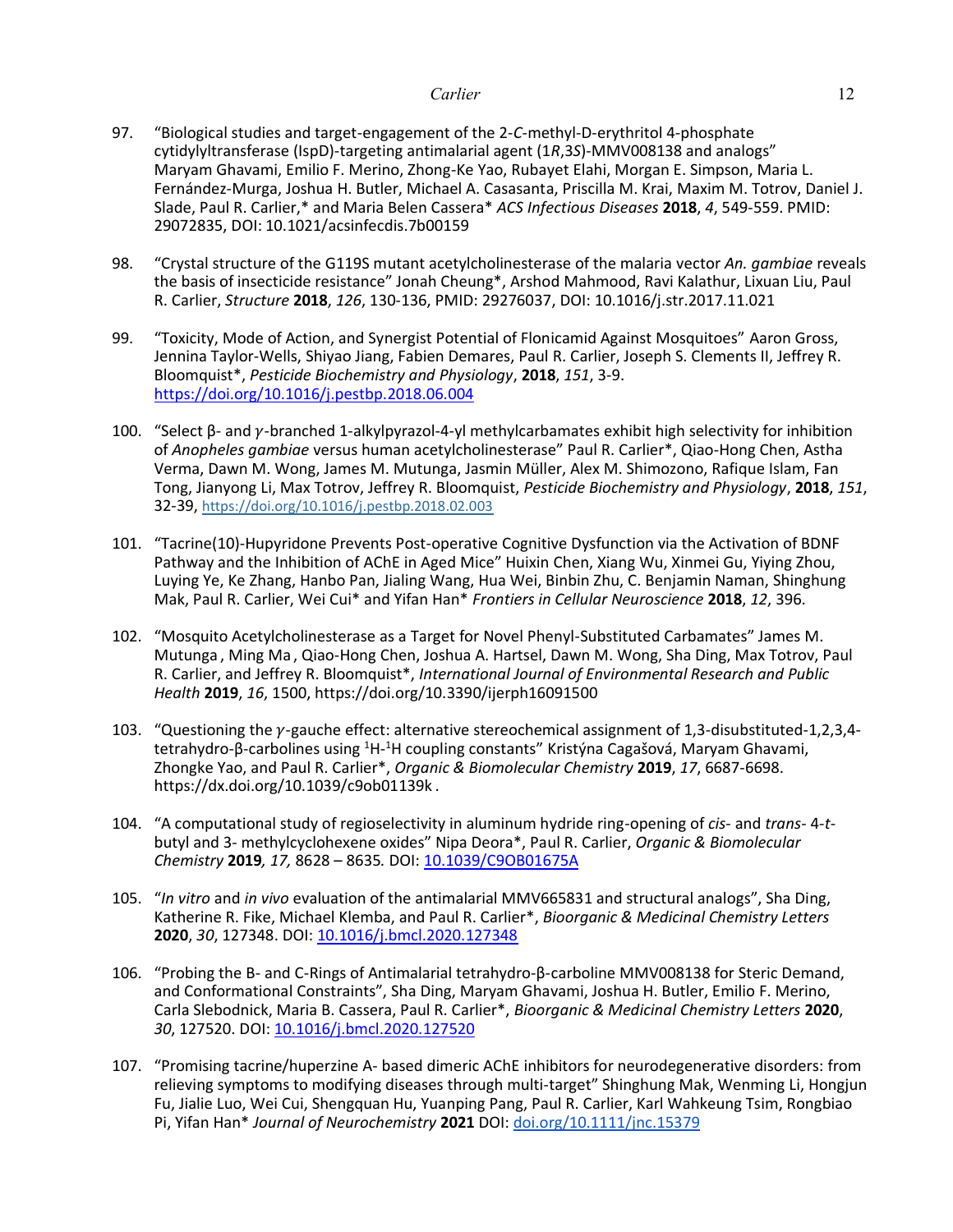97. "Biological studies and target-engagement of the 2-*C*-methyl-D-erythritol 4-phosphate cytidylyltransferase (IspD)-targeting antimalarial agent (1*R*,3*S*)-MMV008138 and analogs" Maryam Ghavami, Emilio F. Merino, Zhong-Ke Yao, Rubayet Elahi, Morgan E. Simpson, Maria L. Fernández-Murga, Joshua H. Butler, Michael A. Casasanta, Priscilla M. Krai, Maxim M. Totrov, Daniel J. Slade, Paul R. Carlier,* and Maria Belen Cassera* *ACS Infectious Diseases* **2018**, *4*, 549-559. PMID: 29072835, DOI: 10.1021/acsinfecdis.7b00159

98. "Crystal structure of the G119S mutant acetylcholinesterase of the malaria vector *An. gambiae* reveals the basis of insecticide resistance" Jonah Cheung*, Arshod Mahmood, Ravi Kalathur, Lixuan Liu, Paul R. Carlier, *Structure* **2018**, *126*, 130-136, PMID: 29276037, DOI: 10.1016/j.str.2017.11.021

99. "Toxicity, Mode of Action, and Synergist Potential of Flonicamid Against Mosquitoes" Aaron Gross, Jennina Taylor-Wells, Shiyao Jiang, Fabien Demares, Paul R. Carlier, Joseph S. Clements II, Jeffrey R. Bloomquist*, *Pesticide Biochemistry and Physiology*, **2018**, *151*, 3-9. https://doi.org/10.1016/j.pestbp.2018.06.004

100. "Select β- and γ-branched 1-alkylpyrazol-4-yl methylcarbamates exhibit high selectivity for inhibition of *Anopheles gambiae* versus human acetylcholinesterase" Paul R. Carlier*, Qiao-Hong Chen, Astha Verma, Dawn M. Wong, James M. Mutunga, Jasmin Müller, Alex M. Shimozono, Rafique Islam, Fan Tong, Jianyong Li, Max Totrov, Jeffrey R. Bloomquist, *Pesticide Biochemistry and Physiology*, **2018**, *151*, 32-39, https://doi.org/10.1016/j.pestbp.2018.02.003

101. "Tacrine(10)-Hupyridone Prevents Post-operative Cognitive Dysfunction via the Activation of BDNF Pathway and the Inhibition of AChE in Aged Mice" Huixin Chen, Xiang Wu, Xinmei Gu, Yiying Zhou, Luying Ye, Ke Zhang, Hanbo Pan, Jialing Wang, Hua Wei, Binbin Zhu, C. Benjamin Naman, Shinghung Mak, Paul R. Carlier, Wei Cui* and Yifan Han* *Frontiers in Cellular Neuroscience* **2018**, *12*, 396.

102. "Mosquito Acetylcholinesterase as a Target for Novel Phenyl-Substituted Carbamates" James M. Mutunga , Ming Ma , Qiao-Hong Chen, Joshua A. Hartsel, Dawn M. Wong, Sha Ding, Max Totrov, Paul R. Carlier, and Jeffrey R. Bloomquist*, *International Journal of Environmental Research and Public Health* **2019**, *16*, 1500, https://doi.org/10.3390/ijerph16091500

103. "Questioning the γ-gauche effect: alternative stereochemical assignment of 1,3-disubstituted-1,2,3,4-tetrahydro-β-carbolines using $^1$H-$^1$H coupling constants" Kristýna Cagašová, Maryam Ghavami, Zhongke Yao, and Paul R. Carlier*, *Organic & Biomolecular Chemistry* **2019**, *17*, 6687-6698. https://dx.doi.org/10.1039/c9ob01139k .

104. "A computational study of regioselectivity in aluminum hydride ring-opening of *cis*- and *trans*- 4-*t*-butyl and 3- methylcyclohexene oxides" Nipa Deora*, Paul R. Carlier, *Organic & Biomolecular Chemistry* **2019***, 17,* 8628 – 8635*.* DOI: 10.1039/C9OB01675A

105. "*In vitro* and *in vivo* evaluation of the antimalarial MMV665831 and structural analogs", Sha Ding, Katherine R. Fike, Michael Klemba, and Paul R. Carlier*, *Bioorganic & Medicinal Chemistry Letters* **2020**, *30*, 127348. DOI: 10.1016/j.bmcl.2020.127348

106. "Probing the B- and C-Rings of Antimalarial tetrahydro-β-carboline MMV008138 for Steric Demand, and Conformational Constraints", Sha Ding, Maryam Ghavami, Joshua H. Butler, Emilio F. Merino, Carla Slebodnick, Maria B. Cassera, Paul R. Carlier*, *Bioorganic & Medicinal Chemistry Letters* **2020**, *30*, 127520. DOI: 10.1016/j.bmcl.2020.127520

107. "Promising tacrine/huperzine A- based dimeric AChE inhibitors for neurodegenerative disorders: from relieving symptoms to modifying diseases through multi-target" Shinghung Mak, Wenming Li, Hongjun Fu, Jialie Luo, Wei Cui, Shengquan Hu, Yuanping Pang, Paul R. Carlier, Karl Wahkeung Tsim, Rongbiao Pi, Yifan Han* *Journal of Neurochemistry* **2021** DOI: doi.org/10.1111/jnc.15379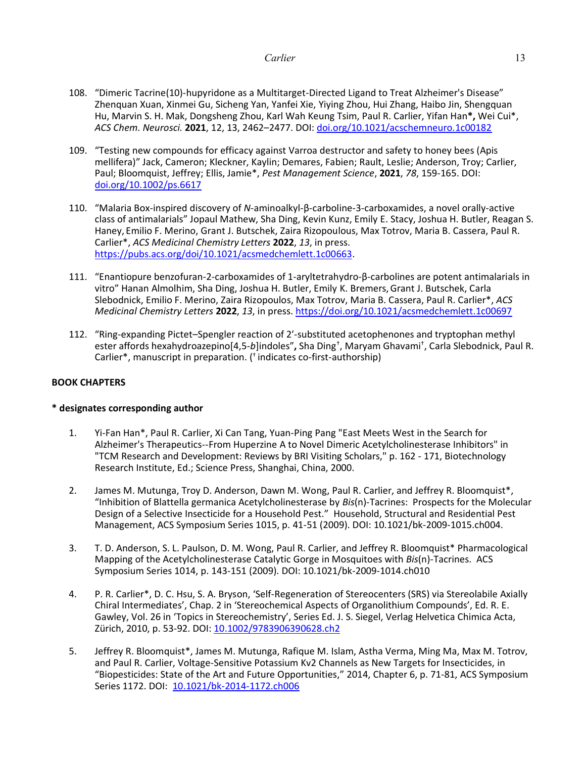108. "Dimeric Tacrine(10)-hupyridone as a Multitarget-Directed Ligand to Treat Alzheimer's Disease" Zhenquan Xuan, Xinmei Gu, Sicheng Yan, Yanfei Xie, Yiying Zhou, Hui Zhang, Haibo Jin, Shengquan Hu, Marvin S. H. Mak, Dongsheng Zhou, Karl Wah Keung Tsim, Paul R. Carlier, Yifan Han**\***, Wei Cui\*, *ACS Chem. Neurosci.* **2021**, 12, 13, 2462–2477. DOI: doi.org/10.1021/acschemneuro.1c00182

109. "Testing new compounds for efficacy against Varroa destructor and safety to honey bees (Apis mellifera)" Jack, Cameron; Kleckner, Kaylin; Demares, Fabien; Rault, Leslie; Anderson, Troy; Carlier, Paul; Bloomquist, Jeffrey; Ellis, Jamie\*, *Pest Management Science*, **2021**, *78*, 159-165. DOI: doi.org/10.1002/ps.6617

110. "Malaria Box-inspired discovery of *N*-aminoalkyl-β-carboline-3-carboxamides, a novel orally-active class of antimalarials" Jopaul Mathew, Sha Ding, Kevin Kunz, Emily E. Stacy, Joshua H. Butler, Reagan S. Haney, Emilio F. Merino, Grant J. Butschek, Zaira Rizopoulous, Max Totrov, Maria B. Cassera, Paul R. Carlier\*, *ACS Medicinal Chemistry Letters* **2022**, *13*, in press. https://pubs.acs.org/doi/10.1021/acsmedchemlett.1c00663.

111. "Enantiopure benzofuran-2-carboxamides of 1-aryltetrahydro-β-carbolines are potent antimalarials in vitro" Hanan Almolhim, Sha Ding, Joshua H. Butler, Emily K. Bremers, Grant J. Butschek, Carla Slebodnick, Emilio F. Merino, Zaira Rizopoulos, Max Totrov, Maria B. Cassera, Paul R. Carlier\*, *ACS Medicinal Chemistry Letters* **2022**, *13*, in press. https://doi.org/10.1021/acsmedchemlett.1c00697

112. "Ring-expanding Pictet–Spengler reaction of 2'-substituted acetophenones and tryptophan methyl ester affords hexahydroazepino[4,5-*b*]indoles", Sha Ding[†]**,** Maryam Ghavami[†], Carla Slebodnick, Paul R. Carlier\*, manuscript in preparation. ([†] indicates co-first-authorship)

**BOOK CHAPTERS**

**\* designates corresponding author**

1. Yi-Fan Han\*, Paul R. Carlier, Xi Can Tang, Yuan-Ping Pang "East Meets West in the Search for Alzheimer's Therapeutics--From Huperzine A to Novel Dimeric Acetylcholinesterase Inhibitors" in "TCM Research and Development: Reviews by BRI Visiting Scholars," p. 162 - 171, Biotechnology Research Institute, Ed.; Science Press, Shanghai, China, 2000.

2. James M. Mutunga, Troy D. Anderson, Dawn M. Wong, Paul R. Carlier, and Jeffrey R. Bloomquist\*, "Inhibition of Blattella germanica Acetylcholinesterase by *Bis*(n)-Tacrines: Prospects for the Molecular Design of a Selective Insecticide for a Household Pest." Household, Structural and Residential Pest Management, ACS Symposium Series 1015, p. 41-51 (2009). DOI: 10.1021/bk-2009-1015.ch004.

3. T. D. Anderson, S. L. Paulson, D. M. Wong, Paul R. Carlier, and Jeffrey R. Bloomquist\* Pharmacological Mapping of the Acetylcholinesterase Catalytic Gorge in Mosquitoes with *Bis*(n)-Tacrines. ACS Symposium Series 1014, p. 143-151 (2009). DOI: 10.1021/bk-2009-1014.ch010

4. P. R. Carlier\*, D. C. Hsu, S. A. Bryson, 'Self-Regeneration of Stereocenters (SRS) via Stereolabile Axially Chiral Intermediates', Chap. 2 in 'Stereochemical Aspects of Organolithium Compounds', Ed. R. E. Gawley, Vol. 26 in 'Topics in Stereochemistry', Series Ed. J. S. Siegel, Verlag Helvetica Chimica Acta, Zürich, 2010, p. 53-92. DOI: 10.1002/9783906390628.ch2

5. Jeffrey R. Bloomquist\*, James M. Mutunga, Rafique M. Islam, Astha Verma, Ming Ma, Max M. Totrov, and Paul R. Carlier, Voltage-Sensitive Potassium Kv2 Channels as New Targets for Insecticides, in "Biopesticides: State of the Art and Future Opportunities," 2014, Chapter 6, p. 71-81, ACS Symposium Series 1172. DOI: 10.1021/bk-2014-1172.ch006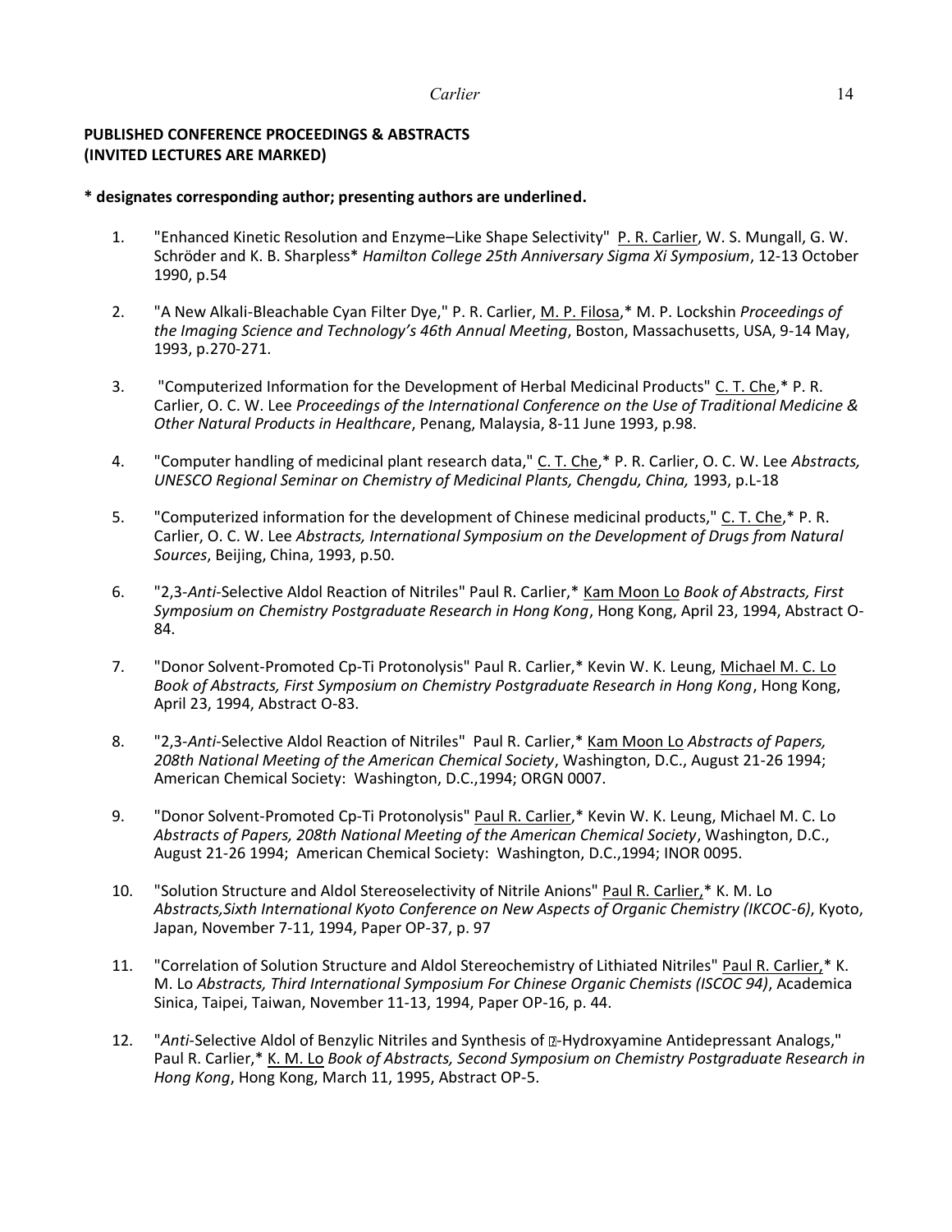**PUBLISHED CONFERENCE PROCEEDINGS & ABSTRACTS (INVITED LECTURES ARE MARKED)**

**\* designates corresponding author; presenting authors are underlined.**

1. "Enhanced Kinetic Resolution and Enzyme–Like Shape Selectivity" <u>P. R. Carlier</u>, W. S. Mungall, G. W. Schröder and K. B. Sharpless* *Hamilton College 25th Anniversary Sigma Xi Symposium*, 12-13 October 1990, p.54

2. "A New Alkali-Bleachable Cyan Filter Dye," P. R. Carlier, <u>M. P. Filosa</u>,* M. P. Lockshin *Proceedings of the Imaging Science and Technology's 46th Annual Meeting*, Boston, Massachusetts, USA, 9-14 May, 1993, p.270-271.

3. "Computerized Information for the Development of Herbal Medicinal Products" <u>C. T. Che</u>,* P. R. Carlier, O. C. W. Lee *Proceedings of the International Conference on the Use of Traditional Medicine & Other Natural Products in Healthcare*, Penang, Malaysia, 8-11 June 1993, p.98.

4. "Computer handling of medicinal plant research data," <u>C. T. Che</u>,* P. R. Carlier, O. C. W. Lee *Abstracts, UNESCO Regional Seminar on Chemistry of Medicinal Plants, Chengdu, China,* 1993, p.L-18

5. "Computerized information for the development of Chinese medicinal products," <u>C. T. Che</u>,* P. R. Carlier, O. C. W. Lee *Abstracts, International Symposium on the Development of Drugs from Natural Sources*, Beijing, China, 1993, p.50.

6. "2,3-*Anti*-Selective Aldol Reaction of Nitriles" Paul R. Carlier,* <u>Kam Moon Lo</u> *Book of Abstracts, First Symposium on Chemistry Postgraduate Research in Hong Kong*, Hong Kong, April 23, 1994, Abstract O-84.

7. "Donor Solvent-Promoted Cp-Ti Protonolysis" Paul R. Carlier,* Kevin W. K. Leung, <u>Michael M. C. Lo</u> *Book of Abstracts, First Symposium on Chemistry Postgraduate Research in Hong Kong*, Hong Kong, April 23, 1994, Abstract O-83.

8. "2,3-*Anti*-Selective Aldol Reaction of Nitriles" Paul R. Carlier,* <u>Kam Moon Lo</u> *Abstracts of Papers, 208th National Meeting of the American Chemical Society*, Washington, D.C., August 21-26 1994; American Chemical Society: Washington, D.C.,1994; ORGN 0007.

9. "Donor Solvent-Promoted Cp-Ti Protonolysis" <u>Paul R. Carlier</u>,* Kevin W. K. Leung, Michael M. C. Lo *Abstracts of Papers, 208th National Meeting of the American Chemical Society*, Washington, D.C., August 21-26 1994; American Chemical Society: Washington, D.C.,1994; INOR 0095.

10. "Solution Structure and Aldol Stereoselectivity of Nitrile Anions" <u>Paul R. Carlier,</u>* K. M. Lo *Abstracts,Sixth International Kyoto Conference on New Aspects of Organic Chemistry (IKCOC-6)*, Kyoto, Japan, November 7-11, 1994, Paper OP-37, p. 97

11. "Correlation of Solution Structure and Aldol Stereochemistry of Lithiated Nitriles" <u>Paul R. Carlier,</u>* K. M. Lo *Abstracts, Third International Symposium For Chinese Organic Chemists (ISCOC 94)*, Academica Sinica, Taipei, Taiwan, November 11-13, 1994, Paper OP-16, p. 44.

12. "*Anti*-Selective Aldol of Benzylic Nitriles and Synthesis of ?-Hydroxyamine Antidepressant Analogs," Paul R. Carlier,* <u>K. M. Lo</u> *Book of Abstracts, Second Symposium on Chemistry Postgraduate Research in Hong Kong*, Hong Kong, March 11, 1995, Abstract OP-5.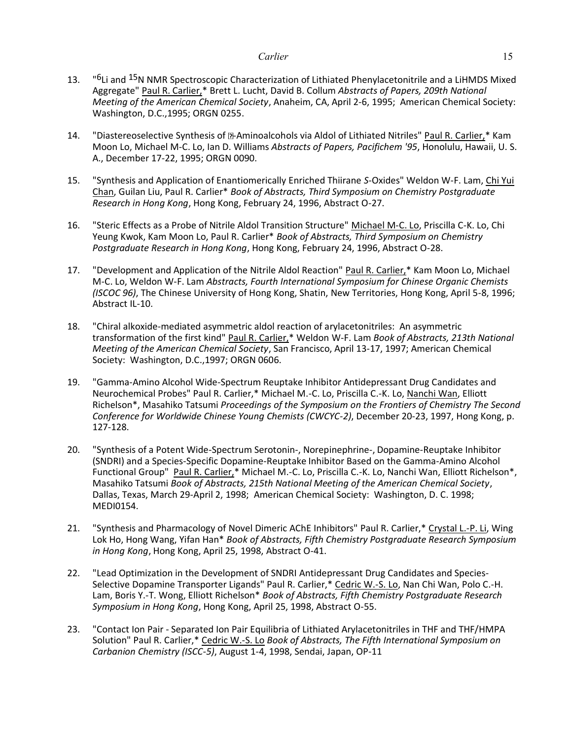13. "$^{6}$Li and $^{15}$N NMR Spectroscopic Characterization of Lithiated Phenylacetonitrile and a LiHMDS Mixed Aggregate" Paul R. Carlier,* Brett L. Lucht, David B. Collum *Abstracts of Papers, 209th National Meeting of the American Chemical Society*, Anaheim, CA, April 2-6, 1995; American Chemical Society: Washington, D.C.,1995; ORGN 0255.

14. "Diastereoselective Synthesis of ?-Aminoalcohols via Aldol of Lithiated Nitriles" Paul R. Carlier,* Kam Moon Lo, Michael M-C. Lo, Ian D. Williams *Abstracts of Papers, Pacifichem '95*, Honolulu, Hawaii, U. S. A., December 17-22, 1995; ORGN 0090.

15. "Synthesis and Application of Enantiomerically Enriched Thiirane *S*-Oxides" Weldon W-F. Lam, Chi Yui Chan, Guilan Liu, Paul R. Carlier* *Book of Abstracts, Third Symposium on Chemistry Postgraduate Research in Hong Kong*, Hong Kong, February 24, 1996, Abstract O-27.

16. "Steric Effects as a Probe of Nitrile Aldol Transition Structure" Michael M-C. Lo, Priscilla C-K. Lo, Chi Yeung Kwok, Kam Moon Lo, Paul R. Carlier* *Book of Abstracts, Third Symposium on Chemistry Postgraduate Research in Hong Kong*, Hong Kong, February 24, 1996, Abstract O-28.

17. "Development and Application of the Nitrile Aldol Reaction" Paul R. Carlier,* Kam Moon Lo, Michael M-C. Lo, Weldon W-F. Lam *Abstracts, Fourth International Symposium for Chinese Organic Chemists (ISCOC 96)*, The Chinese University of Hong Kong, Shatin, New Territories, Hong Kong, April 5-8, 1996; Abstract IL-10.

18. "Chiral alkoxide-mediated asymmetric aldol reaction of arylacetonitriles: An asymmetric transformation of the first kind" Paul R. Carlier,* Weldon W-F. Lam *Book of Abstracts, 213th National Meeting of the American Chemical Society*, San Francisco, April 13-17, 1997; American Chemical Society: Washington, D.C.,1997; ORGN 0606.

19. "Gamma-Amino Alcohol Wide-Spectrum Reuptake Inhibitor Antidepressant Drug Candidates and Neurochemical Probes" Paul R. Carlier,* Michael M.-C. Lo, Priscilla C.-K. Lo, Nanchi Wan, Elliott Richelson*, Masahiko Tatsumi *Proceedings of the Symposium on the Frontiers of Chemistry The Second Conference for Worldwide Chinese Young Chemists (CWCYC-2)*, December 20-23, 1997, Hong Kong, p. 127-128.

20. "Synthesis of a Potent Wide-Spectrum Serotonin-, Norepinephrine-, Dopamine-Reuptake Inhibitor (SNDRI) and a Species-Specific Dopamine-Reuptake Inhibitor Based on the Gamma-Amino Alcohol Functional Group" Paul R. Carlier,* Michael M.-C. Lo, Priscilla C.-K. Lo, Nanchi Wan, Elliott Richelson*, Masahiko Tatsumi *Book of Abstracts, 215th National Meeting of the American Chemical Society*, Dallas, Texas, March 29-April 2, 1998; American Chemical Society: Washington, D. C. 1998; MEDI0154.

21. "Synthesis and Pharmacology of Novel Dimeric AChE Inhibitors" Paul R. Carlier,* Crystal L.-P. Li, Wing Lok Ho, Hong Wang, Yifan Han* *Book of Abstracts, Fifth Chemistry Postgraduate Research Symposium in Hong Kong*, Hong Kong, April 25, 1998, Abstract O-41.

22. "Lead Optimization in the Development of SNDRI Antidepressant Drug Candidates and Species-Selective Dopamine Transporter Ligands" Paul R. Carlier,* Cedric W.-S. Lo, Nan Chi Wan, Polo C.-H. Lam, Boris Y.-T. Wong, Elliott Richelson* *Book of Abstracts, Fifth Chemistry Postgraduate Research Symposium in Hong Kong*, Hong Kong, April 25, 1998, Abstract O-55.

23. "Contact Ion Pair - Separated Ion Pair Equilibria of Lithiated Arylacetonitriles in THF and THF/HMPA Solution" Paul R. Carlier,* Cedric W.-S. Lo *Book of Abstracts, The Fifth International Symposium on Carbanion Chemistry (ISCC-5)*, August 1-4, 1998, Sendai, Japan, OP-11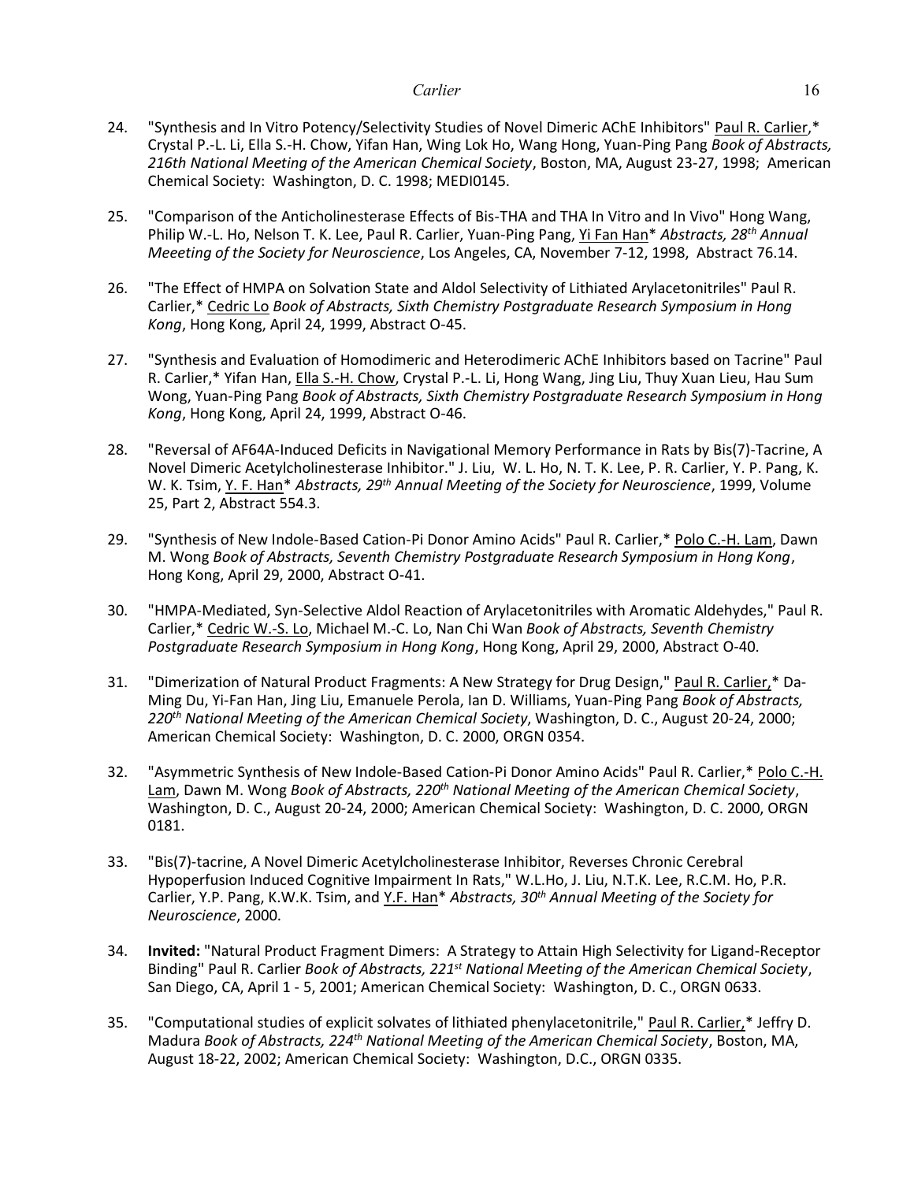24. "Synthesis and In Vitro Potency/Selectivity Studies of Novel Dimeric AChE Inhibitors" Paul R. Carlier,* Crystal P.-L. Li, Ella S.-H. Chow, Yifan Han, Wing Lok Ho, Wang Hong, Yuan-Ping Pang *Book of Abstracts, 216th National Meeting of the American Chemical Society*, Boston, MA, August 23-27, 1998; American Chemical Society: Washington, D. C. 1998; MEDI0145.

25. "Comparison of the Anticholinesterase Effects of Bis-THA and THA In Vitro and In Vivo" Hong Wang, Philip W.-L. Ho, Nelson T. K. Lee, Paul R. Carlier, Yuan-Ping Pang, Yi Fan Han* *Abstracts, 28th Annual Meeeting of the Society for Neuroscience*, Los Angeles, CA, November 7-12, 1998, Abstract 76.14.

26. "The Effect of HMPA on Solvation State and Aldol Selectivity of Lithiated Arylacetonitriles" Paul R. Carlier,* Cedric Lo *Book of Abstracts, Sixth Chemistry Postgraduate Research Symposium in Hong Kong*, Hong Kong, April 24, 1999, Abstract O-45.

27. "Synthesis and Evaluation of Homodimeric and Heterodimeric AChE Inhibitors based on Tacrine" Paul R. Carlier,* Yifan Han, Ella S.-H. Chow, Crystal P.-L. Li, Hong Wang, Jing Liu, Thuy Xuan Lieu, Hau Sum Wong, Yuan-Ping Pang *Book of Abstracts, Sixth Chemistry Postgraduate Research Symposium in Hong Kong*, Hong Kong, April 24, 1999, Abstract O-46.

28. "Reversal of AF64A-Induced Deficits in Navigational Memory Performance in Rats by Bis(7)-Tacrine, A Novel Dimeric Acetylcholinesterase Inhibitor." J. Liu, W. L. Ho, N. T. K. Lee, P. R. Carlier, Y. P. Pang, K. W. K. Tsim, Y. F. Han* *Abstracts, 29th Annual Meeting of the Society for Neuroscience*, 1999, Volume 25, Part 2, Abstract 554.3.

29. "Synthesis of New Indole-Based Cation-Pi Donor Amino Acids" Paul R. Carlier,* Polo C.-H. Lam, Dawn M. Wong *Book of Abstracts, Seventh Chemistry Postgraduate Research Symposium in Hong Kong*, Hong Kong, April 29, 2000, Abstract O-41.

30. "HMPA-Mediated, Syn-Selective Aldol Reaction of Arylacetonitriles with Aromatic Aldehydes," Paul R. Carlier,* Cedric W.-S. Lo, Michael M.-C. Lo, Nan Chi Wan *Book of Abstracts, Seventh Chemistry Postgraduate Research Symposium in Hong Kong*, Hong Kong, April 29, 2000, Abstract O-40.

31. "Dimerization of Natural Product Fragments: A New Strategy for Drug Design," Paul R. Carlier,* Da-Ming Du, Yi-Fan Han, Jing Liu, Emanuele Perola, Ian D. Williams, Yuan-Ping Pang *Book of Abstracts, 220th National Meeting of the American Chemical Society*, Washington, D. C., August 20-24, 2000; American Chemical Society: Washington, D. C. 2000, ORGN 0354.

32. "Asymmetric Synthesis of New Indole-Based Cation-Pi Donor Amino Acids" Paul R. Carlier,* Polo C.-H. Lam, Dawn M. Wong *Book of Abstracts, 220th National Meeting of the American Chemical Society*, Washington, D. C., August 20-24, 2000; American Chemical Society: Washington, D. C. 2000, ORGN 0181.

33. "Bis(7)-tacrine, A Novel Dimeric Acetylcholinesterase Inhibitor, Reverses Chronic Cerebral Hypoperfusion Induced Cognitive Impairment In Rats," W.L.Ho, J. Liu, N.T.K. Lee, R.C.M. Ho, P.R. Carlier, Y.P. Pang, K.W.K. Tsim, and Y.F. Han* *Abstracts, 30th Annual Meeting of the Society for Neuroscience*, 2000.

34. **Invited:** "Natural Product Fragment Dimers: A Strategy to Attain High Selectivity for Ligand-Receptor Binding" Paul R. Carlier *Book of Abstracts, 221st National Meeting of the American Chemical Society*, San Diego, CA, April 1 - 5, 2001; American Chemical Society: Washington, D. C., ORGN 0633.

35. "Computational studies of explicit solvates of lithiated phenylacetonitrile," Paul R. Carlier,* Jeffry D. Madura *Book of Abstracts, 224th National Meeting of the American Chemical Society*, Boston, MA, August 18-22, 2002; American Chemical Society: Washington, D.C., ORGN 0335.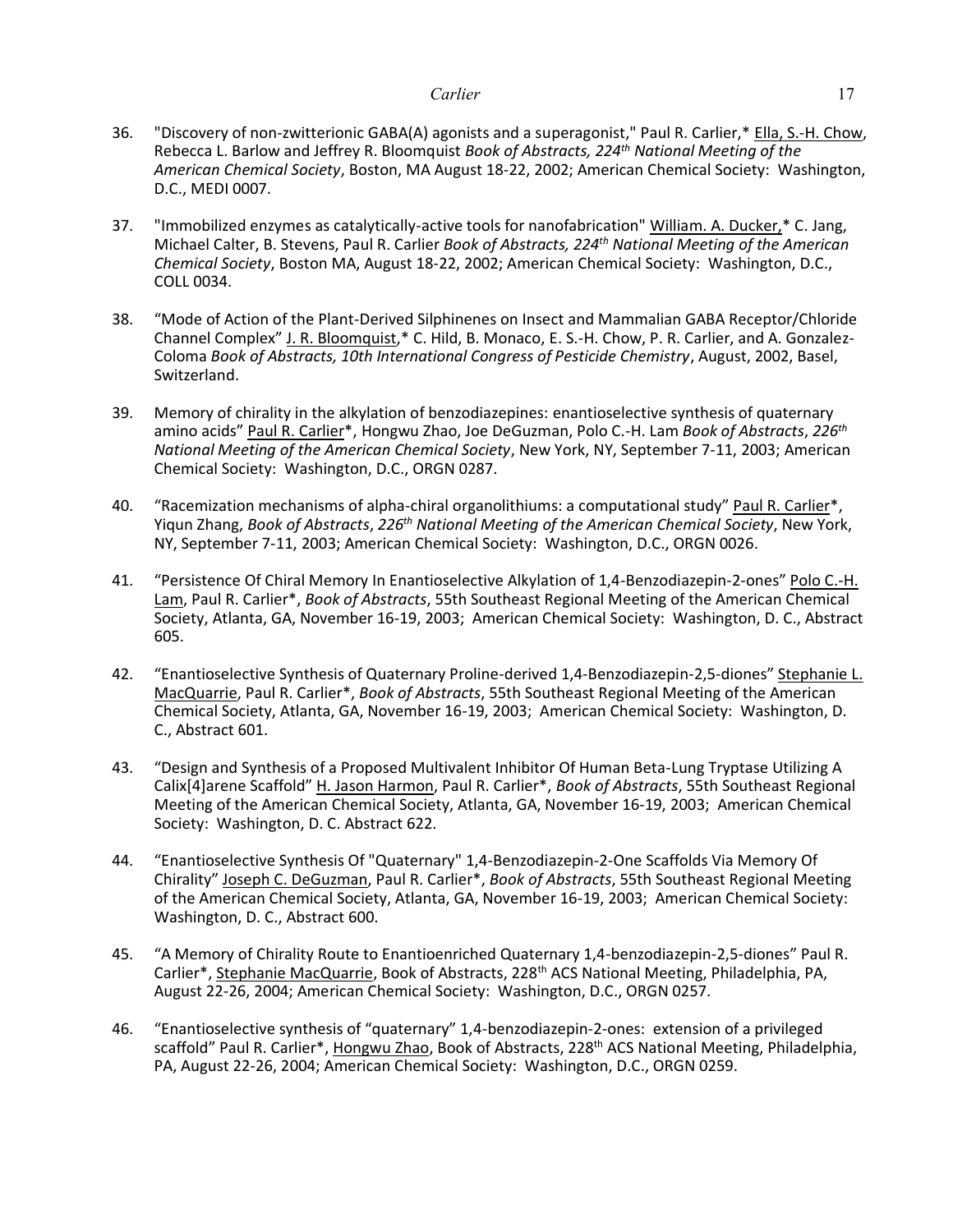36. "Discovery of non-zwitterionic GABA(A) agonists and a superagonist," Paul R. Carlier,* Ella, S.-H. Chow, Rebecca L. Barlow and Jeffrey R. Bloomquist *Book of Abstracts, 224th National Meeting of the American Chemical Society*, Boston, MA August 18-22, 2002; American Chemical Society: Washington, D.C., MEDI 0007.

37. "Immobilized enzymes as catalytically-active tools for nanofabrication" William. A. Ducker,* C. Jang, Michael Calter, B. Stevens, Paul R. Carlier *Book of Abstracts, 224th National Meeting of the American Chemical Society*, Boston MA, August 18-22, 2002; American Chemical Society: Washington, D.C., COLL 0034.

38. "Mode of Action of the Plant-Derived Silphinenes on Insect and Mammalian GABA Receptor/Chloride Channel Complex" J. R. Bloomquist,* C. Hild, B. Monaco, E. S.-H. Chow, P. R. Carlier, and A. Gonzalez-Coloma *Book of Abstracts, 10th International Congress of Pesticide Chemistry*, August, 2002, Basel, Switzerland.

39. Memory of chirality in the alkylation of benzodiazepines: enantioselective synthesis of quaternary amino acids" Paul R. Carlier*, Hongwu Zhao, Joe DeGuzman, Polo C.-H. Lam *Book of Abstracts*, *226th National Meeting of the American Chemical Society*, New York, NY, September 7-11, 2003; American Chemical Society: Washington, D.C., ORGN 0287.

40. "Racemization mechanisms of alpha-chiral organolithiums: a computational study" Paul R. Carlier*, Yiqun Zhang, *Book of Abstracts*, *226th National Meeting of the American Chemical Society*, New York, NY, September 7-11, 2003; American Chemical Society: Washington, D.C., ORGN 0026.

41. "Persistence Of Chiral Memory In Enantioselective Alkylation of 1,4-Benzodiazepin-2-ones" Polo C.-H. Lam, Paul R. Carlier*, *Book of Abstracts*, 55th Southeast Regional Meeting of the American Chemical Society, Atlanta, GA, November 16-19, 2003; American Chemical Society: Washington, D. C., Abstract 605.

42. "Enantioselective Synthesis of Quaternary Proline-derived 1,4-Benzodiazepin-2,5-diones" Stephanie L. MacQuarrie, Paul R. Carlier*, *Book of Abstracts*, 55th Southeast Regional Meeting of the American Chemical Society, Atlanta, GA, November 16-19, 2003; American Chemical Society: Washington, D. C., Abstract 601.

43. "Design and Synthesis of a Proposed Multivalent Inhibitor Of Human Beta-Lung Tryptase Utilizing A Calix[4]arene Scaffold" H. Jason Harmon, Paul R. Carlier*, *Book of Abstracts*, 55th Southeast Regional Meeting of the American Chemical Society, Atlanta, GA, November 16-19, 2003; American Chemical Society: Washington, D. C. Abstract 622.

44. "Enantioselective Synthesis Of "Quaternary" 1,4-Benzodiazepin-2-One Scaffolds Via Memory Of Chirality" Joseph C. DeGuzman, Paul R. Carlier*, *Book of Abstracts*, 55th Southeast Regional Meeting of the American Chemical Society, Atlanta, GA, November 16-19, 2003; American Chemical Society: Washington, D. C., Abstract 600.

45. "A Memory of Chirality Route to Enantioenriched Quaternary 1,4-benzodiazepin-2,5-diones" Paul R. Carlier*, Stephanie MacQuarrie, Book of Abstracts, 228th ACS National Meeting, Philadelphia, PA, August 22-26, 2004; American Chemical Society: Washington, D.C., ORGN 0257.

46. "Enantioselective synthesis of "quaternary" 1,4-benzodiazepin-2-ones: extension of a privileged scaffold" Paul R. Carlier*, Hongwu Zhao, Book of Abstracts, 228th ACS National Meeting, Philadelphia, PA, August 22-26, 2004; American Chemical Society: Washington, D.C., ORGN 0259.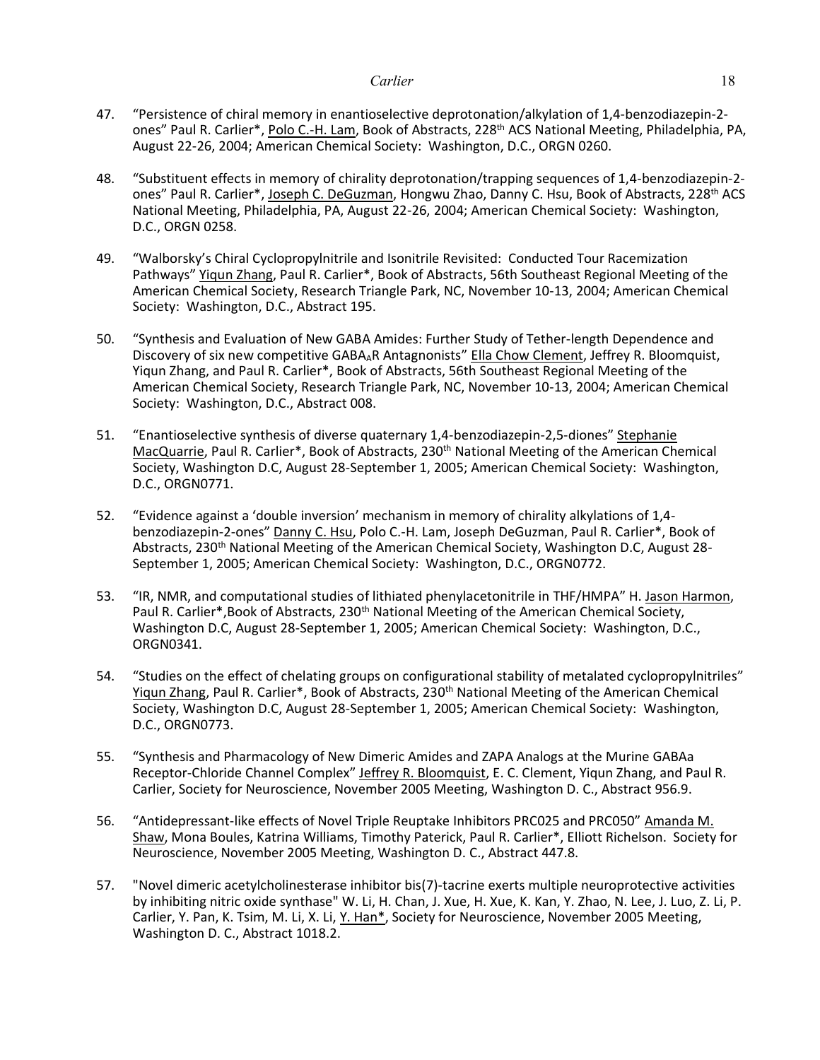47. "Persistence of chiral memory in enantioselective deprotonation/alkylation of 1,4-benzodiazepin-2-ones" Paul R. Carlier*, Polo C.-H. Lam, Book of Abstracts, 228th ACS National Meeting, Philadelphia, PA, August 22-26, 2004; American Chemical Society: Washington, D.C., ORGN 0260.

48. "Substituent effects in memory of chirality deprotonation/trapping sequences of 1,4-benzodiazepin-2-ones" Paul R. Carlier*, Joseph C. DeGuzman, Hongwu Zhao, Danny C. Hsu, Book of Abstracts, 228th ACS National Meeting, Philadelphia, PA, August 22-26, 2004; American Chemical Society: Washington, D.C., ORGN 0258.

49. "Walborsky's Chiral Cyclopropylnitrile and Isonitrile Revisited: Conducted Tour Racemization Pathways" Yiqun Zhang, Paul R. Carlier*, Book of Abstracts, 56th Southeast Regional Meeting of the American Chemical Society, Research Triangle Park, NC, November 10-13, 2004; American Chemical Society: Washington, D.C., Abstract 195.

50. "Synthesis and Evaluation of New GABA Amides: Further Study of Tether-length Dependence and Discovery of six new competitive $GABA_AR$ Antagonists" Ella Chow Clement, Jeffrey R. Bloomquist, Yiqun Zhang, and Paul R. Carlier*, Book of Abstracts, 56th Southeast Regional Meeting of the American Chemical Society, Research Triangle Park, NC, November 10-13, 2004; American Chemical Society: Washington, D.C., Abstract 008.

51. "Enantioselective synthesis of diverse quaternary 1,4-benzodiazepin-2,5-diones" Stephanie MacQuarrie, Paul R. Carlier*, Book of Abstracts, 230th National Meeting of the American Chemical Society, Washington D.C, August 28-September 1, 2005; American Chemical Society: Washington, D.C., ORGN0771.

52. "Evidence against a 'double inversion' mechanism in memory of chirality alkylations of 1,4-benzodiazepin-2-ones" Danny C. Hsu, Polo C.-H. Lam, Joseph DeGuzman, Paul R. Carlier*, Book of Abstracts, 230th National Meeting of the American Chemical Society, Washington D.C, August 28-September 1, 2005; American Chemical Society: Washington, D.C., ORGN0772.

53. "IR, NMR, and computational studies of lithiated phenylacetonitrile in THF/HMPA" H. Jason Harmon, Paul R. Carlier*,Book of Abstracts, 230th National Meeting of the American Chemical Society, Washington D.C, August 28-September 1, 2005; American Chemical Society: Washington, D.C., ORGN0341.

54. "Studies on the effect of chelating groups on configurational stability of metalated cyclopropylnitriles" Yiqun Zhang, Paul R. Carlier*, Book of Abstracts, 230th National Meeting of the American Chemical Society, Washington D.C, August 28-September 1, 2005; American Chemical Society: Washington, D.C., ORGN0773.

55. "Synthesis and Pharmacology of New Dimeric Amides and ZAPA Analogs at the Murine GABAa Receptor-Chloride Channel Complex" Jeffrey R. Bloomquist, E. C. Clement, Yiqun Zhang, and Paul R. Carlier, Society for Neuroscience, November 2005 Meeting, Washington D. C., Abstract 956.9.

56. "Antidepressant-like effects of Novel Triple Reuptake Inhibitors PRC025 and PRC050" Amanda M. Shaw, Mona Boules, Katrina Williams, Timothy Paterick, Paul R. Carlier*, Elliott Richelson. Society for Neuroscience, November 2005 Meeting, Washington D. C., Abstract 447.8.

57. "Novel dimeric acetylcholinesterase inhibitor bis(7)-tacrine exerts multiple neuroprotective activities by inhibiting nitric oxide synthase" W. Li, H. Chan, J. Xue, H. Xue, K. Kan, Y. Zhao, N. Lee, J. Luo, Z. Li, P. Carlier, Y. Pan, K. Tsim, M. Li, X. Li, Y. Han*, Society for Neuroscience, November 2005 Meeting, Washington D. C., Abstract 1018.2.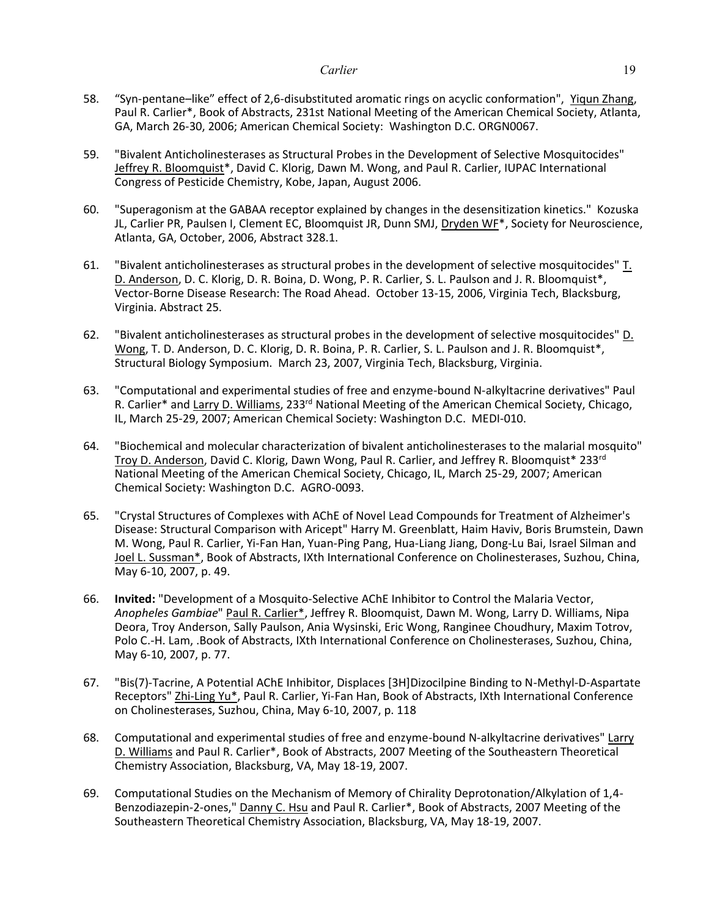58. "Syn-pentane–like" effect of 2,6-disubstituted aromatic rings on acyclic conformation", Yiqun Zhang, Paul R. Carlier*, Book of Abstracts, 231st National Meeting of the American Chemical Society, Atlanta, GA, March 26-30, 2006; American Chemical Society: Washington D.C. ORGN0067.

59. "Bivalent Anticholinesterases as Structural Probes in the Development of Selective Mosquitocides" Jeffrey R. Bloomquist*, David C. Klorig, Dawn M. Wong, and Paul R. Carlier, IUPAC International Congress of Pesticide Chemistry, Kobe, Japan, August 2006.

60. "Superagonism at the GABAA receptor explained by changes in the desensitization kinetics." Kozuska JL, Carlier PR, Paulsen I, Clement EC, Bloomquist JR, Dunn SMJ, Dryden WF*, Society for Neuroscience, Atlanta, GA, October, 2006, Abstract 328.1.

61. "Bivalent anticholinesterases as structural probes in the development of selective mosquitocides" T. D. Anderson, D. C. Klorig, D. R. Boina, D. Wong, P. R. Carlier, S. L. Paulson and J. R. Bloomquist*, Vector-Borne Disease Research: The Road Ahead. October 13-15, 2006, Virginia Tech, Blacksburg, Virginia. Abstract 25.

62. "Bivalent anticholinesterases as structural probes in the development of selective mosquitocides" D. Wong, T. D. Anderson, D. C. Klorig, D. R. Boina, P. R. Carlier, S. L. Paulson and J. R. Bloomquist*, Structural Biology Symposium. March 23, 2007, Virginia Tech, Blacksburg, Virginia.

63. "Computational and experimental studies of free and enzyme-bound N-alkyltacrine derivatives" Paul R. Carlier* and Larry D. Williams, 233rd National Meeting of the American Chemical Society, Chicago, IL, March 25-29, 2007; American Chemical Society: Washington D.C. MEDI-010.

64. "Biochemical and molecular characterization of bivalent anticholinesterases to the malarial mosquito" Troy D. Anderson, David C. Klorig, Dawn Wong, Paul R. Carlier, and Jeffrey R. Bloomquist* 233rd National Meeting of the American Chemical Society, Chicago, IL, March 25-29, 2007; American Chemical Society: Washington D.C. AGRO-0093.

65. "Crystal Structures of Complexes with AChE of Novel Lead Compounds for Treatment of Alzheimer's Disease: Structural Comparison with Aricept" Harry M. Greenblatt, Haim Haviv, Boris Brumstein, Dawn M. Wong, Paul R. Carlier, Yi-Fan Han, Yuan-Ping Pang, Hua-Liang Jiang, Dong-Lu Bai, Israel Silman and Joel L. Sussman*, Book of Abstracts, IXth International Conference on Cholinesterases, Suzhou, China, May 6-10, 2007, p. 49.

66. **Invited:** "Development of a Mosquito-Selective AChE Inhibitor to Control the Malaria Vector, *Anopheles Gambiae*" Paul R. Carlier*, Jeffrey R. Bloomquist, Dawn M. Wong, Larry D. Williams, Nipa Deora, Troy Anderson, Sally Paulson, Ania Wysinski, Eric Wong, Ranginee Choudhury, Maxim Totrov, Polo C.-H. Lam, .Book of Abstracts, IXth International Conference on Cholinesterases, Suzhou, China, May 6-10, 2007, p. 77.

67. "Bis(7)-Tacrine, A Potential AChE Inhibitor, Displaces [3H]Dizocilpine Binding to N-Methyl-D-Aspartate Receptors" Zhi-Ling Yu*, Paul R. Carlier, Yi-Fan Han, Book of Abstracts, IXth International Conference on Cholinesterases, Suzhou, China, May 6-10, 2007, p. 118

68. Computational and experimental studies of free and enzyme-bound N-alkyltacrine derivatives" Larry D. Williams and Paul R. Carlier*, Book of Abstracts, 2007 Meeting of the Southeastern Theoretical Chemistry Association, Blacksburg, VA, May 18-19, 2007.

69. Computational Studies on the Mechanism of Memory of Chirality Deprotonation/Alkylation of 1,4-Benzodiazepin-2-ones," Danny C. Hsu and Paul R. Carlier*, Book of Abstracts, 2007 Meeting of the Southeastern Theoretical Chemistry Association, Blacksburg, VA, May 18-19, 2007.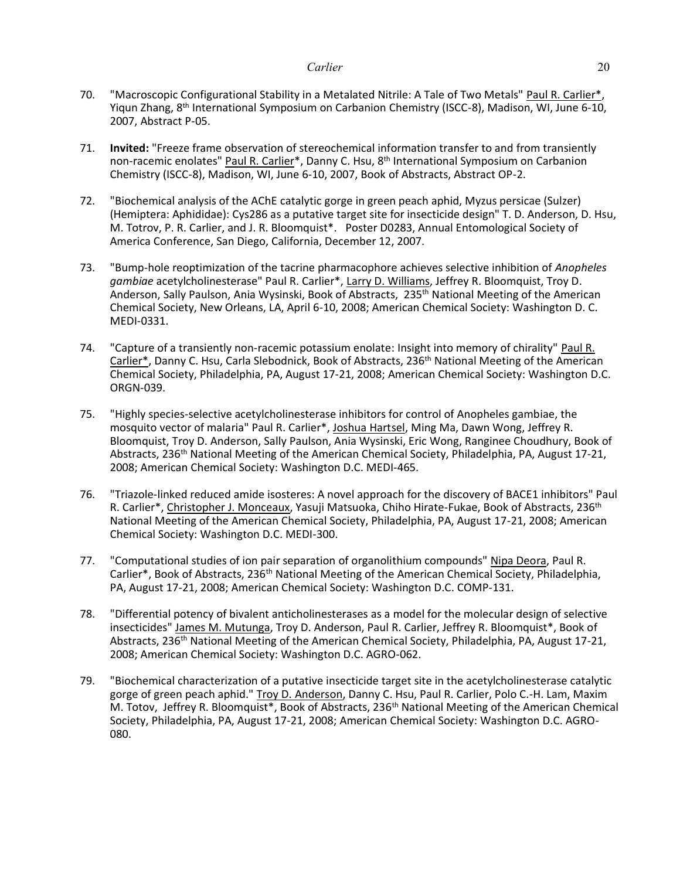70. "Macroscopic Configurational Stability in a Metalated Nitrile: A Tale of Two Metals" Paul R. Carlier*, Yiqun Zhang, 8th International Symposium on Carbanion Chemistry (ISCC-8), Madison, WI, June 6-10, 2007, Abstract P-05.

71. **Invited:** "Freeze frame observation of stereochemical information transfer to and from transiently non-racemic enolates" Paul R. Carlier*, Danny C. Hsu, 8th International Symposium on Carbanion Chemistry (ISCC-8), Madison, WI, June 6-10, 2007, Book of Abstracts, Abstract OP-2.

72. "Biochemical analysis of the AChE catalytic gorge in green peach aphid, Myzus persicae (Sulzer) (Hemiptera: Aphididae): Cys286 as a putative target site for insecticide design" T. D. Anderson, D. Hsu, M. Totrov, P. R. Carlier, and J. R. Bloomquist*. Poster D0283, Annual Entomological Society of America Conference, San Diego, California, December 12, 2007.

73. "Bump-hole reoptimization of the tacrine pharmacophore achieves selective inhibition of *Anopheles gambiae* acetylcholinesterase" Paul R. Carlier*, Larry D. Williams, Jeffrey R. Bloomquist, Troy D. Anderson, Sally Paulson, Ania Wysinski, Book of Abstracts, 235th National Meeting of the American Chemical Society, New Orleans, LA, April 6-10, 2008; American Chemical Society: Washington D. C. MEDI-0331.

74. "Capture of a transiently non-racemic potassium enolate: Insight into memory of chirality" Paul R. Carlier*, Danny C. Hsu, Carla Slebodnick, Book of Abstracts, 236th National Meeting of the American Chemical Society, Philadelphia, PA, August 17-21, 2008; American Chemical Society: Washington D.C. ORGN-039.

75. "Highly species-selective acetylcholinesterase inhibitors for control of Anopheles gambiae, the mosquito vector of malaria" Paul R. Carlier*, Joshua Hartsel, Ming Ma, Dawn Wong, Jeffrey R. Bloomquist, Troy D. Anderson, Sally Paulson, Ania Wysinski, Eric Wong, Ranginee Choudhury, Book of Abstracts, 236th National Meeting of the American Chemical Society, Philadelphia, PA, August 17-21, 2008; American Chemical Society: Washington D.C. MEDI-465.

76. "Triazole-linked reduced amide isosteres: A novel approach for the discovery of BACE1 inhibitors" Paul R. Carlier*, Christopher J. Monceaux, Yasuji Matsuoka, Chiho Hirate-Fukae, Book of Abstracts, 236th National Meeting of the American Chemical Society, Philadelphia, PA, August 17-21, 2008; American Chemical Society: Washington D.C. MEDI-300.

77. "Computational studies of ion pair separation of organolithium compounds" Nipa Deora, Paul R. Carlier*, Book of Abstracts, 236th National Meeting of the American Chemical Society, Philadelphia, PA, August 17-21, 2008; American Chemical Society: Washington D.C. COMP-131.

78. "Differential potency of bivalent anticholinesterases as a model for the molecular design of selective insecticides" James M. Mutunga, Troy D. Anderson, Paul R. Carlier, Jeffrey R. Bloomquist*, Book of Abstracts, 236th National Meeting of the American Chemical Society, Philadelphia, PA, August 17-21, 2008; American Chemical Society: Washington D.C. AGRO-062.

79. "Biochemical characterization of a putative insecticide target site in the acetylcholinesterase catalytic gorge of green peach aphid." Troy D. Anderson, Danny C. Hsu, Paul R. Carlier, Polo C.-H. Lam, Maxim M. Totov, Jeffrey R. Bloomquist*, Book of Abstracts, 236th National Meeting of the American Chemical Society, Philadelphia, PA, August 17-21, 2008; American Chemical Society: Washington D.C. AGRO-080.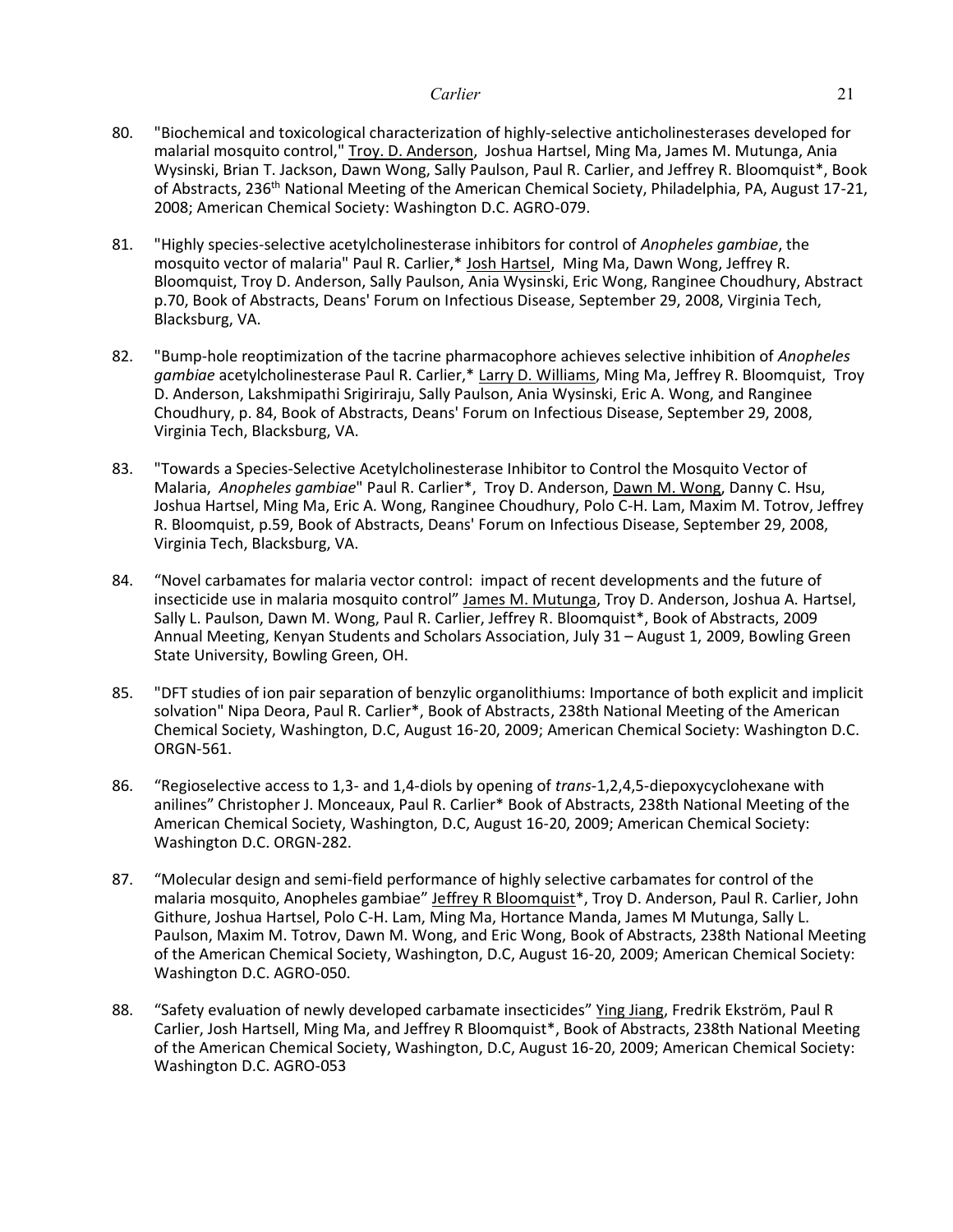80. "Biochemical and toxicological characterization of highly-selective anticholinesterases developed for malarial mosquito control," Troy. D. Anderson, Joshua Hartsel, Ming Ma, James M. Mutunga, Ania Wysinski, Brian T. Jackson, Dawn Wong, Sally Paulson, Paul R. Carlier, and Jeffrey R. Bloomquist*, Book of Abstracts, 236th National Meeting of the American Chemical Society, Philadelphia, PA, August 17-21, 2008; American Chemical Society: Washington D.C. AGRO-079.

81. "Highly species-selective acetylcholinesterase inhibitors for control of *Anopheles gambiae*, the mosquito vector of malaria" Paul R. Carlier,* Josh Hartsel, Ming Ma, Dawn Wong, Jeffrey R. Bloomquist, Troy D. Anderson, Sally Paulson, Ania Wysinski, Eric Wong, Ranginee Choudhury, Abstract p.70, Book of Abstracts, Deans' Forum on Infectious Disease, September 29, 2008, Virginia Tech, Blacksburg, VA.

82. "Bump-hole reoptimization of the tacrine pharmacophore achieves selective inhibition of *Anopheles gambiae* acetylcholinesterase Paul R. Carlier,* Larry D. Williams, Ming Ma, Jeffrey R. Bloomquist, Troy D. Anderson, Lakshmipathi Srigiriraju, Sally Paulson, Ania Wysinski, Eric A. Wong, and Ranginee Choudhury, p. 84, Book of Abstracts, Deans' Forum on Infectious Disease, September 29, 2008, Virginia Tech, Blacksburg, VA.

83. "Towards a Species-Selective Acetylcholinesterase Inhibitor to Control the Mosquito Vector of Malaria, *Anopheles gambiae*" Paul R. Carlier*, Troy D. Anderson, Dawn M. Wong, Danny C. Hsu, Joshua Hartsel, Ming Ma, Eric A. Wong, Ranginee Choudhury, Polo C-H. Lam, Maxim M. Totrov, Jeffrey R. Bloomquist, p.59, Book of Abstracts, Deans' Forum on Infectious Disease, September 29, 2008, Virginia Tech, Blacksburg, VA.

84. "Novel carbamates for malaria vector control: impact of recent developments and the future of insecticide use in malaria mosquito control" James M. Mutunga, Troy D. Anderson, Joshua A. Hartsel, Sally L. Paulson, Dawn M. Wong, Paul R. Carlier, Jeffrey R. Bloomquist*, Book of Abstracts, 2009 Annual Meeting, Kenyan Students and Scholars Association, July 31 – August 1, 2009, Bowling Green State University, Bowling Green, OH.

85. "DFT studies of ion pair separation of benzylic organolithiums: Importance of both explicit and implicit solvation" Nipa Deora, Paul R. Carlier*, Book of Abstracts, 238th National Meeting of the American Chemical Society, Washington, D.C, August 16-20, 2009; American Chemical Society: Washington D.C. ORGN-561.

86. "Regioselective access to 1,3- and 1,4-diols by opening of *trans*-1,2,4,5-diepoxycyclohexane with anilines" Christopher J. Monceaux, Paul R. Carlier* Book of Abstracts, 238th National Meeting of the American Chemical Society, Washington, D.C, August 16-20, 2009; American Chemical Society: Washington D.C. ORGN-282.

87. "Molecular design and semi-field performance of highly selective carbamates for control of the malaria mosquito, Anopheles gambiae" Jeffrey R Bloomquist*, Troy D. Anderson, Paul R. Carlier, John Githure, Joshua Hartsel, Polo C-H. Lam, Ming Ma, Hortance Manda, James M Mutunga, Sally L. Paulson, Maxim M. Totrov, Dawn M. Wong, and Eric Wong, Book of Abstracts, 238th National Meeting of the American Chemical Society, Washington, D.C, August 16-20, 2009; American Chemical Society: Washington D.C. AGRO-050.

88. "Safety evaluation of newly developed carbamate insecticides" Ying Jiang, Fredrik Ekström, Paul R Carlier, Josh Hartsell, Ming Ma, and Jeffrey R Bloomquist*, Book of Abstracts, 238th National Meeting of the American Chemical Society, Washington, D.C, August 16-20, 2009; American Chemical Society: Washington D.C. AGRO-053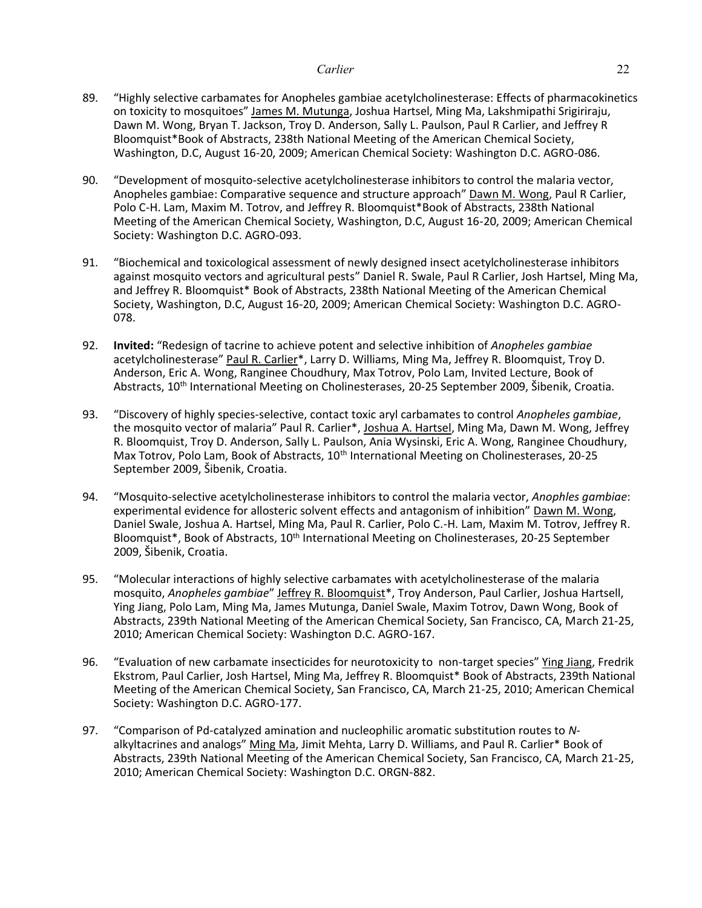89. "Highly selective carbamates for Anopheles gambiae acetylcholinesterase: Effects of pharmacokinetics on toxicity to mosquitoes" James M. Mutunga, Joshua Hartsel, Ming Ma, Lakshmipathi Srigiriraju, Dawn M. Wong, Bryan T. Jackson, Troy D. Anderson, Sally L. Paulson, Paul R Carlier, and Jeffrey R Bloomquist*Book of Abstracts, 238th National Meeting of the American Chemical Society, Washington, D.C, August 16-20, 2009; American Chemical Society: Washington D.C. AGRO-086.

90. "Development of mosquito-selective acetylcholinesterase inhibitors to control the malaria vector, Anopheles gambiae: Comparative sequence and structure approach" Dawn M. Wong, Paul R Carlier, Polo C-H. Lam, Maxim M. Totrov, and Jeffrey R. Bloomquist*Book of Abstracts, 238th National Meeting of the American Chemical Society, Washington, D.C, August 16-20, 2009; American Chemical Society: Washington D.C. AGRO-093.

91. "Biochemical and toxicological assessment of newly designed insect acetylcholinesterase inhibitors against mosquito vectors and agricultural pests" Daniel R. Swale, Paul R Carlier, Josh Hartsel, Ming Ma, and Jeffrey R. Bloomquist* Book of Abstracts, 238th National Meeting of the American Chemical Society, Washington, D.C, August 16-20, 2009; American Chemical Society: Washington D.C. AGRO-078.

92. **Invited:** "Redesign of tacrine to achieve potent and selective inhibition of *Anopheles gambiae* acetylcholinesterase" Paul R. Carlier*, Larry D. Williams, Ming Ma, Jeffrey R. Bloomquist, Troy D. Anderson, Eric A. Wong, Ranginee Choudhury, Max Totrov, Polo Lam, Invited Lecture, Book of Abstracts, 10th International Meeting on Cholinesterases, 20-25 September 2009, Šibenik, Croatia.

93. "Discovery of highly species-selective, contact toxic aryl carbamates to control *Anopheles gambiae*, the mosquito vector of malaria" Paul R. Carlier*, Joshua A. Hartsel, Ming Ma, Dawn M. Wong, Jeffrey R. Bloomquist, Troy D. Anderson, Sally L. Paulson, Ania Wysinski, Eric A. Wong, Ranginee Choudhury, Max Totrov, Polo Lam, Book of Abstracts, 10th International Meeting on Cholinesterases, 20-25 September 2009, Šibenik, Croatia.

94. "Mosquito-selective acetylcholinesterase inhibitors to control the malaria vector, *Anophles gambiae*: experimental evidence for allosteric solvent effects and antagonism of inhibition" Dawn M. Wong, Daniel Swale, Joshua A. Hartsel, Ming Ma, Paul R. Carlier, Polo C.-H. Lam, Maxim M. Totrov, Jeffrey R. Bloomquist*, Book of Abstracts, 10th International Meeting on Cholinesterases, 20-25 September 2009, Šibenik, Croatia.

95. "Molecular interactions of highly selective carbamates with acetylcholinesterase of the malaria mosquito, *Anopheles gambiae*" Jeffrey R. Bloomquist*, Troy Anderson, Paul Carlier, Joshua Hartsell, Ying Jiang, Polo Lam, Ming Ma, James Mutunga, Daniel Swale, Maxim Totrov, Dawn Wong, Book of Abstracts, 239th National Meeting of the American Chemical Society, San Francisco, CA, March 21-25, 2010; American Chemical Society: Washington D.C. AGRO-167.

96. "Evaluation of new carbamate insecticides for neurotoxicity to non-target species" Ying Jiang, Fredrik Ekstrom, Paul Carlier, Josh Hartsel, Ming Ma, Jeffrey R. Bloomquist* Book of Abstracts, 239th National Meeting of the American Chemical Society, San Francisco, CA, March 21-25, 2010; American Chemical Society: Washington D.C. AGRO-177.

97. "Comparison of Pd-catalyzed amination and nucleophilic aromatic substitution routes to *N*-alkyltacrines and analogs" Ming Ma, Jimit Mehta, Larry D. Williams, and Paul R. Carlier* Book of Abstracts, 239th National Meeting of the American Chemical Society, San Francisco, CA, March 21-25, 2010; American Chemical Society: Washington D.C. ORGN-882.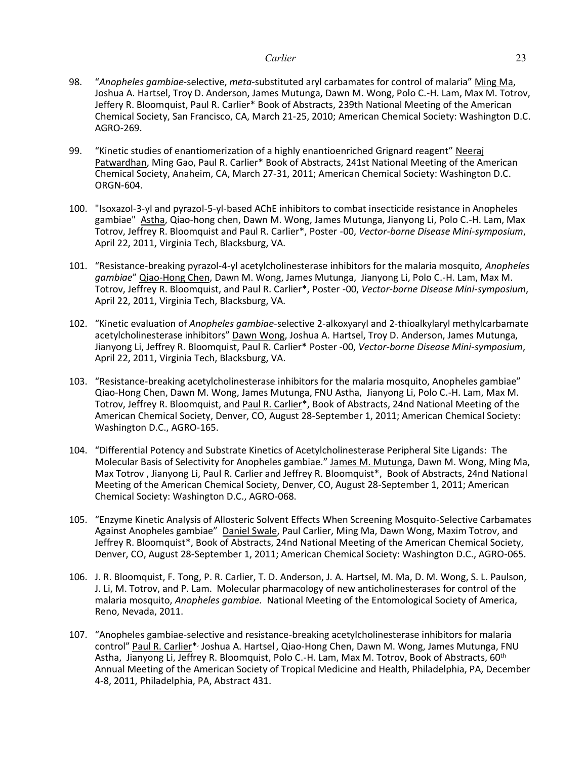98. "*Anopheles gambiae*-selective, *meta*-substituted aryl carbamates for control of malaria" Ming Ma, Joshua A. Hartsel, Troy D. Anderson, James Mutunga, Dawn M. Wong, Polo C.-H. Lam, Max M. Totrov, Jeffery R. Bloomquist, Paul R. Carlier* Book of Abstracts, 239th National Meeting of the American Chemical Society, San Francisco, CA, March 21-25, 2010; American Chemical Society: Washington D.C. AGRO-269.

99. "Kinetic studies of enantiomerization of a highly enantioenriched Grignard reagent" Neeraj Patwardhan, Ming Gao, Paul R. Carlier* Book of Abstracts, 241st National Meeting of the American Chemical Society, Anaheim, CA, March 27-31, 2011; American Chemical Society: Washington D.C. ORGN-604.

100. "Isoxazol-3-yl and pyrazol-5-yl-based AChE inhibitors to combat insecticide resistance in Anopheles gambiae" Astha, Qiao-hong chen, Dawn M. Wong, James Mutunga, Jianyong Li, Polo C.-H. Lam, Max Totrov, Jeffrey R. Bloomquist and Paul R. Carlier*, Poster -00, *Vector-borne Disease Mini-symposium*, April 22, 2011, Virginia Tech, Blacksburg, VA.

101. "Resistance-breaking pyrazol-4-yl acetylcholinesterase inhibitors for the malaria mosquito, *Anopheles gambiae*" Qiao-Hong Chen, Dawn M. Wong, James Mutunga, Jianyong Li, Polo C.-H. Lam, Max M. Totrov, Jeffrey R. Bloomquist, and Paul R. Carlier*, Poster -00, *Vector-borne Disease Mini-symposium*, April 22, 2011, Virginia Tech, Blacksburg, VA.

102. "Kinetic evaluation of *Anopheles gambiae*-selective 2-alkoxyaryl and 2-thioalkylaryl methylcarbamate acetylcholinesterase inhibitors" Dawn Wong, Joshua A. Hartsel, Troy D. Anderson, James Mutunga, Jianyong Li, Jeffrey R. Bloomquist, Paul R. Carlier* Poster -00, *Vector-borne Disease Mini-symposium*, April 22, 2011, Virginia Tech, Blacksburg, VA.

103. "Resistance-breaking acetylcholinesterase inhibitors for the malaria mosquito, Anopheles gambiae" Qiao-Hong Chen, Dawn M. Wong, James Mutunga, FNU Astha, Jianyong Li, Polo C.-H. Lam, Max M. Totrov, Jeffrey R. Bloomquist, and Paul R. Carlier*, Book of Abstracts, 24nd National Meeting of the American Chemical Society, Denver, CO, August 28-September 1, 2011; American Chemical Society: Washington D.C., AGRO-165.

104. "Differential Potency and Substrate Kinetics of Acetylcholinesterase Peripheral Site Ligands: The Molecular Basis of Selectivity for Anopheles gambiae." James M. Mutunga, Dawn M. Wong, Ming Ma, Max Totrov , Jianyong Li, Paul R. Carlier and Jeffrey R. Bloomquist*, Book of Abstracts, 24nd National Meeting of the American Chemical Society, Denver, CO, August 28-September 1, 2011; American Chemical Society: Washington D.C., AGRO-068.

105. "Enzyme Kinetic Analysis of Allosteric Solvent Effects When Screening Mosquito-Selective Carbamates Against Anopheles gambiae" Daniel Swale, Paul Carlier, Ming Ma, Dawn Wong, Maxim Totrov, and Jeffrey R. Bloomquist*, Book of Abstracts, 24nd National Meeting of the American Chemical Society, Denver, CO, August 28-September 1, 2011; American Chemical Society: Washington D.C., AGRO-065.

106. J. R. Bloomquist, F. Tong, P. R. Carlier, T. D. Anderson, J. A. Hartsel, M. Ma, D. M. Wong, S. L. Paulson, J. Li, M. Totrov, and P. Lam. Molecular pharmacology of new anticholinesterases for control of the malaria mosquito, *Anopheles gambiae.* National Meeting of the Entomological Society of America, Reno, Nevada, 2011.

107. "Anopheles gambiae-selective and resistance-breaking acetylcholinesterase inhibitors for malaria control" Paul R. Carlier*, Joshua A. Hartsel, Qiao-Hong Chen, Dawn M. Wong, James Mutunga, FNU Astha, Jianyong Li, Jeffrey R. Bloomquist, Polo C.-H. Lam, Max M. Totrov, Book of Abstracts, 60th Annual Meeting of the American Society of Tropical Medicine and Health, Philadelphia, PA, December 4-8, 2011, Philadelphia, PA, Abstract 431.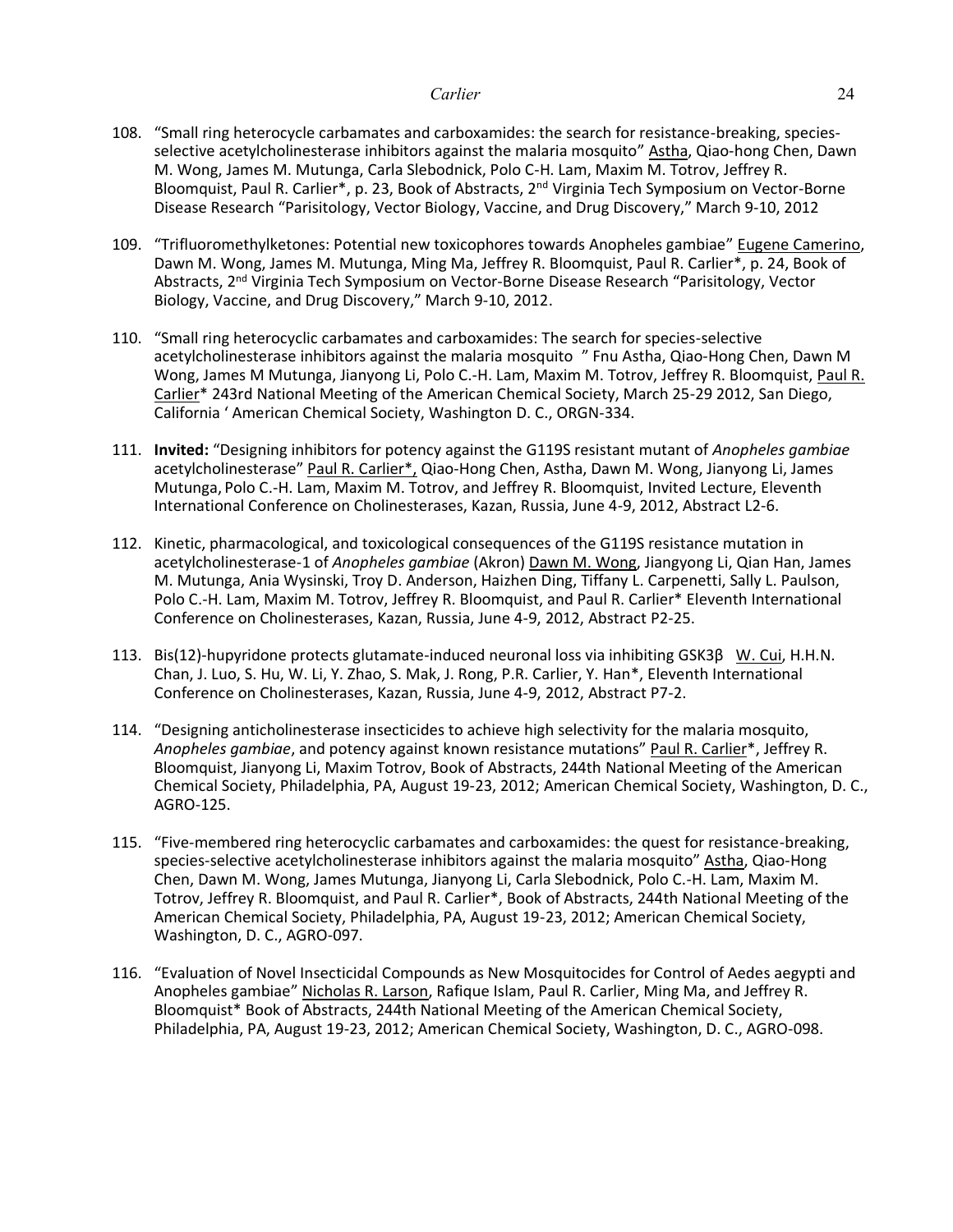108. "Small ring heterocycle carbamates and carboxamides: the search for resistance-breaking, species-selective acetylcholinesterase inhibitors against the malaria mosquito" Astha, Qiao-hong Chen, Dawn M. Wong, James M. Mutunga, Carla Slebodnick, Polo C-H. Lam, Maxim M. Totrov, Jeffrey R. Bloomquist, Paul R. Carlier*, p. 23, Book of Abstracts, 2nd Virginia Tech Symposium on Vector-Borne Disease Research "Parisitology, Vector Biology, Vaccine, and Drug Discovery," March 9-10, 2012

109. "Trifluoromethylketones: Potential new toxicophores towards Anopheles gambiae" Eugene Camerino, Dawn M. Wong, James M. Mutunga, Ming Ma, Jeffrey R. Bloomquist, Paul R. Carlier*, p. 24, Book of Abstracts, 2nd Virginia Tech Symposium on Vector-Borne Disease Research "Parisitology, Vector Biology, Vaccine, and Drug Discovery," March 9-10, 2012.

110. "Small ring heterocyclic carbamates and carboxamides: The search for species-selective acetylcholinesterase inhibitors against the malaria mosquito " Fnu Astha, Qiao-Hong Chen, Dawn M Wong, James M Mutunga, Jianyong Li, Polo C.-H. Lam, Maxim M. Totrov, Jeffrey R. Bloomquist, Paul R. Carlier* 243rd National Meeting of the American Chemical Society, March 25-29 2012, San Diego, California ' American Chemical Society, Washington D. C., ORGN-334.

111. **Invited:** "Designing inhibitors for potency against the G119S resistant mutant of *Anopheles gambiae* acetylcholinesterase" Paul R. Carlier*, Qiao-Hong Chen, Astha, Dawn M. Wong, Jianyong Li, James Mutunga, Polo C.-H. Lam, Maxim M. Totrov, and Jeffrey R. Bloomquist, Invited Lecture, Eleventh International Conference on Cholinesterases, Kazan, Russia, June 4-9, 2012, Abstract L2-6.

112. Kinetic, pharmacological, and toxicological consequences of the G119S resistance mutation in acetylcholinesterase-1 of *Anopheles gambiae* (Akron) Dawn M. Wong, Jiangyong Li, Qian Han, James M. Mutunga, Ania Wysinski, Troy D. Anderson, Haizhen Ding, Tiffany L. Carpenetti, Sally L. Paulson, Polo C.-H. Lam, Maxim M. Totrov, Jeffrey R. Bloomquist, and Paul R. Carlier* Eleventh International Conference on Cholinesterases, Kazan, Russia, June 4-9, 2012, Abstract P2-25.

113. Bis(12)-hupyridone protects glutamate-induced neuronal loss via inhibiting GSK3β W. Cui, H.H.N. Chan, J. Luo, S. Hu, W. Li, Y. Zhao, S. Mak, J. Rong, P.R. Carlier, Y. Han*, Eleventh International Conference on Cholinesterases, Kazan, Russia, June 4-9, 2012, Abstract P7-2.

114. "Designing anticholinesterase insecticides to achieve high selectivity for the malaria mosquito, *Anopheles gambiae*, and potency against known resistance mutations" Paul R. Carlier*, Jeffrey R. Bloomquist, Jianyong Li, Maxim Totrov, Book of Abstracts, 244th National Meeting of the American Chemical Society, Philadelphia, PA, August 19-23, 2012; American Chemical Society, Washington, D. C., AGRO-125.

115. "Five-membered ring heterocyclic carbamates and carboxamides: the quest for resistance-breaking, species-selective acetylcholinesterase inhibitors against the malaria mosquito" Astha, Qiao-Hong Chen, Dawn M. Wong, James Mutunga, Jianyong Li, Carla Slebodnick, Polo C.-H. Lam, Maxim M. Totrov, Jeffrey R. Bloomquist, and Paul R. Carlier*, Book of Abstracts, 244th National Meeting of the American Chemical Society, Philadelphia, PA, August 19-23, 2012; American Chemical Society, Washington, D. C., AGRO-097.

116. "Evaluation of Novel Insecticidal Compounds as New Mosquitocides for Control of Aedes aegypti and Anopheles gambiae" Nicholas R. Larson, Rafique Islam, Paul R. Carlier, Ming Ma, and Jeffrey R. Bloomquist* Book of Abstracts, 244th National Meeting of the American Chemical Society, Philadelphia, PA, August 19-23, 2012; American Chemical Society, Washington, D. C., AGRO-098.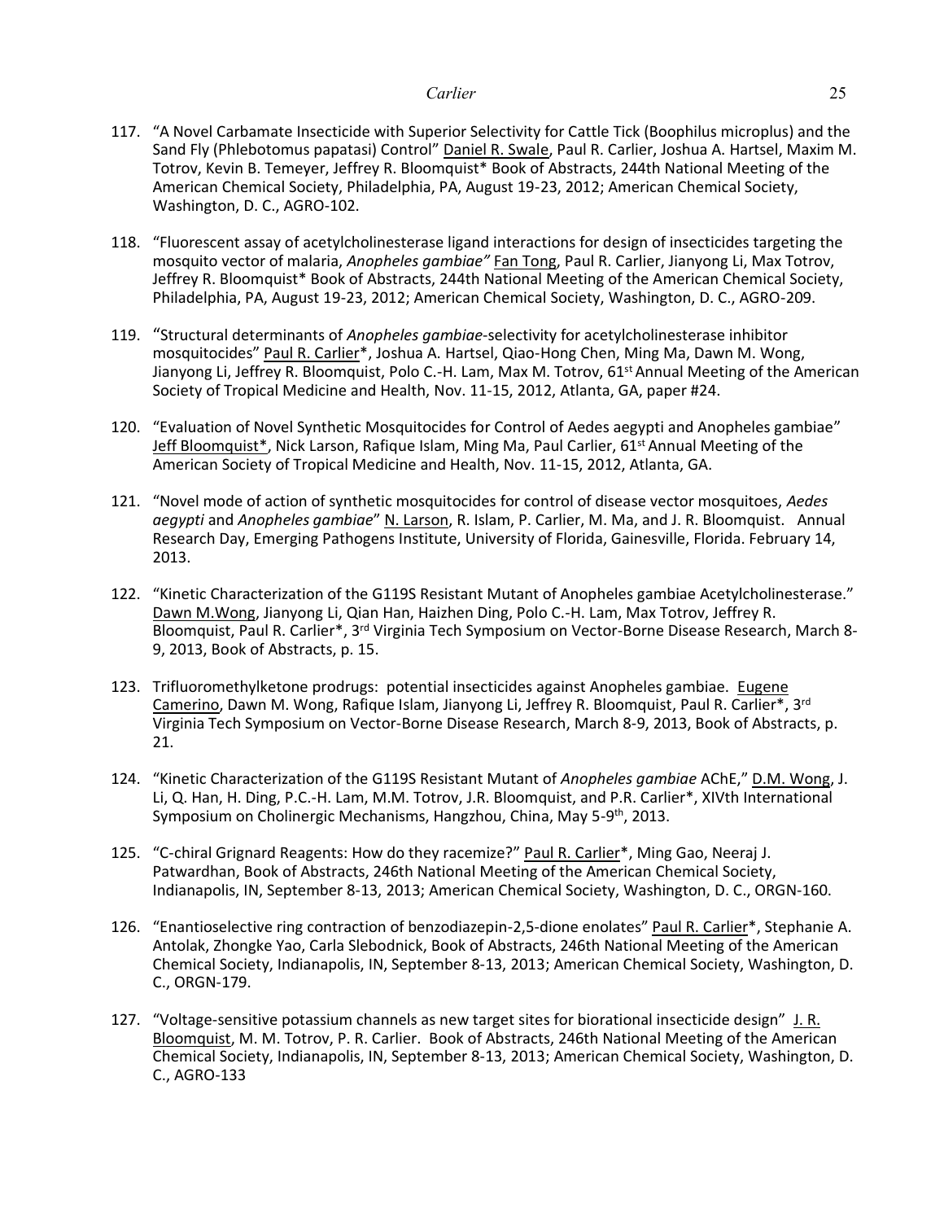117. "A Novel Carbamate Insecticide with Superior Selectivity for Cattle Tick (Boophilus microplus) and the Sand Fly (Phlebotomus papatasi) Control" Daniel R. Swale, Paul R. Carlier, Joshua A. Hartsel, Maxim M. Totrov, Kevin B. Temeyer, Jeffrey R. Bloomquist* Book of Abstracts, 244th National Meeting of the American Chemical Society, Philadelphia, PA, August 19-23, 2012; American Chemical Society, Washington, D. C., AGRO-102.

118. "Fluorescent assay of acetylcholinesterase ligand interactions for design of insecticides targeting the mosquito vector of malaria, *Anopheles gambiae"* Fan Tong, Paul R. Carlier, Jianyong Li, Max Totrov, Jeffrey R. Bloomquist* Book of Abstracts, 244th National Meeting of the American Chemical Society, Philadelphia, PA, August 19-23, 2012; American Chemical Society, Washington, D. C., AGRO-209.

119. "Structural determinants of *Anopheles gambiae*-selectivity for acetylcholinesterase inhibitor mosquitocides" Paul R. Carlier*, Joshua A. Hartsel, Qiao-Hong Chen, Ming Ma, Dawn M. Wong, Jianyong Li, Jeffrey R. Bloomquist, Polo C.-H. Lam, Max M. Totrov, 61st Annual Meeting of the American Society of Tropical Medicine and Health, Nov. 11-15, 2012, Atlanta, GA, paper #24.

120. "Evaluation of Novel Synthetic Mosquitocides for Control of Aedes aegypti and Anopheles gambiae" Jeff Bloomquist*, Nick Larson, Rafique Islam, Ming Ma, Paul Carlier, 61st Annual Meeting of the American Society of Tropical Medicine and Health, Nov. 11-15, 2012, Atlanta, GA.

121. "Novel mode of action of synthetic mosquitocides for control of disease vector mosquitoes, *Aedes aegypti* and *Anopheles gambiae*" N. Larson, R. Islam, P. Carlier, M. Ma, and J. R. Bloomquist. Annual Research Day, Emerging Pathogens Institute, University of Florida, Gainesville, Florida. February 14, 2013.

122. "Kinetic Characterization of the G119S Resistant Mutant of Anopheles gambiae Acetylcholinesterase." Dawn M.Wong, Jianyong Li, Qian Han, Haizhen Ding, Polo C.-H. Lam, Max Totrov, Jeffrey R. Bloomquist, Paul R. Carlier*, 3rd Virginia Tech Symposium on Vector-Borne Disease Research, March 8-9, 2013, Book of Abstracts, p. 15.

123. Trifluoromethylketone prodrugs: potential insecticides against Anopheles gambiae. Eugene Camerino, Dawn M. Wong, Rafique Islam, Jianyong Li, Jeffrey R. Bloomquist, Paul R. Carlier*, 3rd Virginia Tech Symposium on Vector-Borne Disease Research, March 8-9, 2013, Book of Abstracts, p. 21.

124. "Kinetic Characterization of the G119S Resistant Mutant of *Anopheles gambiae* AChE," D.M. Wong, J. Li, Q. Han, H. Ding, P.C.-H. Lam, M.M. Totrov, J.R. Bloomquist, and P.R. Carlier*, XIVth International Symposium on Cholinergic Mechanisms, Hangzhou, China, May 5-9th, 2013.

125. "C-chiral Grignard Reagents: How do they racemize?" Paul R. Carlier*, Ming Gao, Neeraj J. Patwardhan, Book of Abstracts, 246th National Meeting of the American Chemical Society, Indianapolis, IN, September 8-13, 2013; American Chemical Society, Washington, D. C., ORGN-160.

126. "Enantioselective ring contraction of benzodiazepin-2,5-dione enolates" Paul R. Carlier*, Stephanie A. Antolak, Zhongke Yao, Carla Slebodnick, Book of Abstracts, 246th National Meeting of the American Chemical Society, Indianapolis, IN, September 8-13, 2013; American Chemical Society, Washington, D. C., ORGN-179.

127. "Voltage-sensitive potassium channels as new target sites for biorational insecticide design" J. R. Bloomquist, M. M. Totrov, P. R. Carlier. Book of Abstracts, 246th National Meeting of the American Chemical Society, Indianapolis, IN, September 8-13, 2013; American Chemical Society, Washington, D. C., AGRO-133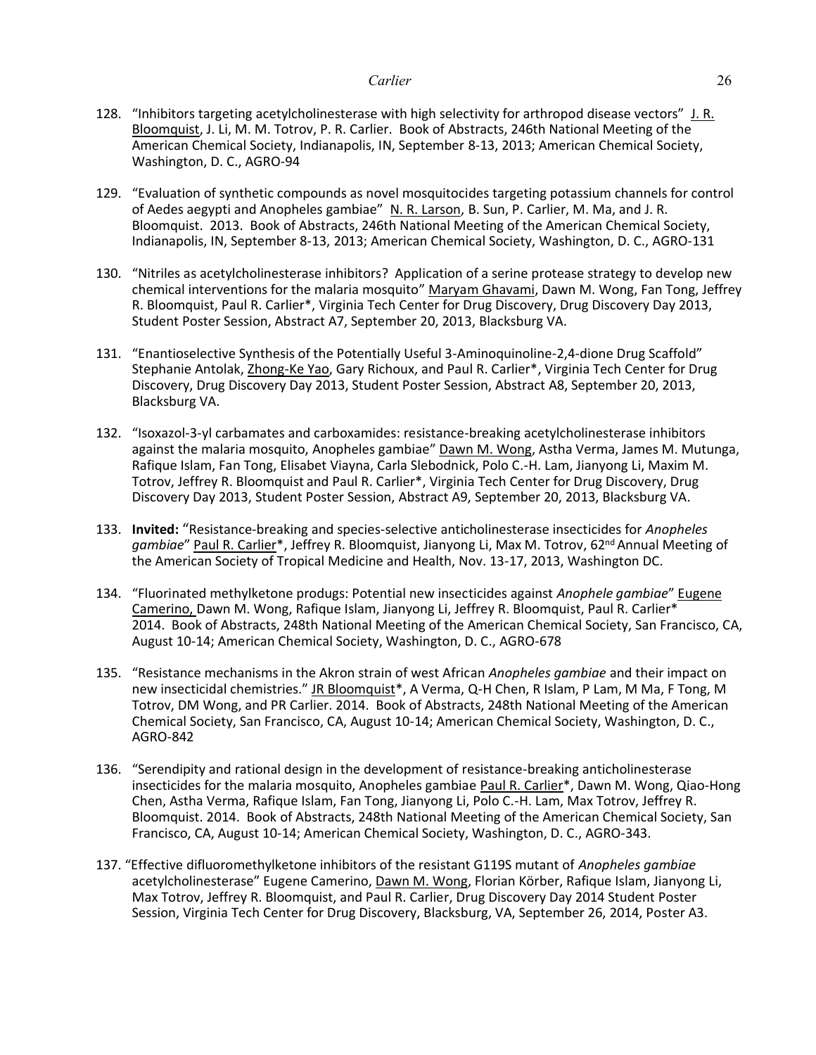128. "Inhibitors targeting acetylcholinesterase with high selectivity for arthropod disease vectors" J. R. Bloomquist, J. Li, M. M. Totrov, P. R. Carlier. Book of Abstracts, 246th National Meeting of the American Chemical Society, Indianapolis, IN, September 8-13, 2013; American Chemical Society, Washington, D. C., AGRO-94

129. "Evaluation of synthetic compounds as novel mosquitocides targeting potassium channels for control of Aedes aegypti and Anopheles gambiae" N. R. Larson, B. Sun, P. Carlier, M. Ma, and J. R. Bloomquist. 2013. Book of Abstracts, 246th National Meeting of the American Chemical Society, Indianapolis, IN, September 8-13, 2013; American Chemical Society, Washington, D. C., AGRO-131

130. "Nitriles as acetylcholinesterase inhibitors? Application of a serine protease strategy to develop new chemical interventions for the malaria mosquito" Maryam Ghavami, Dawn M. Wong, Fan Tong, Jeffrey R. Bloomquist, Paul R. Carlier*, Virginia Tech Center for Drug Discovery, Drug Discovery Day 2013, Student Poster Session, Abstract A7, September 20, 2013, Blacksburg VA.

131. "Enantioselective Synthesis of the Potentially Useful 3-Aminoquinoline-2,4-dione Drug Scaffold" Stephanie Antolak, Zhong-Ke Yao, Gary Richoux, and Paul R. Carlier*, Virginia Tech Center for Drug Discovery, Drug Discovery Day 2013, Student Poster Session, Abstract A8, September 20, 2013, Blacksburg VA.

132. "Isoxazol-3-yl carbamates and carboxamides: resistance-breaking acetylcholinesterase inhibitors against the malaria mosquito, Anopheles gambiae" Dawn M. Wong, Astha Verma, James M. Mutunga, Rafique Islam, Fan Tong, Elisabet Viayna, Carla Slebodnick, Polo C.-H. Lam, Jianyong Li, Maxim M. Totrov, Jeffrey R. Bloomquist and Paul R. Carlier*, Virginia Tech Center for Drug Discovery, Drug Discovery Day 2013, Student Poster Session, Abstract A9, September 20, 2013, Blacksburg VA.

133. **Invited:** "Resistance-breaking and species-selective anticholinesterase insecticides for *Anopheles gambiae*" Paul R. Carlier*, Jeffrey R. Bloomquist, Jianyong Li, Max M. Totrov, 62nd Annual Meeting of the American Society of Tropical Medicine and Health, Nov. 13-17, 2013, Washington DC.

134. "Fluorinated methylketone produgs: Potential new insecticides against *Anophele gambiae*" Eugene Camerino, Dawn M. Wong, Rafique Islam, Jianyong Li, Jeffrey R. Bloomquist, Paul R. Carlier* 2014. Book of Abstracts, 248th National Meeting of the American Chemical Society, San Francisco, CA, August 10-14; American Chemical Society, Washington, D. C., AGRO-678

135. "Resistance mechanisms in the Akron strain of west African *Anopheles gambiae* and their impact on new insecticidal chemistries." JR Bloomquist*, A Verma, Q-H Chen, R Islam, P Lam, M Ma, F Tong, M Totrov, DM Wong, and PR Carlier. 2014. Book of Abstracts, 248th National Meeting of the American Chemical Society, San Francisco, CA, August 10-14; American Chemical Society, Washington, D. C., AGRO-842

136. "Serendipity and rational design in the development of resistance-breaking anticholinesterase insecticides for the malaria mosquito, Anopheles gambiae Paul R. Carlier*, Dawn M. Wong, Qiao-Hong Chen, Astha Verma, Rafique Islam, Fan Tong, Jianyong Li, Polo C.-H. Lam, Max Totrov, Jeffrey R. Bloomquist. 2014. Book of Abstracts, 248th National Meeting of the American Chemical Society, San Francisco, CA, August 10-14; American Chemical Society, Washington, D. C., AGRO-343.

137. "Effective difluoromethylketone inhibitors of the resistant G119S mutant of *Anopheles gambiae* acetylcholinesterase" Eugene Camerino, Dawn M. Wong, Florian Körber, Rafique Islam, Jianyong Li, Max Totrov, Jeffrey R. Bloomquist, and Paul R. Carlier, Drug Discovery Day 2014 Student Poster Session, Virginia Tech Center for Drug Discovery, Blacksburg, VA, September 26, 2014, Poster A3.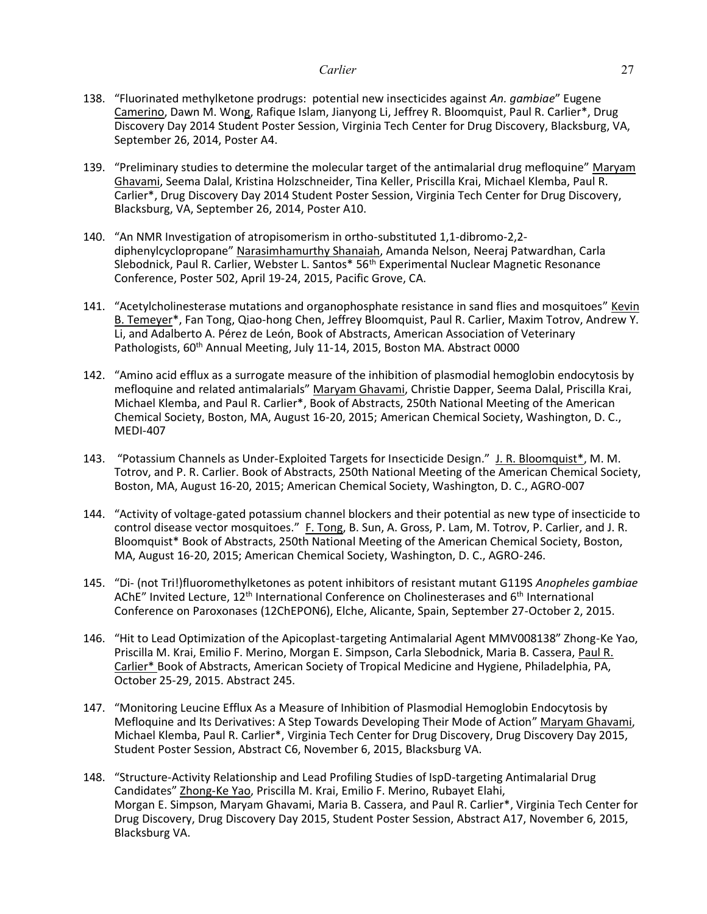138. "Fluorinated methylketone prodrugs: potential new insecticides against *An. gambiae*" Eugene Camerino, Dawn M. Wong, Rafique Islam, Jianyong Li, Jeffrey R. Bloomquist, Paul R. Carlier*, Drug Discovery Day 2014 Student Poster Session, Virginia Tech Center for Drug Discovery, Blacksburg, VA, September 26, 2014, Poster A4.

139. "Preliminary studies to determine the molecular target of the antimalarial drug mefloquine" Maryam Ghavami, Seema Dalal, Kristina Holzschneider, Tina Keller, Priscilla Krai, Michael Klemba, Paul R. Carlier*, Drug Discovery Day 2014 Student Poster Session, Virginia Tech Center for Drug Discovery, Blacksburg, VA, September 26, 2014, Poster A10.

140. "An NMR Investigation of atropisomerism in ortho-substituted 1,1-dibromo-2,2-diphenylcyclopropane" Narasimhamurthy Shanaiah, Amanda Nelson, Neeraj Patwardhan, Carla Slebodnick, Paul R. Carlier, Webster L. Santos* 56th Experimental Nuclear Magnetic Resonance Conference, Poster 502, April 19-24, 2015, Pacific Grove, CA.

141. "Acetylcholinesterase mutations and organophosphate resistance in sand flies and mosquitoes" Kevin B. Temeyer*, Fan Tong, Qiao-hong Chen, Jeffrey Bloomquist, Paul R. Carlier, Maxim Totrov, Andrew Y. Li, and Adalberto A. Pérez de León, Book of Abstracts, American Association of Veterinary Pathologists, 60th Annual Meeting, July 11-14, 2015, Boston MA. Abstract 0000

142. "Amino acid efflux as a surrogate measure of the inhibition of plasmodial hemoglobin endocytosis by mefloquine and related antimalarials" Maryam Ghavami, Christie Dapper, Seema Dalal, Priscilla Krai, Michael Klemba, and Paul R. Carlier*, Book of Abstracts, 250th National Meeting of the American Chemical Society, Boston, MA, August 16-20, 2015; American Chemical Society, Washington, D. C., MEDI-407

143. "Potassium Channels as Under-Exploited Targets for Insecticide Design." J. R. Bloomquist*, M. M. Totrov, and P. R. Carlier. Book of Abstracts, 250th National Meeting of the American Chemical Society, Boston, MA, August 16-20, 2015; American Chemical Society, Washington, D. C., AGRO-007

144. "Activity of voltage-gated potassium channel blockers and their potential as new type of insecticide to control disease vector mosquitoes." F. Tong, B. Sun, A. Gross, P. Lam, M. Totrov, P. Carlier, and J. R. Bloomquist* Book of Abstracts, 250th National Meeting of the American Chemical Society, Boston, MA, August 16-20, 2015; American Chemical Society, Washington, D. C., AGRO-246.

145. "Di- (not Tri!)fluoromethylketones as potent inhibitors of resistant mutant G119S *Anopheles gambiae* AChE" Invited Lecture, 12th International Conference on Cholinesterases and 6th International Conference on Paroxonases (12ChEPON6), Elche, Alicante, Spain, September 27-October 2, 2015.

146. "Hit to Lead Optimization of the Apicoplast-targeting Antimalarial Agent MMV008138" Zhong-Ke Yao, Priscilla M. Krai, Emilio F. Merino, Morgan E. Simpson, Carla Slebodnick, Maria B. Cassera, Paul R. Carlier* Book of Abstracts, American Society of Tropical Medicine and Hygiene, Philadelphia, PA, October 25-29, 2015. Abstract 245.

147. "Monitoring Leucine Efflux As a Measure of Inhibition of Plasmodial Hemoglobin Endocytosis by Mefloquine and Its Derivatives: A Step Towards Developing Their Mode of Action" Maryam Ghavami, Michael Klemba, Paul R. Carlier*, Virginia Tech Center for Drug Discovery, Drug Discovery Day 2015, Student Poster Session, Abstract C6, November 6, 2015, Blacksburg VA.

148. "Structure-Activity Relationship and Lead Profiling Studies of IspD-targeting Antimalarial Drug Candidates" Zhong-Ke Yao, Priscilla M. Krai, Emilio F. Merino, Rubayet Elahi, Morgan E. Simpson, Maryam Ghavami, Maria B. Cassera, and Paul R. Carlier*, Virginia Tech Center for Drug Discovery, Drug Discovery Day 2015, Student Poster Session, Abstract A17, November 6, 2015, Blacksburg VA.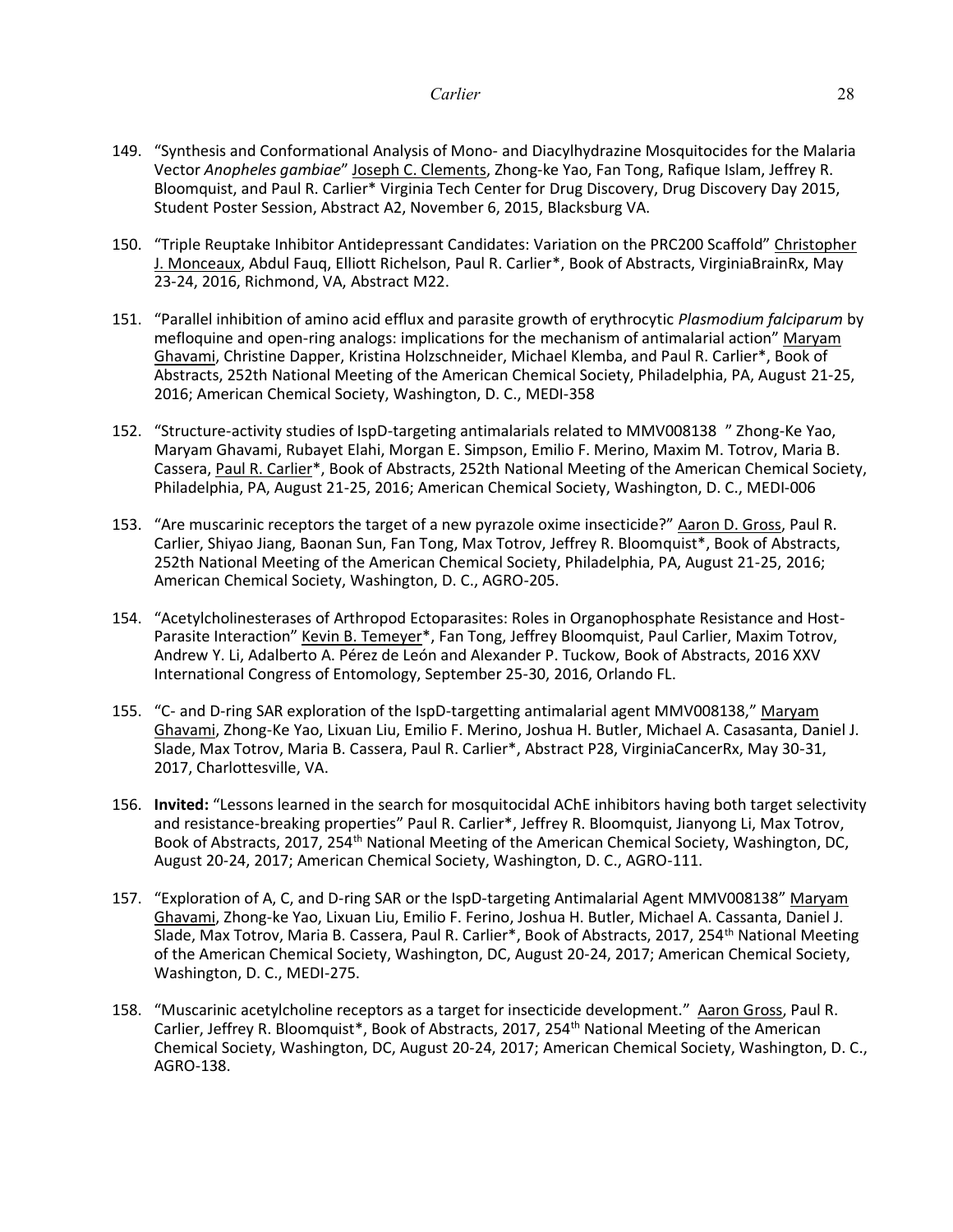149. "Synthesis and Conformational Analysis of Mono- and Diacylhydrazine Mosquitocides for the Malaria Vector *Anopheles gambiae*" Joseph C. Clements, Zhong-ke Yao, Fan Tong, Rafique Islam, Jeffrey R. Bloomquist, and Paul R. Carlier* Virginia Tech Center for Drug Discovery, Drug Discovery Day 2015, Student Poster Session, Abstract A2, November 6, 2015, Blacksburg VA.

150. "Triple Reuptake Inhibitor Antidepressant Candidates: Variation on the PRC200 Scaffold" Christopher J. Monceaux, Abdul Fauq, Elliott Richelson, Paul R. Carlier*, Book of Abstracts, VirginiaBrainRx, May 23-24, 2016, Richmond, VA, Abstract M22.

151. "Parallel inhibition of amino acid efflux and parasite growth of erythrocytic *Plasmodium falciparum* by mefloquine and open-ring analogs: implications for the mechanism of antimalarial action" Maryam Ghavami, Christine Dapper, Kristina Holzschneider, Michael Klemba, and Paul R. Carlier*, Book of Abstracts, 252th National Meeting of the American Chemical Society, Philadelphia, PA, August 21-25, 2016; American Chemical Society, Washington, D. C., MEDI-358

152. "Structure-activity studies of IspD-targeting antimalarials related to MMV008138 " Zhong-Ke Yao, Maryam Ghavami, Rubayet Elahi, Morgan E. Simpson, Emilio F. Merino, Maxim M. Totrov, Maria B. Cassera, Paul R. Carlier*, Book of Abstracts, 252th National Meeting of the American Chemical Society, Philadelphia, PA, August 21-25, 2016; American Chemical Society, Washington, D. C., MEDI-006

153. "Are muscarinic receptors the target of a new pyrazole oxime insecticide?" Aaron D. Gross, Paul R. Carlier, Shiyao Jiang, Baonan Sun, Fan Tong, Max Totrov, Jeffrey R. Bloomquist*, Book of Abstracts, 252th National Meeting of the American Chemical Society, Philadelphia, PA, August 21-25, 2016; American Chemical Society, Washington, D. C., AGRO-205.

154. "Acetylcholinesterases of Arthropod Ectoparasites: Roles in Organophosphate Resistance and Host-Parasite Interaction" Kevin B. Temeyer*, Fan Tong, Jeffrey Bloomquist, Paul Carlier, Maxim Totrov, Andrew Y. Li, Adalberto A. Pérez de León and Alexander P. Tuckow, Book of Abstracts, 2016 XXV International Congress of Entomology, September 25-30, 2016, Orlando FL.

155. "C- and D-ring SAR exploration of the IspD-targetting antimalarial agent MMV008138," Maryam Ghavami, Zhong-Ke Yao, Lixuan Liu, Emilio F. Merino, Joshua H. Butler, Michael A. Casasanta, Daniel J. Slade, Max Totrov, Maria B. Cassera, Paul R. Carlier*, Abstract P28, VirginiaCancerRx, May 30-31, 2017, Charlottesville, VA.

156. **Invited:** "Lessons learned in the search for mosquitocidal AChE inhibitors having both target selectivity and resistance-breaking properties" Paul R. Carlier*, Jeffrey R. Bloomquist, Jianyong Li, Max Totrov, Book of Abstracts, 2017, 254th National Meeting of the American Chemical Society, Washington, DC, August 20-24, 2017; American Chemical Society, Washington, D. C., AGRO-111.

157. "Exploration of A, C, and D-ring SAR or the IspD-targeting Antimalarial Agent MMV008138" Maryam Ghavami, Zhong-ke Yao, Lixuan Liu, Emilio F. Ferino, Joshua H. Butler, Michael A. Cassanta, Daniel J. Slade, Max Totrov, Maria B. Cassera, Paul R. Carlier*, Book of Abstracts, 2017, 254th National Meeting of the American Chemical Society, Washington, DC, August 20-24, 2017; American Chemical Society, Washington, D. C., MEDI-275.

158. "Muscarinic acetylcholine receptors as a target for insecticide development." Aaron Gross, Paul R. Carlier, Jeffrey R. Bloomquist*, Book of Abstracts, 2017, 254th National Meeting of the American Chemical Society, Washington, DC, August 20-24, 2017; American Chemical Society, Washington, D. C., AGRO-138.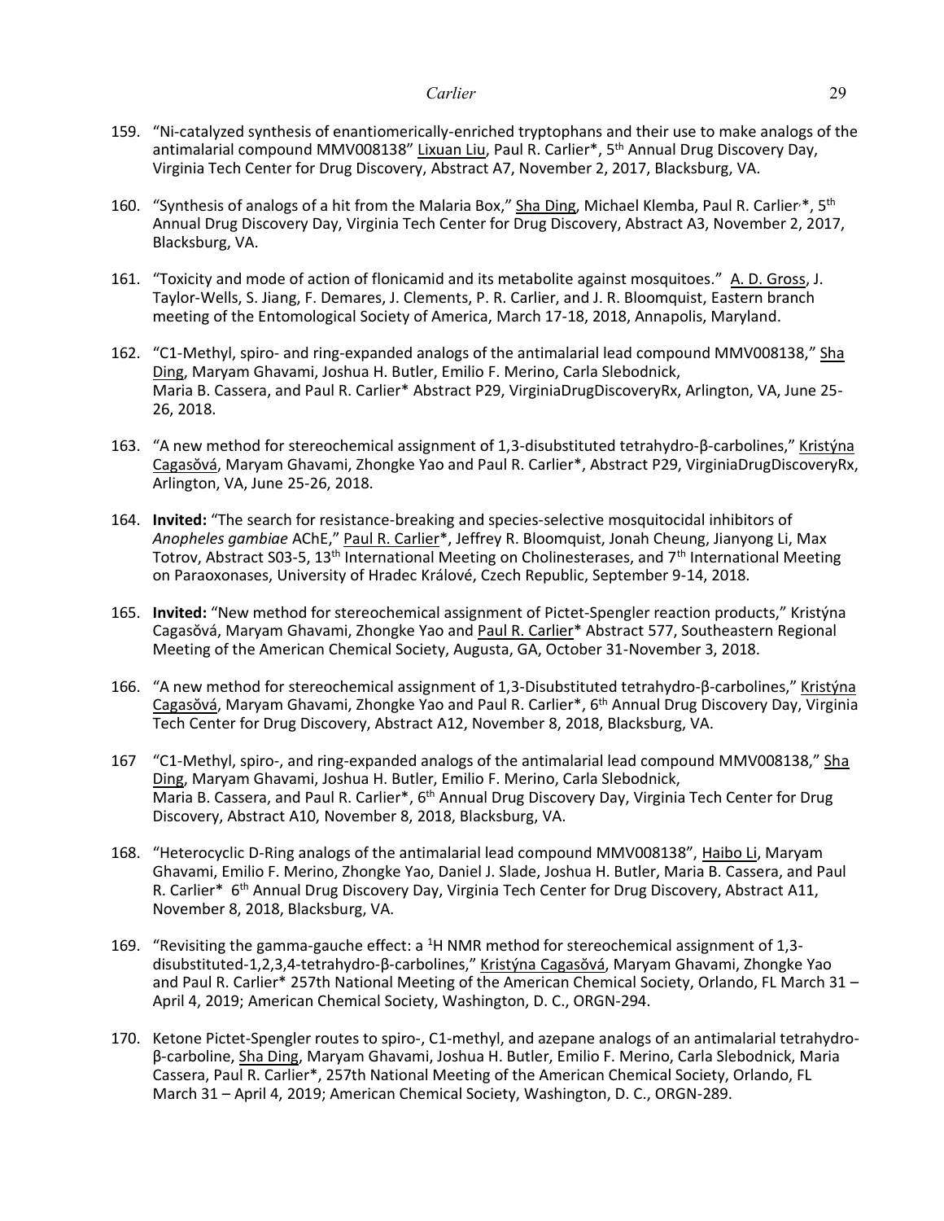159. “Ni-catalyzed synthesis of enantiomerically-enriched tryptophans and their use to make analogs of the antimalarial compound MMV008138” Lixuan Liu, Paul R. Carlier*, 5th Annual Drug Discovery Day, Virginia Tech Center for Drug Discovery, Abstract A7, November 2, 2017, Blacksburg, VA.

160. “Synthesis of analogs of a hit from the Malaria Box,” Sha Ding, Michael Klemba, Paul R. Carlier,*, 5th Annual Drug Discovery Day, Virginia Tech Center for Drug Discovery, Abstract A3, November 2, 2017, Blacksburg, VA.

161. “Toxicity and mode of action of flonicamid and its metabolite against mosquitoes.” A. D. Gross, J. Taylor-Wells, S. Jiang, F. Demares, J. Clements, P. R. Carlier, and J. R. Bloomquist, Eastern branch meeting of the Entomological Society of America, March 17-18, 2018, Annapolis, Maryland.

162. “C1-Methyl, spiro- and ring-expanded analogs of the antimalarial lead compound MMV008138,” Sha Ding, Maryam Ghavami, Joshua H. Butler, Emilio F. Merino, Carla Slebodnick, Maria B. Cassera, and Paul R. Carlier* Abstract P29, VirginiaDrugDiscoveryRx, Arlington, VA, June 25-26, 2018.

163. “A new method for stereochemical assignment of 1,3-disubstituted tetrahydro-β-carbolines,” Kristýna Cagasŏvá, Maryam Ghavami, Zhongke Yao and Paul R. Carlier*, Abstract P29, VirginiaDrugDiscoveryRx, Arlington, VA, June 25-26, 2018.

164. **Invited:** “The search for resistance-breaking and species-selective mosquitocidal inhibitors of *Anopheles gambiae* AChE,” Paul R. Carlier*, Jeffrey R. Bloomquist, Jonah Cheung, Jianyong Li, Max Totrov, Abstract S03-5, 13th International Meeting on Cholinesterases, and 7th International Meeting on Paraoxonases, University of Hradec Králové, Czech Republic, September 9-14, 2018.

165. **Invited:** “New method for stereochemical assignment of Pictet-Spengler reaction products,” Kristýna Cagasŏvá, Maryam Ghavami, Zhongke Yao and Paul R. Carlier* Abstract 577, Southeastern Regional Meeting of the American Chemical Society, Augusta, GA, October 31-November 3, 2018.

166. “A new method for stereochemical assignment of 1,3-Disubstituted tetrahydro-β-carbolines,” Kristýna Cagasŏvá, Maryam Ghavami, Zhongke Yao and Paul R. Carlier*, 6th Annual Drug Discovery Day, Virginia Tech Center for Drug Discovery, Abstract A12, November 8, 2018, Blacksburg, VA.

167 “C1-Methyl, spiro-, and ring-expanded analogs of the antimalarial lead compound MMV008138,” Sha Ding, Maryam Ghavami, Joshua H. Butler, Emilio F. Merino, Carla Slebodnick, Maria B. Cassera, and Paul R. Carlier*, 6th Annual Drug Discovery Day, Virginia Tech Center for Drug Discovery, Abstract A10, November 8, 2018, Blacksburg, VA.

168. “Heterocyclic D-Ring analogs of the antimalarial lead compound MMV008138”, Haibo Li, Maryam Ghavami, Emilio F. Merino, Zhongke Yao, Daniel J. Slade, Joshua H. Butler, Maria B. Cassera, and Paul R. Carlier* 6th Annual Drug Discovery Day, Virginia Tech Center for Drug Discovery, Abstract A11, November 8, 2018, Blacksburg, VA.

169. “Revisiting the gamma-gauche effect: a $^{1}$H NMR method for stereochemical assignment of 1,3-disubstituted-1,2,3,4-tetrahydro-β-carbolines,” Kristýna Cagasŏvá, Maryam Ghavami, Zhongke Yao and Paul R. Carlier* 257th National Meeting of the American Chemical Society, Orlando, FL March 31 – April 4, 2019; American Chemical Society, Washington, D. C., ORGN-294.

170. Ketone Pictet-Spengler routes to spiro-, C1-methyl, and azepane analogs of an antimalarial tetrahydro-β-carboline, Sha Ding, Maryam Ghavami, Joshua H. Butler, Emilio F. Merino, Carla Slebodnick, Maria Cassera, Paul R. Carlier*, 257th National Meeting of the American Chemical Society, Orlando, FL March 31 – April 4, 2019; American Chemical Society, Washington, D. C., ORGN-289.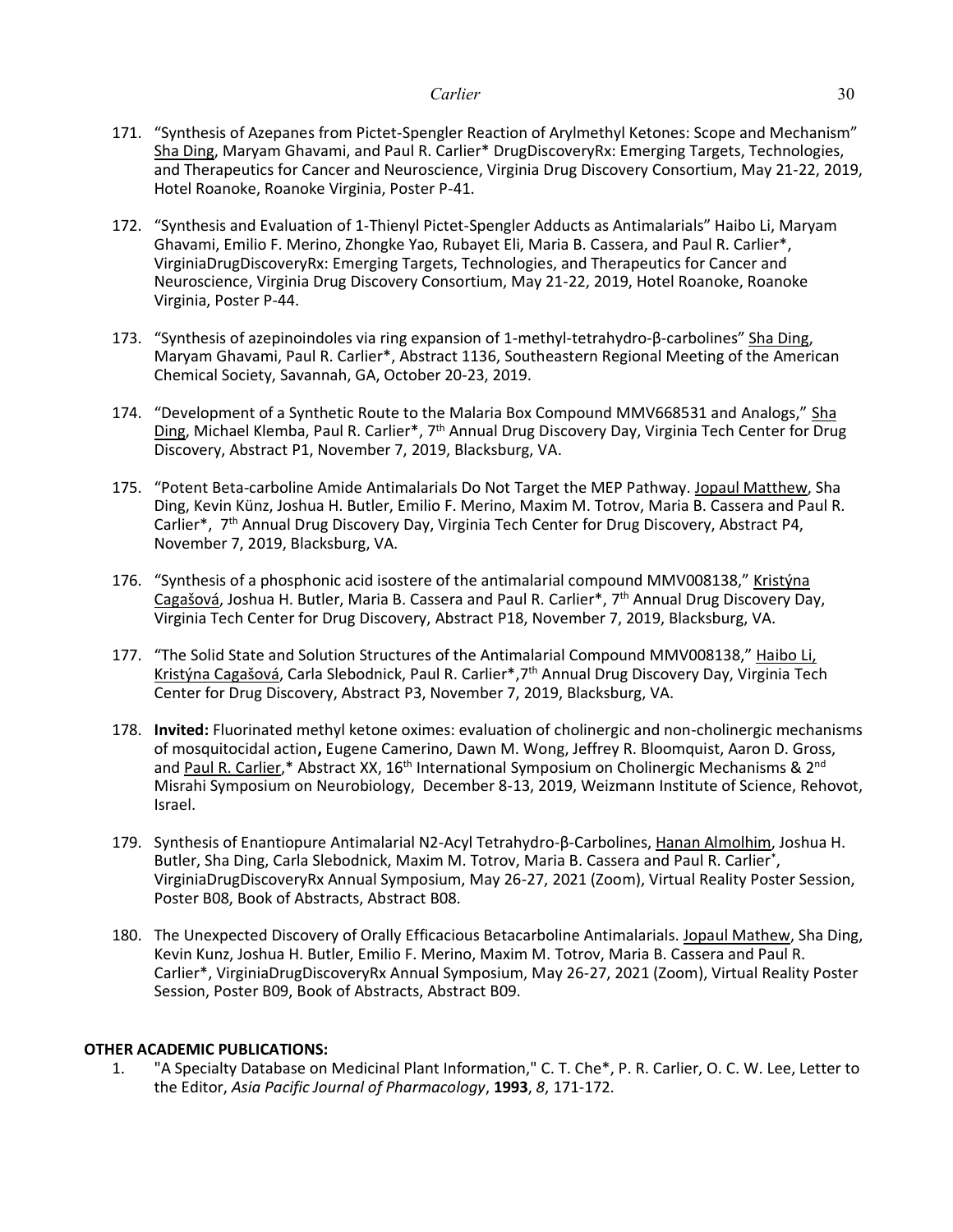171. "Synthesis of Azepanes from Pictet-Spengler Reaction of Arylmethyl Ketones: Scope and Mechanism" Sha Ding, Maryam Ghavami, and Paul R. Carlier* DrugDiscoveryRx: Emerging Targets, Technologies, and Therapeutics for Cancer and Neuroscience, Virginia Drug Discovery Consortium, May 21-22, 2019, Hotel Roanoke, Roanoke Virginia, Poster P-41.

172. "Synthesis and Evaluation of 1-Thienyl Pictet-Spengler Adducts as Antimalarials" Haibo Li, Maryam Ghavami, Emilio F. Merino, Zhongke Yao, Rubayet Eli, Maria B. Cassera, and Paul R. Carlier*, VirginiaDrugDiscoveryRx: Emerging Targets, Technologies, and Therapeutics for Cancer and Neuroscience, Virginia Drug Discovery Consortium, May 21-22, 2019, Hotel Roanoke, Roanoke Virginia, Poster P-44.

173. "Synthesis of azepinoindoles via ring expansion of 1-methyl-tetrahydro-β-carbolines" Sha Ding, Maryam Ghavami, Paul R. Carlier*, Abstract 1136, Southeastern Regional Meeting of the American Chemical Society, Savannah, GA, October 20-23, 2019.

174. "Development of a Synthetic Route to the Malaria Box Compound MMV668531 and Analogs," Sha Ding, Michael Klemba, Paul R. Carlier*, 7th Annual Drug Discovery Day, Virginia Tech Center for Drug Discovery, Abstract P1, November 7, 2019, Blacksburg, VA.

175. "Potent Beta-carboline Amide Antimalarials Do Not Target the MEP Pathway. Jopaul Matthew, Sha Ding, Kevin Künz, Joshua H. Butler, Emilio F. Merino, Maxim M. Totrov, Maria B. Cassera and Paul R. Carlier*, 7th Annual Drug Discovery Day, Virginia Tech Center for Drug Discovery, Abstract P4, November 7, 2019, Blacksburg, VA.

176. "Synthesis of a phosphonic acid isostere of the antimalarial compound MMV008138," Kristýna Cagašová, Joshua H. Butler, Maria B. Cassera and Paul R. Carlier*, 7th Annual Drug Discovery Day, Virginia Tech Center for Drug Discovery, Abstract P18, November 7, 2019, Blacksburg, VA.

177. "The Solid State and Solution Structures of the Antimalarial Compound MMV008138," Haibo Li, Kristýna Cagašová, Carla Slebodnick, Paul R. Carlier*,7th Annual Drug Discovery Day, Virginia Tech Center for Drug Discovery, Abstract P3, November 7, 2019, Blacksburg, VA.

178. **Invited:** Fluorinated methyl ketone oximes: evaluation of cholinergic and non-cholinergic mechanisms of mosquitocidal action**,** Eugene Camerino, Dawn M. Wong, Jeffrey R. Bloomquist, Aaron D. Gross, and Paul R. Carlier,* Abstract XX, 16th International Symposium on Cholinergic Mechanisms & 2nd Misrahi Symposium on Neurobiology, December 8-13, 2019, Weizmann Institute of Science, Rehovot, Israel.

179. Synthesis of Enantiopure Antimalarial N2-Acyl Tetrahydro-β-Carbolines, Hanan Almolhim, Joshua H. Butler, Sha Ding, Carla Slebodnick, Maxim M. Totrov, Maria B. Cassera and Paul R. Carlier*, VirginiaDrugDiscoveryRx Annual Symposium, May 26-27, 2021 (Zoom), Virtual Reality Poster Session, Poster B08, Book of Abstracts, Abstract B08.

180. The Unexpected Discovery of Orally Efficacious Betacarboline Antimalarials. Jopaul Mathew, Sha Ding, Kevin Kunz, Joshua H. Butler, Emilio F. Merino, Maxim M. Totrov, Maria B. Cassera and Paul R. Carlier*, VirginiaDrugDiscoveryRx Annual Symposium, May 26-27, 2021 (Zoom), Virtual Reality Poster Session, Poster B09, Book of Abstracts, Abstract B09.

**OTHER ACADEMIC PUBLICATIONS:**

1. "A Specialty Database on Medicinal Plant Information," C. T. Che*, P. R. Carlier, O. C. W. Lee, Letter to the Editor, *Asia Pacific Journal of Pharmacology*, **1993**, *8*, 171-172.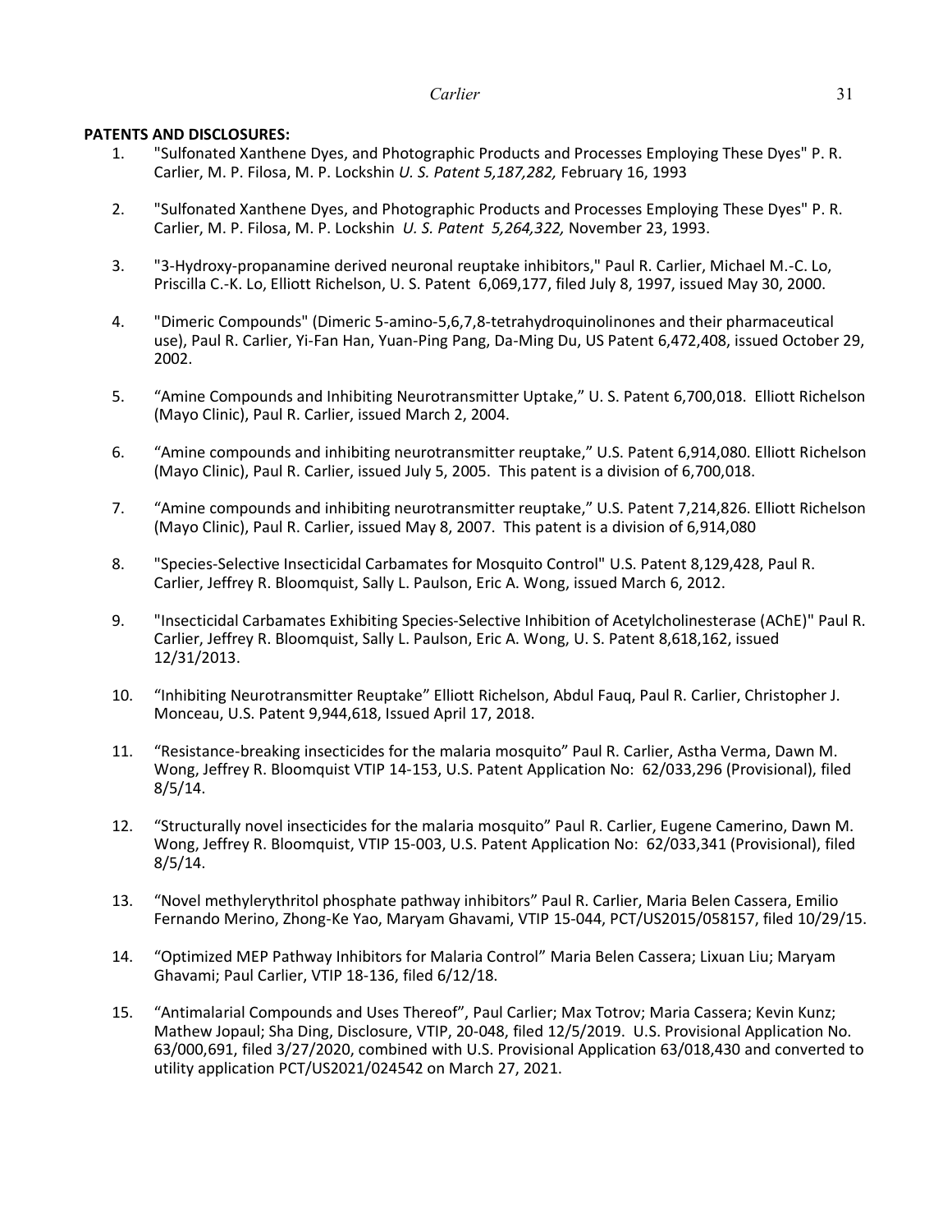**PATENTS AND DISCLOSURES:**

1. "Sulfonated Xanthene Dyes, and Photographic Products and Processes Employing These Dyes" P. R. Carlier, M. P. Filosa, M. P. Lockshin *U. S. Patent 5,187,282,* February 16, 1993

2. "Sulfonated Xanthene Dyes, and Photographic Products and Processes Employing These Dyes" P. R. Carlier, M. P. Filosa, M. P. Lockshin *U. S. Patent 5,264,322,* November 23, 1993.

3. "3-Hydroxy-propanamine derived neuronal reuptake inhibitors," Paul R. Carlier, Michael M.-C. Lo, Priscilla C.-K. Lo, Elliott Richelson, U. S. Patent 6,069,177, filed July 8, 1997, issued May 30, 2000.

4. "Dimeric Compounds" (Dimeric 5-amino-5,6,7,8-tetrahydroquinolinones and their pharmaceutical use), Paul R. Carlier, Yi-Fan Han, Yuan-Ping Pang, Da-Ming Du, US Patent 6,472,408, issued October 29, 2002.

5. "Amine Compounds and Inhibiting Neurotransmitter Uptake," U. S. Patent 6,700,018. Elliott Richelson (Mayo Clinic), Paul R. Carlier, issued March 2, 2004.

6. "Amine compounds and inhibiting neurotransmitter reuptake," U.S. Patent 6,914,080. Elliott Richelson (Mayo Clinic), Paul R. Carlier, issued July 5, 2005. This patent is a division of 6,700,018.

7. "Amine compounds and inhibiting neurotransmitter reuptake," U.S. Patent 7,214,826. Elliott Richelson (Mayo Clinic), Paul R. Carlier, issued May 8, 2007. This patent is a division of 6,914,080

8. "Species-Selective Insecticidal Carbamates for Mosquito Control" U.S. Patent 8,129,428, Paul R. Carlier, Jeffrey R. Bloomquist, Sally L. Paulson, Eric A. Wong, issued March 6, 2012.

9. "Insecticidal Carbamates Exhibiting Species-Selective Inhibition of Acetylcholinesterase (AChE)" Paul R. Carlier, Jeffrey R. Bloomquist, Sally L. Paulson, Eric A. Wong, U. S. Patent 8,618,162, issued 12/31/2013.

10. "Inhibiting Neurotransmitter Reuptake" Elliott Richelson, Abdul Fauq, Paul R. Carlier, Christopher J. Monceau, U.S. Patent 9,944,618, Issued April 17, 2018.

11. "Resistance-breaking insecticides for the malaria mosquito" Paul R. Carlier, Astha Verma, Dawn M. Wong, Jeffrey R. Bloomquist VTIP 14-153, U.S. Patent Application No: 62/033,296 (Provisional), filed 8/5/14.

12. "Structurally novel insecticides for the malaria mosquito" Paul R. Carlier, Eugene Camerino, Dawn M. Wong, Jeffrey R. Bloomquist, VTIP 15-003, U.S. Patent Application No: 62/033,341 (Provisional), filed 8/5/14.

13. "Novel methylerythritol phosphate pathway inhibitors" Paul R. Carlier, Maria Belen Cassera, Emilio Fernando Merino, Zhong-Ke Yao, Maryam Ghavami, VTIP 15-044, PCT/US2015/058157, filed 10/29/15.

14. "Optimized MEP Pathway Inhibitors for Malaria Control" Maria Belen Cassera; Lixuan Liu; Maryam Ghavami; Paul Carlier, VTIP 18-136, filed 6/12/18.

15. "Antimalarial Compounds and Uses Thereof", Paul Carlier; Max Totrov; Maria Cassera; Kevin Kunz; Mathew Jopaul; Sha Ding, Disclosure, VTIP, 20-048, filed 12/5/2019. U.S. Provisional Application No. 63/000,691, filed 3/27/2020, combined with U.S. Provisional Application 63/018,430 and converted to utility application PCT/US2021/024542 on March 27, 2021.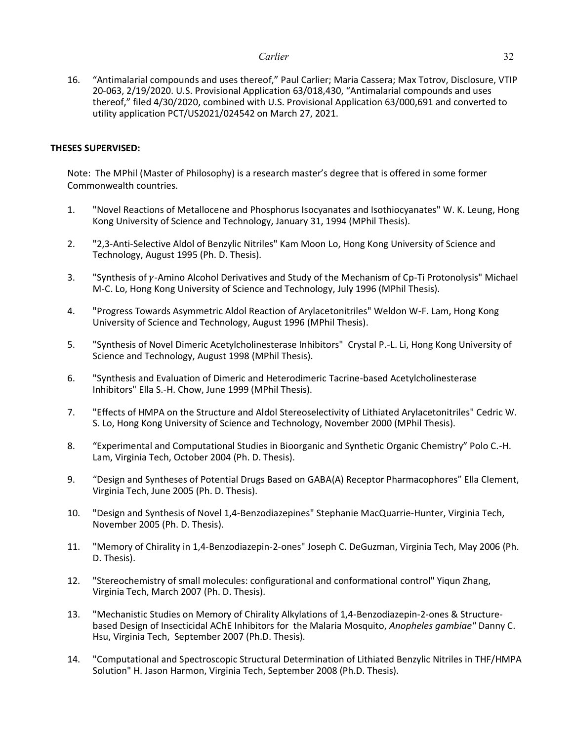16. "Antimalarial compounds and uses thereof," Paul Carlier; Maria Cassera; Max Totrov, Disclosure, VTIP 20-063, 2/19/2020. U.S. Provisional Application 63/018,430, "Antimalarial compounds and uses thereof," filed 4/30/2020, combined with U.S. Provisional Application 63/000,691 and converted to utility application PCT/US2021/024542 on March 27, 2021.

**THESES SUPERVISED:**

Note: The MPhil (Master of Philosophy) is a research master's degree that is offered in some former Commonwealth countries.

1. "Novel Reactions of Metallocene and Phosphorus Isocyanates and Isothiocyanates" W. K. Leung, Hong Kong University of Science and Technology, January 31, 1994 (MPhil Thesis).

2. "2,3-Anti-Selective Aldol of Benzylic Nitriles" Kam Moon Lo, Hong Kong University of Science and Technology, August 1995 (Ph. D. Thesis).

3. "Synthesis of $\gamma$-Amino Alcohol Derivatives and Study of the Mechanism of Cp-Ti Protonolysis" Michael M-C. Lo, Hong Kong University of Science and Technology, July 1996 (MPhil Thesis).

4. "Progress Towards Asymmetric Aldol Reaction of Arylacetonitriles" Weldon W-F. Lam, Hong Kong University of Science and Technology, August 1996 (MPhil Thesis).

5. "Synthesis of Novel Dimeric Acetylcholinesterase Inhibitors" Crystal P.-L. Li, Hong Kong University of Science and Technology, August 1998 (MPhil Thesis).

6. "Synthesis and Evaluation of Dimeric and Heterodimeric Tacrine-based Acetylcholinesterase Inhibitors" Ella S.-H. Chow, June 1999 (MPhil Thesis).

7. "Effects of HMPA on the Structure and Aldol Stereoselectivity of Lithiated Arylacetonitriles" Cedric W. S. Lo, Hong Kong University of Science and Technology, November 2000 (MPhil Thesis).

8. "Experimental and Computational Studies in Bioorganic and Synthetic Organic Chemistry" Polo C.-H. Lam, Virginia Tech, October 2004 (Ph. D. Thesis).

9. "Design and Syntheses of Potential Drugs Based on GABA(A) Receptor Pharmacophores" Ella Clement, Virginia Tech, June 2005 (Ph. D. Thesis).

10. "Design and Synthesis of Novel 1,4-Benzodiazepines" Stephanie MacQuarrie-Hunter, Virginia Tech, November 2005 (Ph. D. Thesis).

11. "Memory of Chirality in 1,4-Benzodiazepin-2-ones" Joseph C. DeGuzman, Virginia Tech, May 2006 (Ph. D. Thesis).

12. "Stereochemistry of small molecules: configurational and conformational control" Yiqun Zhang, Virginia Tech, March 2007 (Ph. D. Thesis).

13. "Mechanistic Studies on Memory of Chirality Alkylations of 1,4-Benzodiazepin-2-ones & Structure-based Design of Insecticidal AChE Inhibitors for the Malaria Mosquito, *Anopheles gambiae*" Danny C. Hsu, Virginia Tech, September 2007 (Ph.D. Thesis).

14. "Computational and Spectroscopic Structural Determination of Lithiated Benzylic Nitriles in THF/HMPA Solution" H. Jason Harmon, Virginia Tech, September 2008 (Ph.D. Thesis).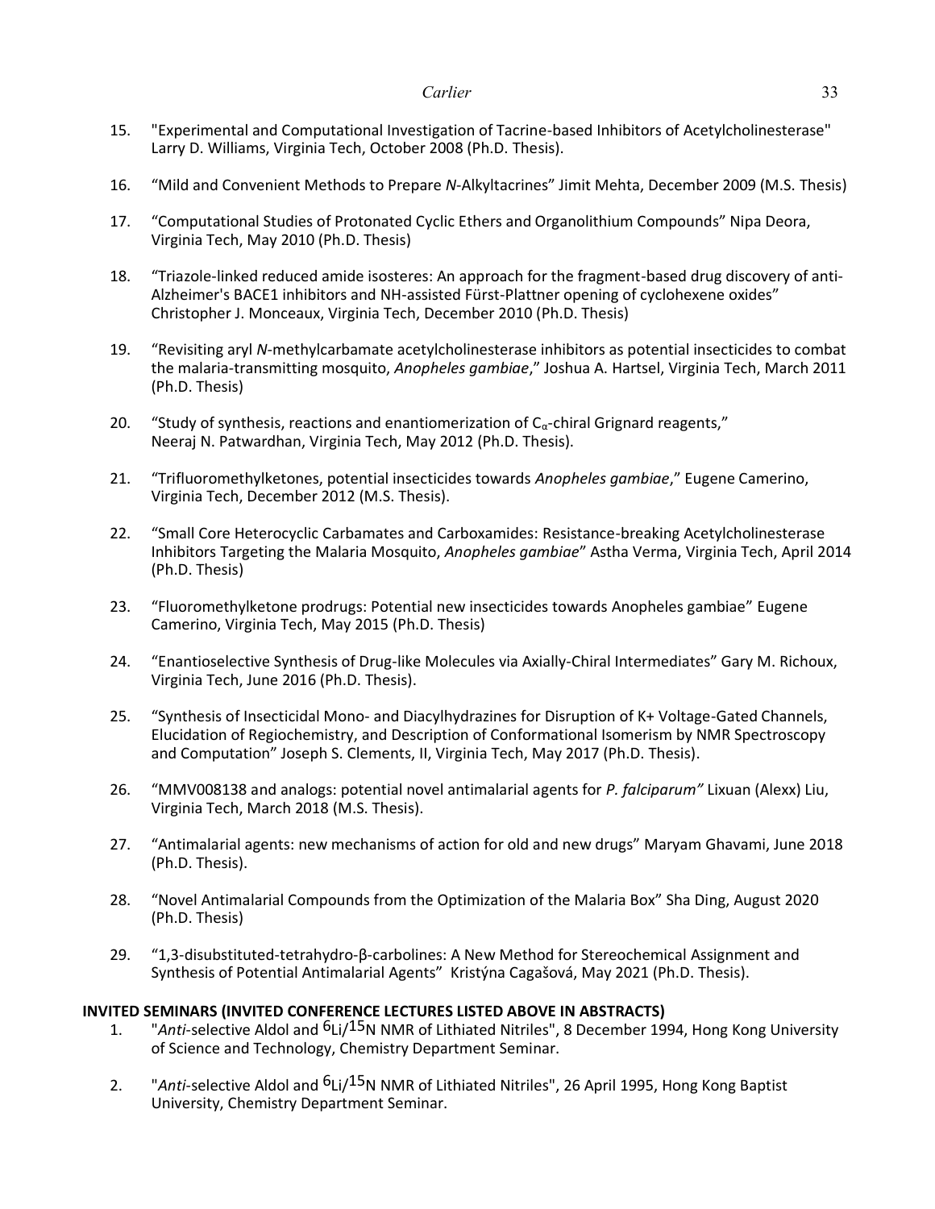15. "Experimental and Computational Investigation of Tacrine-based Inhibitors of Acetylcholinesterase" Larry D. Williams, Virginia Tech, October 2008 (Ph.D. Thesis).

16. "Mild and Convenient Methods to Prepare *N*-Alkyltacrines" Jimit Mehta, December 2009 (M.S. Thesis)

17. "Computational Studies of Protonated Cyclic Ethers and Organolithium Compounds" Nipa Deora, Virginia Tech, May 2010 (Ph.D. Thesis)

18. "Triazole-linked reduced amide isosteres: An approach for the fragment-based drug discovery of anti-Alzheimer's BACE1 inhibitors and NH-assisted Fürst-Plattner opening of cyclohexene oxides" Christopher J. Monceaux, Virginia Tech, December 2010 (Ph.D. Thesis)

19. "Revisiting aryl *N*-methylcarbamate acetylcholinesterase inhibitors as potential insecticides to combat the malaria-transmitting mosquito, *Anopheles gambiae*," Joshua A. Hartsel, Virginia Tech, March 2011 (Ph.D. Thesis)

20. "Study of synthesis, reactions and enantiomerization of $C_{\alpha}$-chiral Grignard reagents," Neeraj N. Patwardhan, Virginia Tech, May 2012 (Ph.D. Thesis).

21. "Trifluoromethylketones, potential insecticides towards *Anopheles gambiae*," Eugene Camerino, Virginia Tech, December 2012 (M.S. Thesis).

22. "Small Core Heterocyclic Carbamates and Carboxamides: Resistance-breaking Acetylcholinesterase Inhibitors Targeting the Malaria Mosquito, *Anopheles gambiae*" Astha Verma, Virginia Tech, April 2014 (Ph.D. Thesis)

23. "Fluoromethylketone prodrugs: Potential new insecticides towards Anopheles gambiae" Eugene Camerino, Virginia Tech, May 2015 (Ph.D. Thesis)

24. "Enantioselective Synthesis of Drug-like Molecules via Axially-Chiral Intermediates" Gary M. Richoux, Virginia Tech, June 2016 (Ph.D. Thesis).

25. "Synthesis of Insecticidal Mono- and Diacylhydrazines for Disruption of K+ Voltage-Gated Channels, Elucidation of Regiochemistry, and Description of Conformational Isomerism by NMR Spectroscopy and Computation" Joseph S. Clements, II, Virginia Tech, May 2017 (Ph.D. Thesis).

26. "MMV008138 and analogs: potential novel antimalarial agents for *P. falciparum"* Lixuan (Alexx) Liu, Virginia Tech, March 2018 (M.S. Thesis).

27. "Antimalarial agents: new mechanisms of action for old and new drugs" Maryam Ghavami, June 2018 (Ph.D. Thesis).

28. "Novel Antimalarial Compounds from the Optimization of the Malaria Box" Sha Ding, August 2020 (Ph.D. Thesis)

29. "1,3-disubstituted-tetrahydro-β-carbolines: A New Method for Stereochemical Assignment and Synthesis of Potential Antimalarial Agents" Kristýna Cagašová, May 2021 (Ph.D. Thesis).

**INVITED SEMINARS (INVITED CONFERENCE LECTURES LISTED ABOVE IN ABSTRACTS)**

1. "*Anti*-selective Aldol and $^{6}$Li/$^{15}$N NMR of Lithiated Nitriles", 8 December 1994, Hong Kong University of Science and Technology, Chemistry Department Seminar.

2. "*Anti*-selective Aldol and $^{6}$Li/$^{15}$N NMR of Lithiated Nitriles", 26 April 1995, Hong Kong Baptist University, Chemistry Department Seminar.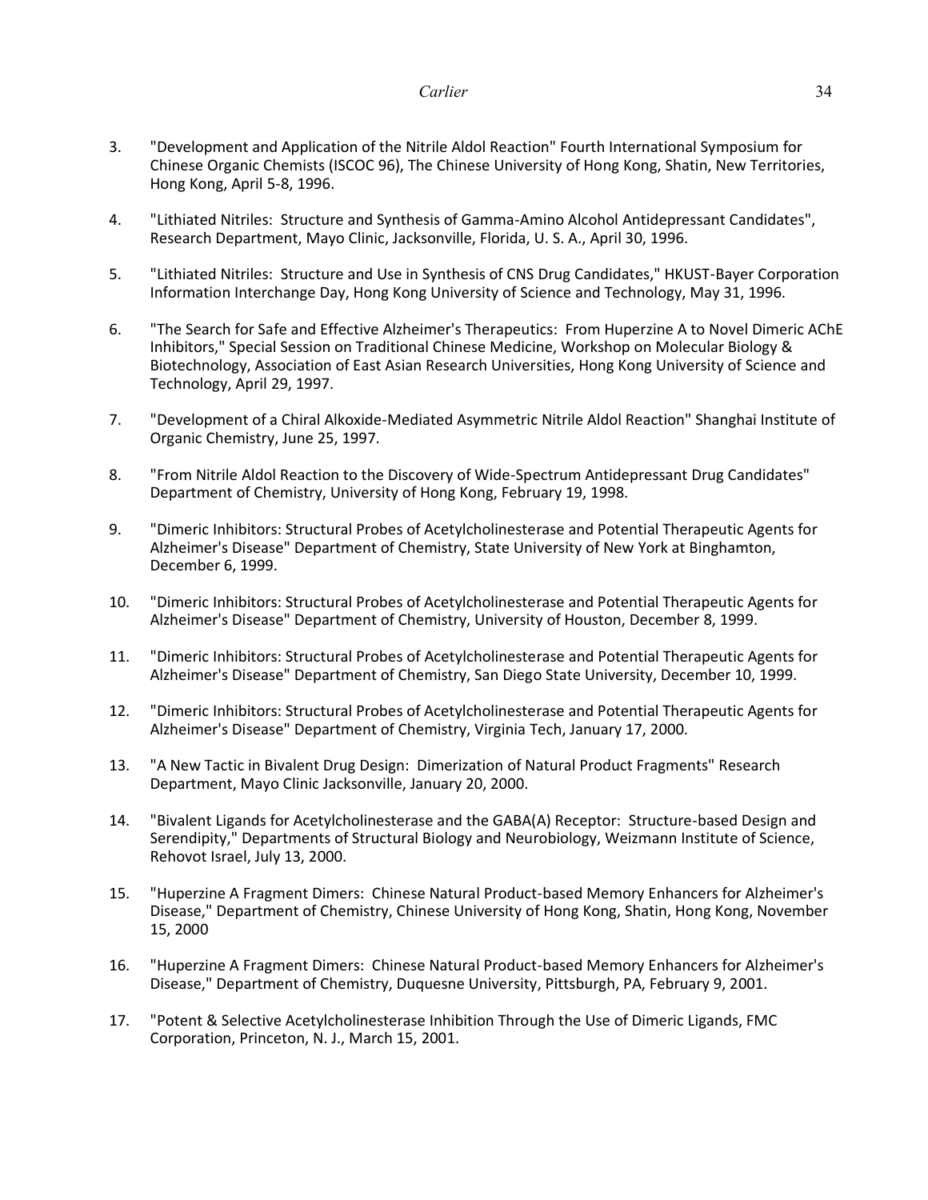3. "Development and Application of the Nitrile Aldol Reaction" Fourth International Symposium for Chinese Organic Chemists (ISCOC 96), The Chinese University of Hong Kong, Shatin, New Territories, Hong Kong, April 5-8, 1996.

4. "Lithiated Nitriles: Structure and Synthesis of Gamma-Amino Alcohol Antidepressant Candidates", Research Department, Mayo Clinic, Jacksonville, Florida, U. S. A., April 30, 1996.

5. "Lithiated Nitriles: Structure and Use in Synthesis of CNS Drug Candidates," HKUST-Bayer Corporation Information Interchange Day, Hong Kong University of Science and Technology, May 31, 1996.

6. "The Search for Safe and Effective Alzheimer's Therapeutics: From Huperzine A to Novel Dimeric AChE Inhibitors," Special Session on Traditional Chinese Medicine, Workshop on Molecular Biology & Biotechnology, Association of East Asian Research Universities, Hong Kong University of Science and Technology, April 29, 1997.

7. "Development of a Chiral Alkoxide-Mediated Asymmetric Nitrile Aldol Reaction" Shanghai Institute of Organic Chemistry, June 25, 1997.

8. "From Nitrile Aldol Reaction to the Discovery of Wide-Spectrum Antidepressant Drug Candidates" Department of Chemistry, University of Hong Kong, February 19, 1998.

9. "Dimeric Inhibitors: Structural Probes of Acetylcholinesterase and Potential Therapeutic Agents for Alzheimer's Disease" Department of Chemistry, State University of New York at Binghamton, December 6, 1999.

10. "Dimeric Inhibitors: Structural Probes of Acetylcholinesterase and Potential Therapeutic Agents for Alzheimer's Disease" Department of Chemistry, University of Houston, December 8, 1999.

11. "Dimeric Inhibitors: Structural Probes of Acetylcholinesterase and Potential Therapeutic Agents for Alzheimer's Disease" Department of Chemistry, San Diego State University, December 10, 1999.

12. "Dimeric Inhibitors: Structural Probes of Acetylcholinesterase and Potential Therapeutic Agents for Alzheimer's Disease" Department of Chemistry, Virginia Tech, January 17, 2000.

13. "A New Tactic in Bivalent Drug Design: Dimerization of Natural Product Fragments" Research Department, Mayo Clinic Jacksonville, January 20, 2000.

14. "Bivalent Ligands for Acetylcholinesterase and the GABA(A) Receptor: Structure-based Design and Serendipity," Departments of Structural Biology and Neurobiology, Weizmann Institute of Science, Rehovot Israel, July 13, 2000.

15. "Huperzine A Fragment Dimers: Chinese Natural Product-based Memory Enhancers for Alzheimer's Disease," Department of Chemistry, Chinese University of Hong Kong, Shatin, Hong Kong, November 15, 2000

16. "Huperzine A Fragment Dimers: Chinese Natural Product-based Memory Enhancers for Alzheimer's Disease," Department of Chemistry, Duquesne University, Pittsburgh, PA, February 9, 2001.

17. "Potent & Selective Acetylcholinesterase Inhibition Through the Use of Dimeric Ligands, FMC Corporation, Princeton, N. J., March 15, 2001.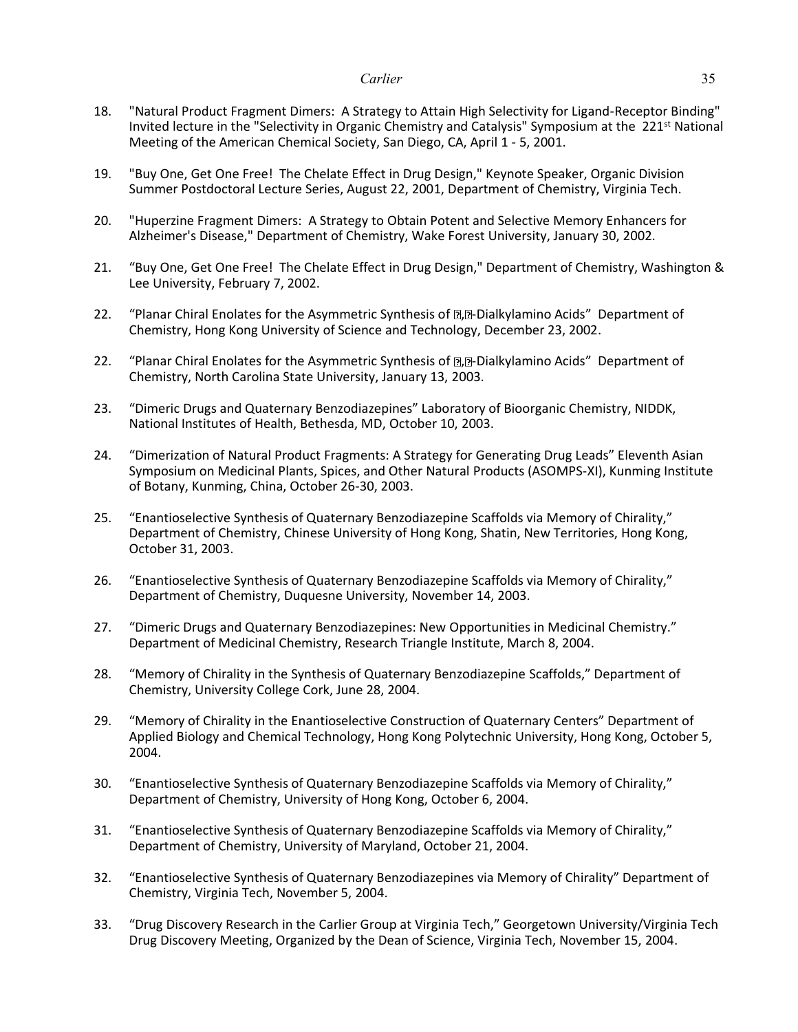18. "Natural Product Fragment Dimers: A Strategy to Attain High Selectivity for Ligand-Receptor Binding" Invited lecture in the "Selectivity in Organic Chemistry and Catalysis" Symposium at the 221st National Meeting of the American Chemical Society, San Diego, CA, April 1 - 5, 2001.

19. "Buy One, Get One Free! The Chelate Effect in Drug Design," Keynote Speaker, Organic Division Summer Postdoctoral Lecture Series, August 22, 2001, Department of Chemistry, Virginia Tech.

20. "Huperzine Fragment Dimers: A Strategy to Obtain Potent and Selective Memory Enhancers for Alzheimer's Disease," Department of Chemistry, Wake Forest University, January 30, 2002.

21. "Buy One, Get One Free! The Chelate Effect in Drug Design," Department of Chemistry, Washington & Lee University, February 7, 2002.

22. "Planar Chiral Enolates for the Asymmetric Synthesis of �,�-Dialkylamino Acids" Department of Chemistry, Hong Kong University of Science and Technology, December 23, 2002.

22. "Planar Chiral Enolates for the Asymmetric Synthesis of �,�-Dialkylamino Acids" Department of Chemistry, North Carolina State University, January 13, 2003.

23. "Dimeric Drugs and Quaternary Benzodiazepines" Laboratory of Bioorganic Chemistry, NIDDK, National Institutes of Health, Bethesda, MD, October 10, 2003.

24. "Dimerization of Natural Product Fragments: A Strategy for Generating Drug Leads" Eleventh Asian Symposium on Medicinal Plants, Spices, and Other Natural Products (ASOMPS-XI), Kunming Institute of Botany, Kunming, China, October 26-30, 2003.

25. "Enantioselective Synthesis of Quaternary Benzodiazepine Scaffolds via Memory of Chirality," Department of Chemistry, Chinese University of Hong Kong, Shatin, New Territories, Hong Kong, October 31, 2003.

26. "Enantioselective Synthesis of Quaternary Benzodiazepine Scaffolds via Memory of Chirality," Department of Chemistry, Duquesne University, November 14, 2003.

27. "Dimeric Drugs and Quaternary Benzodiazepines: New Opportunities in Medicinal Chemistry." Department of Medicinal Chemistry, Research Triangle Institute, March 8, 2004.

28. "Memory of Chirality in the Synthesis of Quaternary Benzodiazepine Scaffolds," Department of Chemistry, University College Cork, June 28, 2004.

29. "Memory of Chirality in the Enantioselective Construction of Quaternary Centers" Department of Applied Biology and Chemical Technology, Hong Kong Polytechnic University, Hong Kong, October 5, 2004.

30. "Enantioselective Synthesis of Quaternary Benzodiazepine Scaffolds via Memory of Chirality," Department of Chemistry, University of Hong Kong, October 6, 2004.

31. "Enantioselective Synthesis of Quaternary Benzodiazepine Scaffolds via Memory of Chirality," Department of Chemistry, University of Maryland, October 21, 2004.

32. "Enantioselective Synthesis of Quaternary Benzodiazepines via Memory of Chirality" Department of Chemistry, Virginia Tech, November 5, 2004.

33. "Drug Discovery Research in the Carlier Group at Virginia Tech," Georgetown University/Virginia Tech Drug Discovery Meeting, Organized by the Dean of Science, Virginia Tech, November 15, 2004.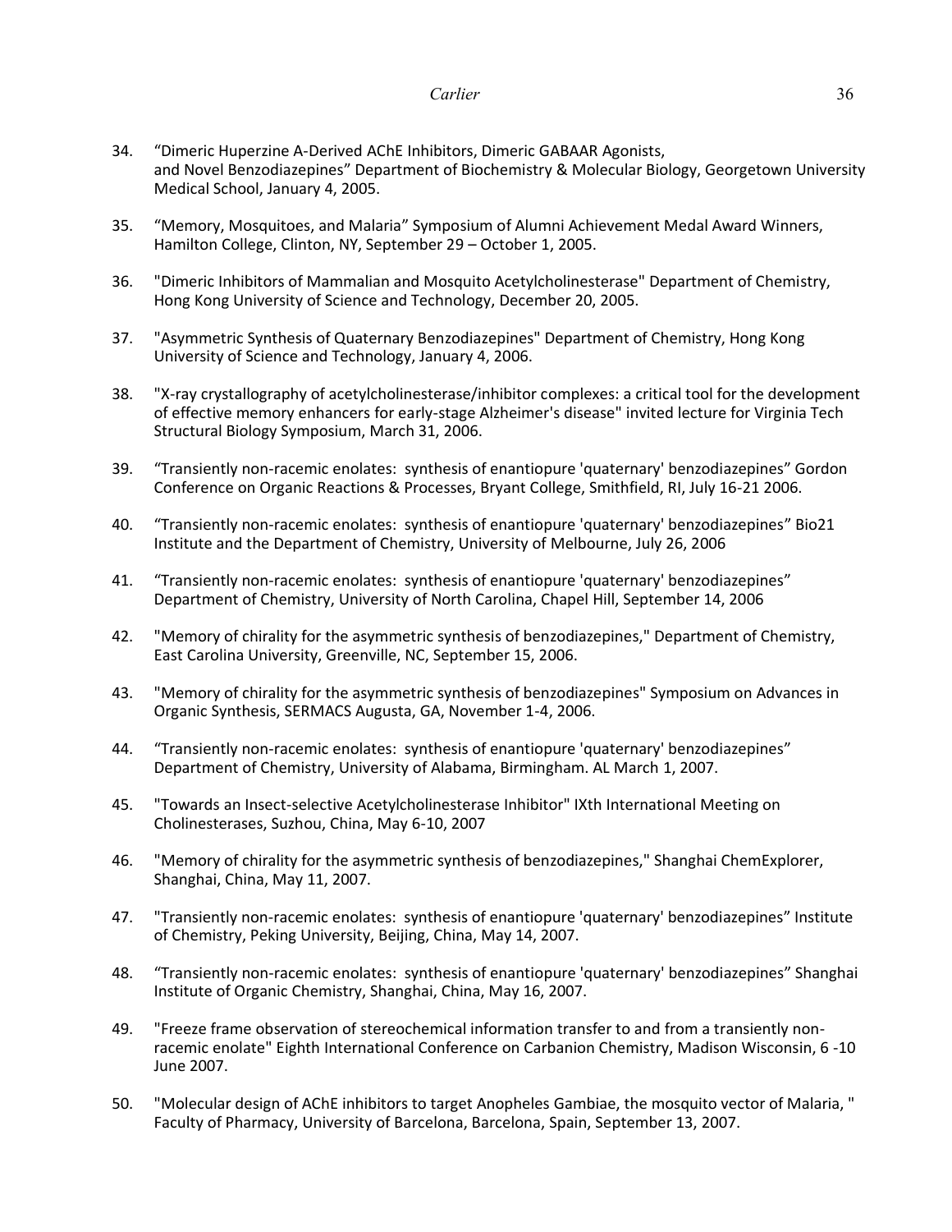34. "Dimeric Huperzine A-Derived AChE Inhibitors, Dimeric GABAAR Agonists, and Novel Benzodiazepines" Department of Biochemistry & Molecular Biology, Georgetown University Medical School, January 4, 2005.

35. "Memory, Mosquitoes, and Malaria" Symposium of Alumni Achievement Medal Award Winners, Hamilton College, Clinton, NY, September 29 – October 1, 2005.

36. "Dimeric Inhibitors of Mammalian and Mosquito Acetylcholinesterase" Department of Chemistry, Hong Kong University of Science and Technology, December 20, 2005.

37. "Asymmetric Synthesis of Quaternary Benzodiazepines" Department of Chemistry, Hong Kong University of Science and Technology, January 4, 2006.

38. "X-ray crystallography of acetylcholinesterase/inhibitor complexes: a critical tool for the development of effective memory enhancers for early-stage Alzheimer's disease" invited lecture for Virginia Tech Structural Biology Symposium, March 31, 2006.

39. "Transiently non-racemic enolates: synthesis of enantiopure 'quaternary' benzodiazepines" Gordon Conference on Organic Reactions & Processes, Bryant College, Smithfield, RI, July 16-21 2006.

40. "Transiently non-racemic enolates: synthesis of enantiopure 'quaternary' benzodiazepines" Bio21 Institute and the Department of Chemistry, University of Melbourne, July 26, 2006

41. "Transiently non-racemic enolates: synthesis of enantiopure 'quaternary' benzodiazepines" Department of Chemistry, University of North Carolina, Chapel Hill, September 14, 2006

42. "Memory of chirality for the asymmetric synthesis of benzodiazepines," Department of Chemistry, East Carolina University, Greenville, NC, September 15, 2006.

43. "Memory of chirality for the asymmetric synthesis of benzodiazepines" Symposium on Advances in Organic Synthesis, SERMACS Augusta, GA, November 1-4, 2006.

44. "Transiently non-racemic enolates: synthesis of enantiopure 'quaternary' benzodiazepines" Department of Chemistry, University of Alabama, Birmingham. AL March 1, 2007.

45. "Towards an Insect-selective Acetylcholinesterase Inhibitor" IXth International Meeting on Cholinesterases, Suzhou, China, May 6-10, 2007

46. "Memory of chirality for the asymmetric synthesis of benzodiazepines," Shanghai ChemExplorer, Shanghai, China, May 11, 2007.

47. "Transiently non-racemic enolates: synthesis of enantiopure 'quaternary' benzodiazepines" Institute of Chemistry, Peking University, Beijing, China, May 14, 2007.

48. "Transiently non-racemic enolates: synthesis of enantiopure 'quaternary' benzodiazepines" Shanghai Institute of Organic Chemistry, Shanghai, China, May 16, 2007.

49. "Freeze frame observation of stereochemical information transfer to and from a transiently non-racemic enolate" Eighth International Conference on Carbanion Chemistry, Madison Wisconsin, 6 -10 June 2007.

50. "Molecular design of AChE inhibitors to target Anopheles Gambiae, the mosquito vector of Malaria, " Faculty of Pharmacy, University of Barcelona, Barcelona, Spain, September 13, 2007.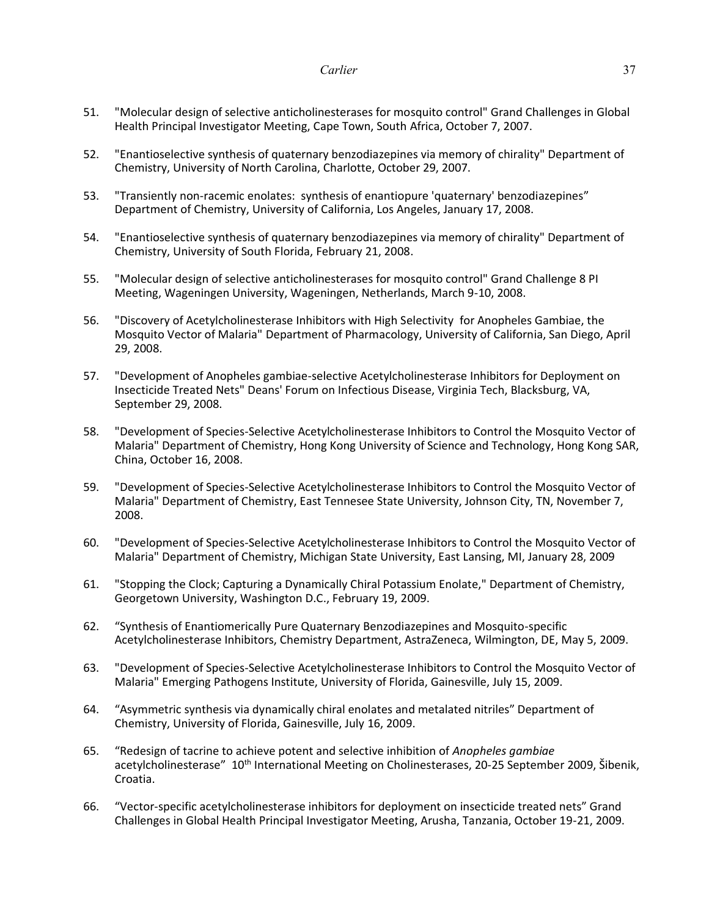51. "Molecular design of selective anticholinesterases for mosquito control" Grand Challenges in Global Health Principal Investigator Meeting, Cape Town, South Africa, October 7, 2007.

52. "Enantioselective synthesis of quaternary benzodiazepines via memory of chirality" Department of Chemistry, University of North Carolina, Charlotte, October 29, 2007.

53. "Transiently non-racemic enolates: synthesis of enantiopure 'quaternary' benzodiazepines" Department of Chemistry, University of California, Los Angeles, January 17, 2008.

54. "Enantioselective synthesis of quaternary benzodiazepines via memory of chirality" Department of Chemistry, University of South Florida, February 21, 2008.

55. "Molecular design of selective anticholinesterases for mosquito control" Grand Challenge 8 PI Meeting, Wageningen University, Wageningen, Netherlands, March 9-10, 2008.

56. "Discovery of Acetylcholinesterase Inhibitors with High Selectivity for Anopheles Gambiae, the Mosquito Vector of Malaria" Department of Pharmacology, University of California, San Diego, April 29, 2008.

57. "Development of Anopheles gambiae-selective Acetylcholinesterase Inhibitors for Deployment on Insecticide Treated Nets" Deans' Forum on Infectious Disease, Virginia Tech, Blacksburg, VA, September 29, 2008.

58. "Development of Species-Selective Acetylcholinesterase Inhibitors to Control the Mosquito Vector of Malaria" Department of Chemistry, Hong Kong University of Science and Technology, Hong Kong SAR, China, October 16, 2008.

59. "Development of Species-Selective Acetylcholinesterase Inhibitors to Control the Mosquito Vector of Malaria" Department of Chemistry, East Tennesee State University, Johnson City, TN, November 7, 2008.

60. "Development of Species-Selective Acetylcholinesterase Inhibitors to Control the Mosquito Vector of Malaria" Department of Chemistry, Michigan State University, East Lansing, MI, January 28, 2009

61. "Stopping the Clock; Capturing a Dynamically Chiral Potassium Enolate," Department of Chemistry, Georgetown University, Washington D.C., February 19, 2009.

62. "Synthesis of Enantiomerically Pure Quaternary Benzodiazepines and Mosquito-specific Acetylcholinesterase Inhibitors, Chemistry Department, AstraZeneca, Wilmington, DE, May 5, 2009.

63. "Development of Species-Selective Acetylcholinesterase Inhibitors to Control the Mosquito Vector of Malaria" Emerging Pathogens Institute, University of Florida, Gainesville, July 15, 2009.

64. "Asymmetric synthesis via dynamically chiral enolates and metalated nitriles" Department of Chemistry, University of Florida, Gainesville, July 16, 2009.

65. "Redesign of tacrine to achieve potent and selective inhibition of *Anopheles gambiae* acetylcholinesterase" 10th International Meeting on Cholinesterases, 20-25 September 2009, Šibenik, Croatia.

66. "Vector-specific acetylcholinesterase inhibitors for deployment on insecticide treated nets" Grand Challenges in Global Health Principal Investigator Meeting, Arusha, Tanzania, October 19-21, 2009.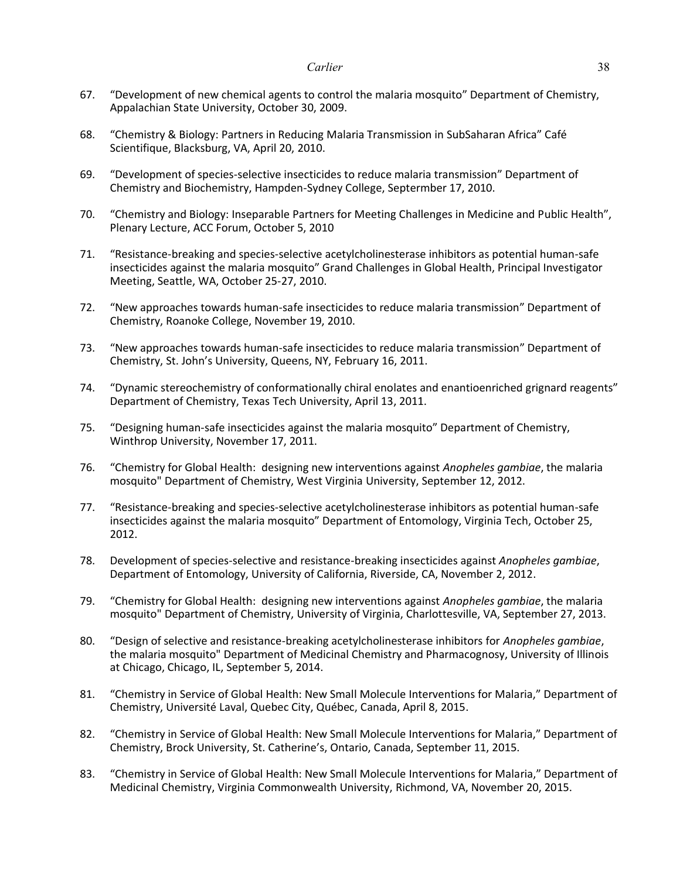67. "Development of new chemical agents to control the malaria mosquito" Department of Chemistry, Appalachian State University, October 30, 2009.

68. "Chemistry & Biology: Partners in Reducing Malaria Transmission in SubSaharan Africa" Café Scientifique, Blacksburg, VA, April 20, 2010.

69. "Development of species-selective insecticides to reduce malaria transmission" Department of Chemistry and Biochemistry, Hampden-Sydney College, Septermber 17, 2010.

70. "Chemistry and Biology: Inseparable Partners for Meeting Challenges in Medicine and Public Health", Plenary Lecture, ACC Forum, October 5, 2010

71. "Resistance-breaking and species-selective acetylcholinesterase inhibitors as potential human-safe insecticides against the malaria mosquito" Grand Challenges in Global Health, Principal Investigator Meeting, Seattle, WA, October 25-27, 2010.

72. "New approaches towards human-safe insecticides to reduce malaria transmission" Department of Chemistry, Roanoke College, November 19, 2010.

73. "New approaches towards human-safe insecticides to reduce malaria transmission" Department of Chemistry, St. John's University, Queens, NY, February 16, 2011.

74. "Dynamic stereochemistry of conformationally chiral enolates and enantioenriched grignard reagents" Department of Chemistry, Texas Tech University, April 13, 2011.

75. "Designing human-safe insecticides against the malaria mosquito" Department of Chemistry, Winthrop University, November 17, 2011.

76. "Chemistry for Global Health: designing new interventions against *Anopheles gambiae*, the malaria mosquito" Department of Chemistry, West Virginia University, September 12, 2012.

77. "Resistance-breaking and species-selective acetylcholinesterase inhibitors as potential human-safe insecticides against the malaria mosquito" Department of Entomology, Virginia Tech, October 25, 2012.

78. Development of species-selective and resistance-breaking insecticides against *Anopheles gambiae*, Department of Entomology, University of California, Riverside, CA, November 2, 2012.

79. "Chemistry for Global Health: designing new interventions against *Anopheles gambiae*, the malaria mosquito" Department of Chemistry, University of Virginia, Charlottesville, VA, September 27, 2013.

80. "Design of selective and resistance-breaking acetylcholinesterase inhibitors for *Anopheles gambiae*, the malaria mosquito" Department of Medicinal Chemistry and Pharmacognosy, University of Illinois at Chicago, Chicago, IL, September 5, 2014.

81. "Chemistry in Service of Global Health: New Small Molecule Interventions for Malaria," Department of Chemistry, Université Laval, Quebec City, Québec, Canada, April 8, 2015.

82. "Chemistry in Service of Global Health: New Small Molecule Interventions for Malaria," Department of Chemistry, Brock University, St. Catherine's, Ontario, Canada, September 11, 2015.

83. "Chemistry in Service of Global Health: New Small Molecule Interventions for Malaria," Department of Medicinal Chemistry, Virginia Commonwealth University, Richmond, VA, November 20, 2015.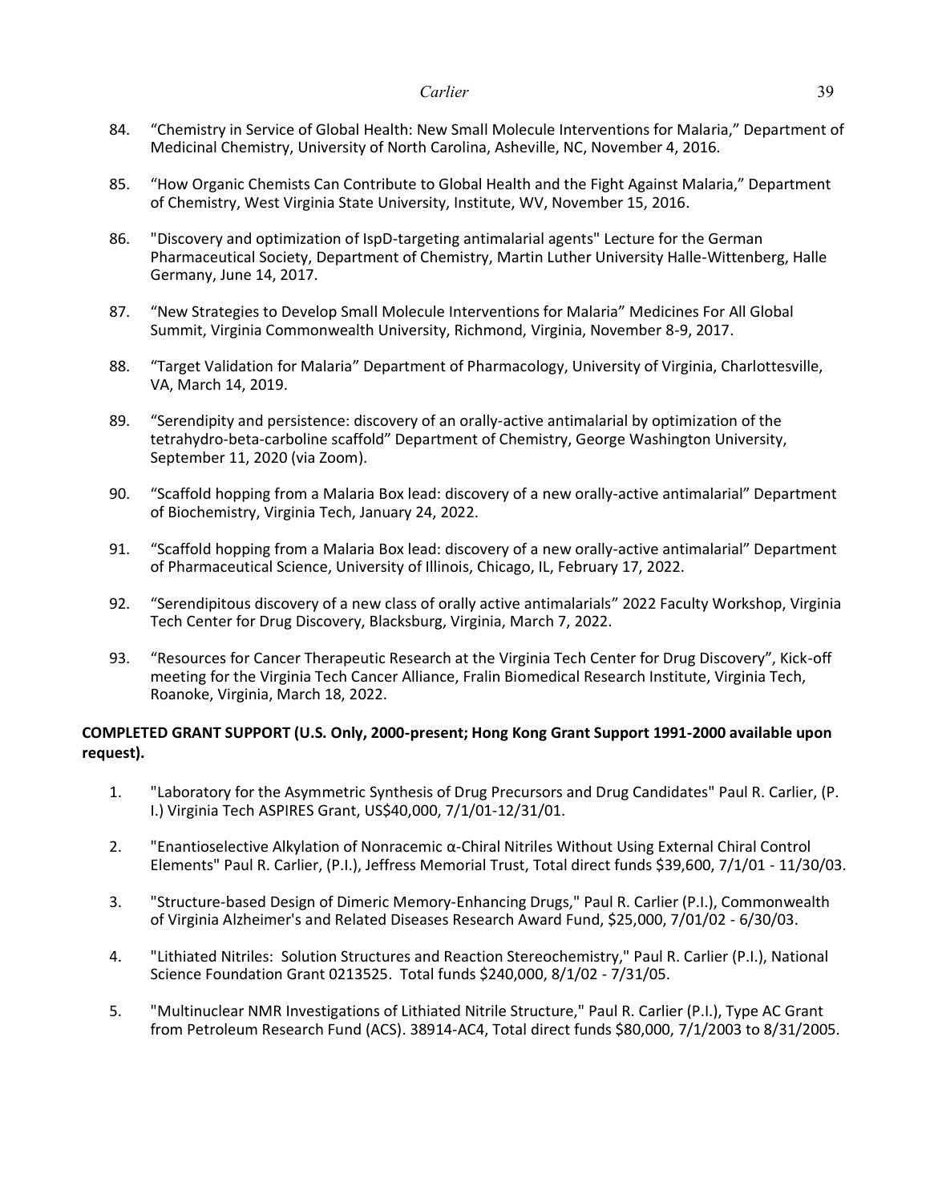84. "Chemistry in Service of Global Health: New Small Molecule Interventions for Malaria," Department of Medicinal Chemistry, University of North Carolina, Asheville, NC, November 4, 2016.

85. "How Organic Chemists Can Contribute to Global Health and the Fight Against Malaria," Department of Chemistry, West Virginia State University, Institute, WV, November 15, 2016.

86. "Discovery and optimization of IspD-targeting antimalarial agents" Lecture for the German Pharmaceutical Society, Department of Chemistry, Martin Luther University Halle-Wittenberg, Halle Germany, June 14, 2017.

87. "New Strategies to Develop Small Molecule Interventions for Malaria" Medicines For All Global Summit, Virginia Commonwealth University, Richmond, Virginia, November 8-9, 2017.

88. "Target Validation for Malaria" Department of Pharmacology, University of Virginia, Charlottesville, VA, March 14, 2019.

89. "Serendipity and persistence: discovery of an orally-active antimalarial by optimization of the tetrahydro-beta-carboline scaffold" Department of Chemistry, George Washington University, September 11, 2020 (via Zoom).

90. "Scaffold hopping from a Malaria Box lead: discovery of a new orally-active antimalarial" Department of Biochemistry, Virginia Tech, January 24, 2022.

91. "Scaffold hopping from a Malaria Box lead: discovery of a new orally-active antimalarial" Department of Pharmaceutical Science, University of Illinois, Chicago, IL, February 17, 2022.

92. "Serendipitous discovery of a new class of orally active antimalarials" 2022 Faculty Workshop, Virginia Tech Center for Drug Discovery, Blacksburg, Virginia, March 7, 2022.

93. "Resources for Cancer Therapeutic Research at the Virginia Tech Center for Drug Discovery", Kick-off meeting for the Virginia Tech Cancer Alliance, Fralin Biomedical Research Institute, Virginia Tech, Roanoke, Virginia, March 18, 2022.

**COMPLETED GRANT SUPPORT (U.S. Only, 2000-present; Hong Kong Grant Support 1991-2000 available upon request).**

1. "Laboratory for the Asymmetric Synthesis of Drug Precursors and Drug Candidates" Paul R. Carlier, (P. I.) Virginia Tech ASPIRES Grant, US$40,000, 7/1/01-12/31/01.

2. "Enantioselective Alkylation of Nonracemic α-Chiral Nitriles Without Using External Chiral Control Elements" Paul R. Carlier, (P.I.), Jeffress Memorial Trust, Total direct funds $39,600, 7/1/01 - 11/30/03.

3. "Structure-based Design of Dimeric Memory-Enhancing Drugs," Paul R. Carlier (P.I.), Commonwealth of Virginia Alzheimer's and Related Diseases Research Award Fund, $25,000, 7/01/02 - 6/30/03.

4. "Lithiated Nitriles: Solution Structures and Reaction Stereochemistry," Paul R. Carlier (P.I.), National Science Foundation Grant 0213525. Total funds $240,000, 8/1/02 - 7/31/05.

5. "Multinuclear NMR Investigations of Lithiated Nitrile Structure," Paul R. Carlier (P.I.), Type AC Grant from Petroleum Research Fund (ACS). 38914-AC4, Total direct funds $80,000, 7/1/2003 to 8/31/2005.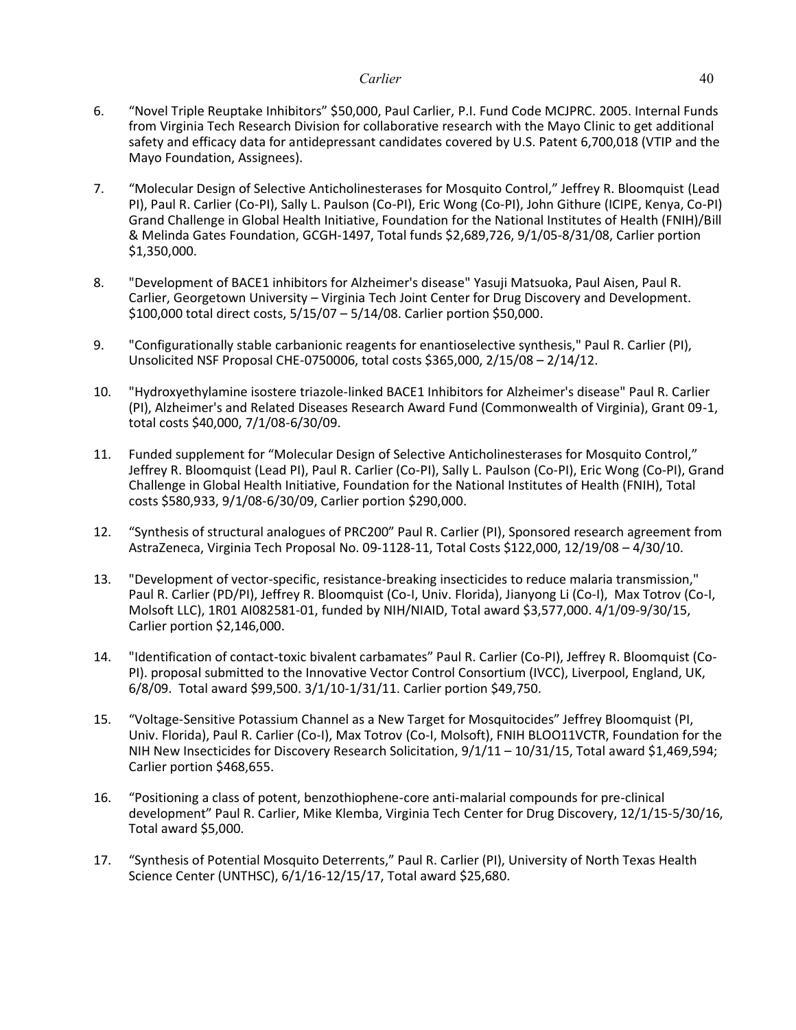6. "Novel Triple Reuptake Inhibitors" $50,000, Paul Carlier, P.I. Fund Code MCJPRC. 2005. Internal Funds from Virginia Tech Research Division for collaborative research with the Mayo Clinic to get additional safety and efficacy data for antidepressant candidates covered by U.S. Patent 6,700,018 (VTIP and the Mayo Foundation, Assignees).

7. "Molecular Design of Selective Anticholinesterases for Mosquito Control," Jeffrey R. Bloomquist (Lead PI), Paul R. Carlier (Co-PI), Sally L. Paulson (Co-PI), Eric Wong (Co-PI), John Githure (ICIPE, Kenya, Co-PI) Grand Challenge in Global Health Initiative, Foundation for the National Institutes of Health (FNIH)/Bill & Melinda Gates Foundation, GCGH-1497, Total funds $2,689,726, 9/1/05-8/31/08, Carlier portion $1,350,000.

8. "Development of BACE1 inhibitors for Alzheimer's disease" Yasuji Matsuoka, Paul Aisen, Paul R. Carlier, Georgetown University – Virginia Tech Joint Center for Drug Discovery and Development. $100,000 total direct costs, 5/15/07 – 5/14/08. Carlier portion $50,000.

9. "Configurationally stable carbanionic reagents for enantioselective synthesis," Paul R. Carlier (PI), Unsolicited NSF Proposal CHE-0750006, total costs $365,000, 2/15/08 – 2/14/12.

10. "Hydroxyethylamine isostere triazole-linked BACE1 Inhibitors for Alzheimer's disease" Paul R. Carlier (PI), Alzheimer's and Related Diseases Research Award Fund (Commonwealth of Virginia), Grant 09-1, total costs $40,000, 7/1/08-6/30/09.

11. Funded supplement for "Molecular Design of Selective Anticholinesterases for Mosquito Control," Jeffrey R. Bloomquist (Lead PI), Paul R. Carlier (Co-PI), Sally L. Paulson (Co-PI), Eric Wong (Co-PI), Grand Challenge in Global Health Initiative, Foundation for the National Institutes of Health (FNIH), Total costs $580,933, 9/1/08-6/30/09, Carlier portion $290,000.

12. "Synthesis of structural analogues of PRC200" Paul R. Carlier (PI), Sponsored research agreement from AstraZeneca, Virginia Tech Proposal No. 09-1128-11, Total Costs $122,000, 12/19/08 – 4/30/10.

13. "Development of vector-specific, resistance-breaking insecticides to reduce malaria transmission," Paul R. Carlier (PD/PI), Jeffrey R. Bloomquist (Co-I, Univ. Florida), Jianyong Li (Co-I), Max Totrov (Co-I, Molsoft LLC), 1R01 AI082581-01, funded by NIH/NIAID, Total award $3,577,000. 4/1/09-9/30/15, Carlier portion $2,146,000.

14. "Identification of contact-toxic bivalent carbamates" Paul R. Carlier (Co-PI), Jeffrey R. Bloomquist (Co-PI). proposal submitted to the Innovative Vector Control Consortium (IVCC), Liverpool, England, UK, 6/8/09. Total award $99,500. 3/1/10-1/31/11. Carlier portion $49,750.

15. "Voltage-Sensitive Potassium Channel as a New Target for Mosquitocides" Jeffrey Bloomquist (PI, Univ. Florida), Paul R. Carlier (Co-I), Max Totrov (Co-I, Molsoft), FNIH BLOO11VCTR, Foundation for the NIH New Insecticides for Discovery Research Solicitation, 9/1/11 – 10/31/15, Total award $1,469,594; Carlier portion $468,655.

16. "Positioning a class of potent, benzothiophene-core anti-malarial compounds for pre-clinical development" Paul R. Carlier, Mike Klemba, Virginia Tech Center for Drug Discovery, 12/1/15-5/30/16, Total award $5,000.

17. "Synthesis of Potential Mosquito Deterrents," Paul R. Carlier (PI), University of North Texas Health Science Center (UNTHSC), 6/1/16-12/15/17, Total award $25,680.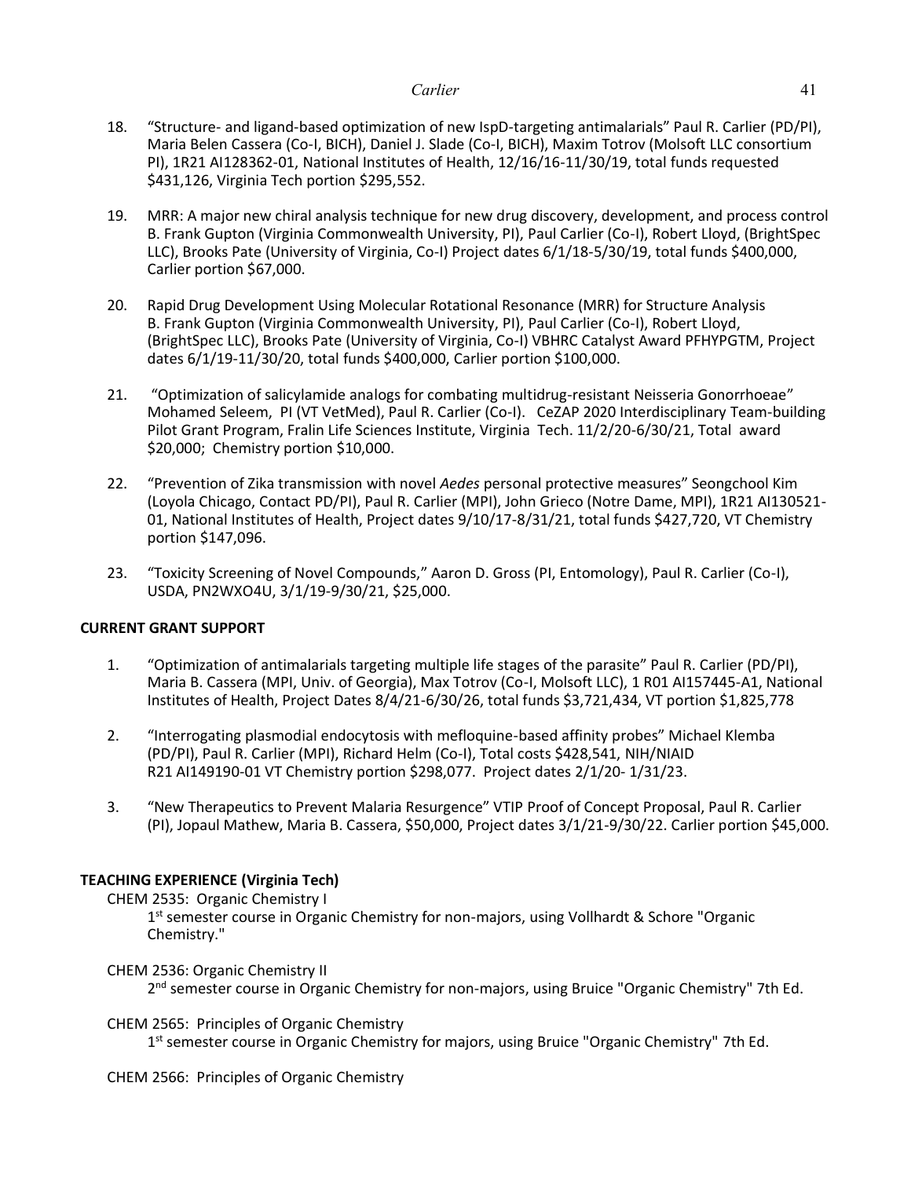18. "Structure- and ligand-based optimization of new IspD-targeting antimalarials" Paul R. Carlier (PD/PI), Maria Belen Cassera (Co-I, BICH), Daniel J. Slade (Co-I, BICH), Maxim Totrov (Molsoft LLC consortium PI), 1R21 AI128362-01, National Institutes of Health, 12/16/16-11/30/19, total funds requested \$431,126, Virginia Tech portion \$295,552.

19. MRR: A major new chiral analysis technique for new drug discovery, development, and process control B. Frank Gupton (Virginia Commonwealth University, PI), Paul Carlier (Co-I), Robert Lloyd, (BrightSpec LLC), Brooks Pate (University of Virginia, Co-I) Project dates 6/1/18-5/30/19, total funds \$400,000, Carlier portion \$67,000.

20. Rapid Drug Development Using Molecular Rotational Resonance (MRR) for Structure Analysis B. Frank Gupton (Virginia Commonwealth University, PI), Paul Carlier (Co-I), Robert Lloyd, (BrightSpec LLC), Brooks Pate (University of Virginia, Co-I) VBHRC Catalyst Award PFHYPGTM, Project dates 6/1/19-11/30/20, total funds \$400,000, Carlier portion \$100,000.

21. "Optimization of salicylamide analogs for combating multidrug-resistant Neisseria Gonorrhoeae" Mohamed Seleem, PI (VT VetMed), Paul R. Carlier (Co-I). CeZAP 2020 Interdisciplinary Team-building Pilot Grant Program, Fralin Life Sciences Institute, Virginia Tech. 11/2/20-6/30/21, Total award \$20,000; Chemistry portion \$10,000.

22. "Prevention of Zika transmission with novel *Aedes* personal protective measures" Seongchool Kim (Loyola Chicago, Contact PD/PI), Paul R. Carlier (MPI), John Grieco (Notre Dame, MPI), 1R21 AI130521-01, National Institutes of Health, Project dates 9/10/17-8/31/21, total funds \$427,720, VT Chemistry portion \$147,096.

23. "Toxicity Screening of Novel Compounds," Aaron D. Gross (PI, Entomology), Paul R. Carlier (Co-I), USDA, PN2WXO4U, 3/1/19-9/30/21, \$25,000.

**CURRENT GRANT SUPPORT**

1. "Optimization of antimalarials targeting multiple life stages of the parasite" Paul R. Carlier (PD/PI), Maria B. Cassera (MPI, Univ. of Georgia), Max Totrov (Co-I, Molsoft LLC), 1 R01 AI157445-A1, National Institutes of Health, Project Dates 8/4/21-6/30/26, total funds \$3,721,434, VT portion \$1,825,778

2. "Interrogating plasmodial endocytosis with mefloquine-based affinity probes" Michael Klemba (PD/PI), Paul R. Carlier (MPI), Richard Helm (Co-I), Total costs \$428,541, NIH/NIAID R21 AI149190-01 VT Chemistry portion \$298,077. Project dates 2/1/20- 1/31/23.

3. "New Therapeutics to Prevent Malaria Resurgence" VTIP Proof of Concept Proposal, Paul R. Carlier (PI), Jopaul Mathew, Maria B. Cassera, \$50,000, Project dates 3/1/21-9/30/22. Carlier portion \$45,000.

**TEACHING EXPERIENCE (Virginia Tech)**

CHEM 2535: Organic Chemistry I
1st semester course in Organic Chemistry for non-majors, using Vollhardt & Schore "Organic Chemistry."

CHEM 2536: Organic Chemistry II
2nd semester course in Organic Chemistry for non-majors, using Bruice "Organic Chemistry" 7th Ed.

CHEM 2565: Principles of Organic Chemistry
1st semester course in Organic Chemistry for majors, using Bruice "Organic Chemistry" 7th Ed.

CHEM 2566: Principles of Organic Chemistry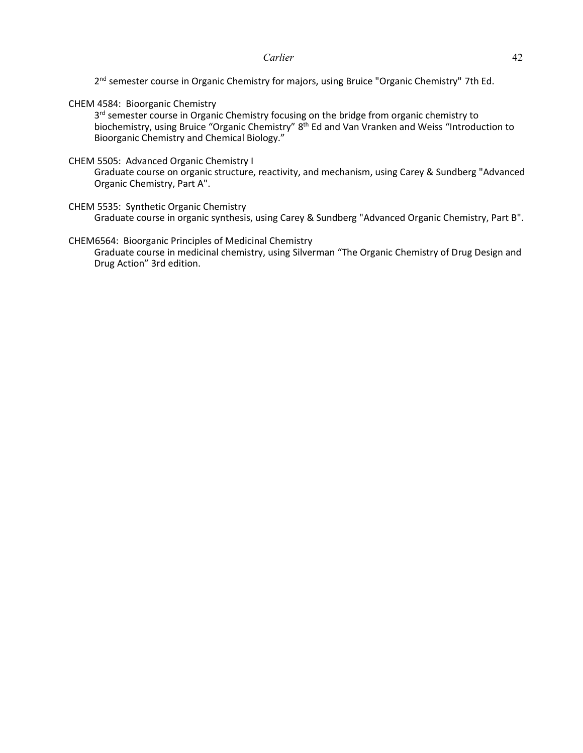2nd semester course in Organic Chemistry for majors, using Bruice "Organic Chemistry" 7th Ed.

CHEM 4584: Bioorganic Chemistry
3rd semester course in Organic Chemistry focusing on the bridge from organic chemistry to biochemistry, using Bruice "Organic Chemistry" 8th Ed and Van Vranken and Weiss "Introduction to Bioorganic Chemistry and Chemical Biology."

CHEM 5505: Advanced Organic Chemistry I
Graduate course on organic structure, reactivity, and mechanism, using Carey & Sundberg "Advanced Organic Chemistry, Part A".

CHEM 5535: Synthetic Organic Chemistry
Graduate course in organic synthesis, using Carey & Sundberg "Advanced Organic Chemistry, Part B".

CHEM6564: Bioorganic Principles of Medicinal Chemistry
Graduate course in medicinal chemistry, using Silverman "The Organic Chemistry of Drug Design and Drug Action" 3rd edition.